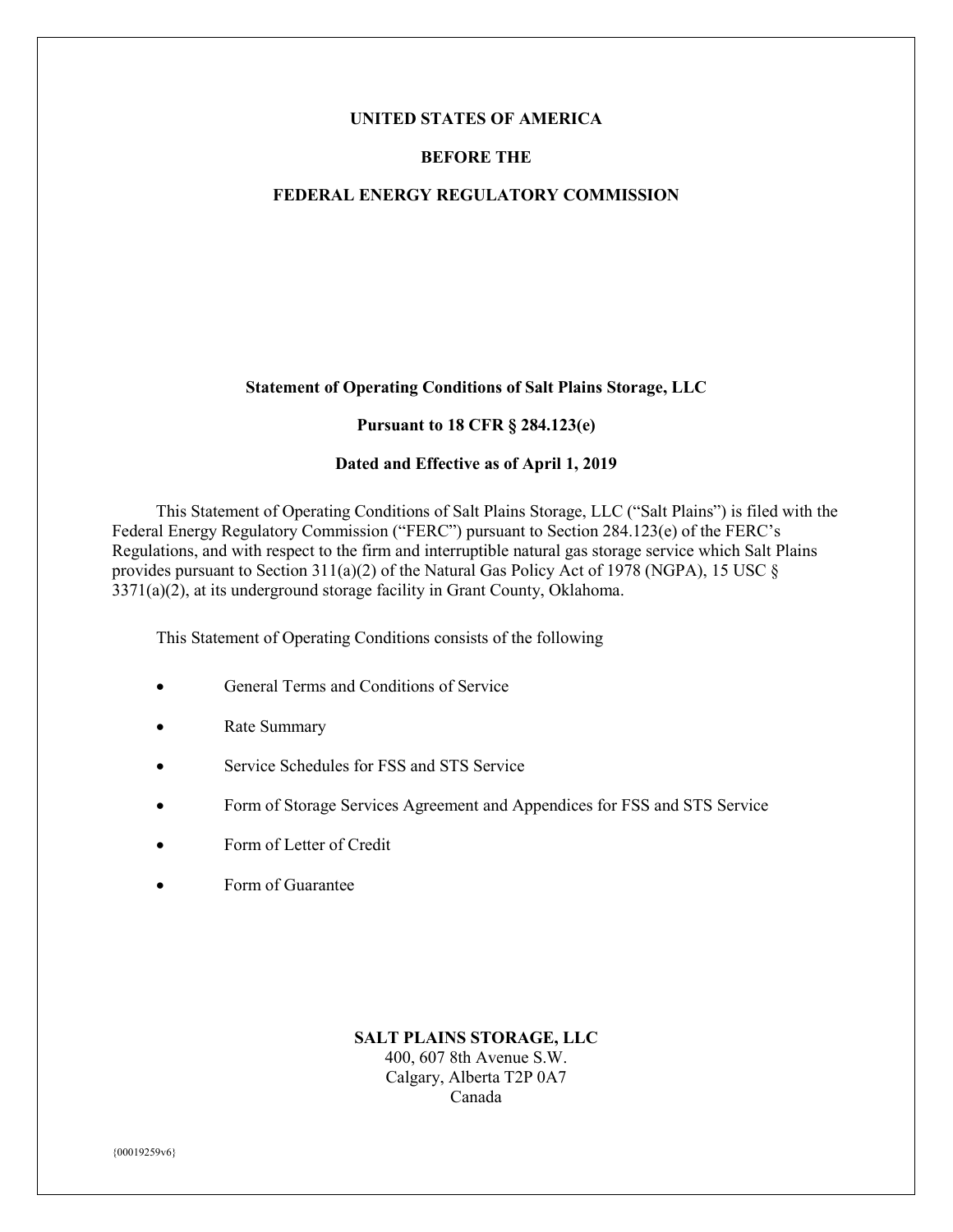**UNITED STATES OF AMERICA**

**BEFORE THE**

**FEDERAL ENERGY REGULATORY COMMISSION**

# Statement of Operating Conditions of Salt Plains Storage, LLC

**Pursuant to 18 CFR § 284.123(e)**

**Dated and Effective as of April 1, 2019**

This Statement of Operating Conditions of Salt Plains Storage, LLC ("Salt Plains") is filed with the Federal Energy Regulatory Commission ("FERC") pursuant to Section 284.123(e) of the FERC's Regulations, and with respect to the firm and interruptible natural gas storage service which Salt Plains provides pursuant to Section 311(a)(2) of the Natural Gas Policy Act of 1978 (NGPA), 15 USC § 3371(a)(2), at its underground storage facility in Grant County, Oklahoma.

This Statement of Operating Conditions consists of the following

- General Terms and Conditions of Service
- Rate Summary
- Service Schedules for FSS and STS Service
- Form of Storage Services Agreement and Appendices for FSS and STS Service
- Form of Letter of Credit
- Form of Guarantee

**SALT PLAINS STORAGE, LLC**
400, 607 8th Avenue S.W.
Calgary, Alberta T2P 0A7
Canada

{00019259v6}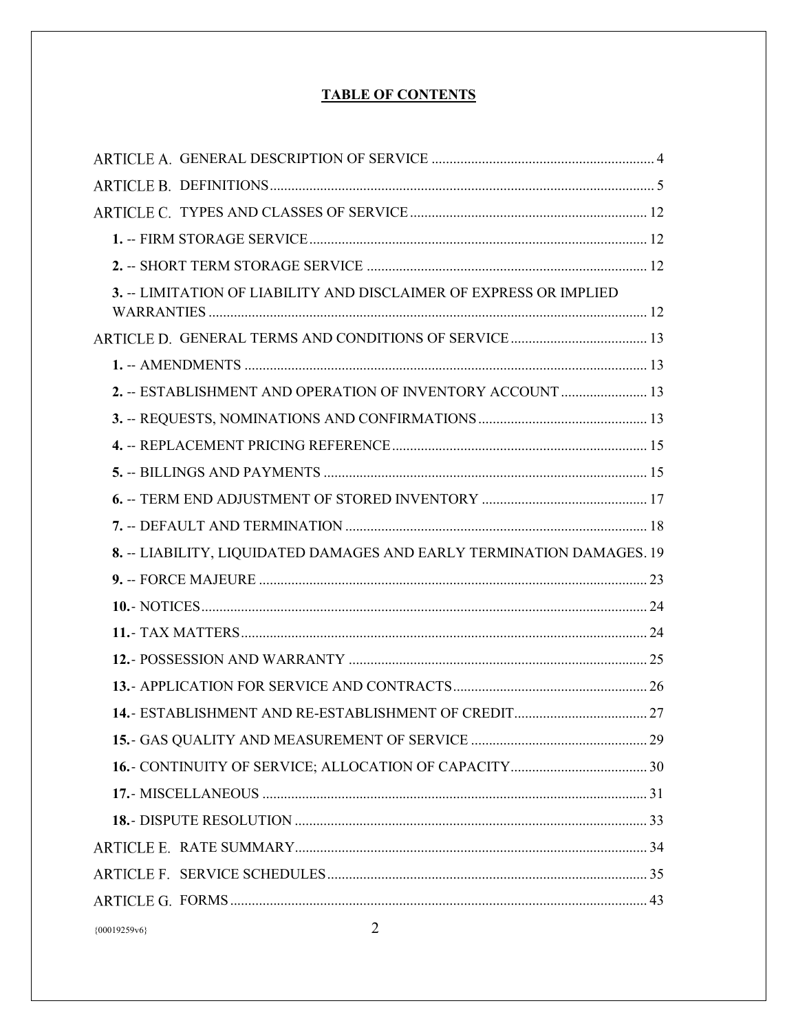## TABLE OF CONTENTS

ARTICLE A. GENERAL DESCRIPTION OF SERVICE ........................................................... 4

ARTICLE B. DEFINITIONS ........................................................................................................ 5

ARTICLE C. TYPES AND CLASSES OF SERVICE ............................................................... 12

- **1.** -- FIRM STORAGE SERVICE ........................................................................................ 12
- **2.** -- SHORT TERM STORAGE SERVICE ........................................................................ 12
- **3.** -- LIMITATION OF LIABILITY AND DISCLAIMER OF EXPRESS OR IMPLIED WARRANTIES ....................................................................................................................... 12

ARTICLE D. GENERAL TERMS AND CONDITIONS OF SERVICE .................................... 13

- **1.** -- AMENDMENTS ............................................................................................................ 13
- **2.** -- ESTABLISHMENT AND OPERATION OF INVENTORY ACCOUNT ...................... 13
- **3.** -- REQUESTS, NOMINATIONS AND CONFIRMATIONS ............................................ 13
- **4.** -- REPLACEMENT PRICING REFERENCE .................................................................... 15
- **5.** -- BILLINGS AND PAYMENTS ...................................................................................... 15
- **6.** -- TERM END ADJUSTMENT OF STORED INVENTORY ........................................... 17
- **7.** -- DEFAULT AND TERMINATION ................................................................................. 18
- **8.** -- LIABILITY, LIQUIDATED DAMAGES AND EARLY TERMINATION DAMAGES. 19
- **9.** -- FORCE MAJEURE ........................................................................................................ 23
- **10.**- NOTICES ........................................................................................................................ 24
- **11.**- TAX MATTERS .............................................................................................................. 24
- **12.**- POSSESSION AND WARRANTY ................................................................................. 25
- **13.**- APPLICATION FOR SERVICE AND CONTRACTS .................................................... 26
- **14.**- ESTABLISHMENT AND RE-ESTABLISHMENT OF CREDIT ................................... 27
- **15.**- GAS QUALITY AND MEASUREMENT OF SERVICE ............................................... 29
- **16.**- CONTINUITY OF SERVICE; ALLOCATION OF CAPACITY .................................... 30
- **17.**- MISCELLANEOUS ........................................................................................................ 31
- **18.**- DISPUTE RESOLUTION ............................................................................................... 33

ARTICLE E. RATE SUMMARY ................................................................................................ 34

ARTICLE F. SERVICE SCHEDULES ....................................................................................... 35

ARTICLE G. FORMS .................................................................................................................. 43

{00019259v6}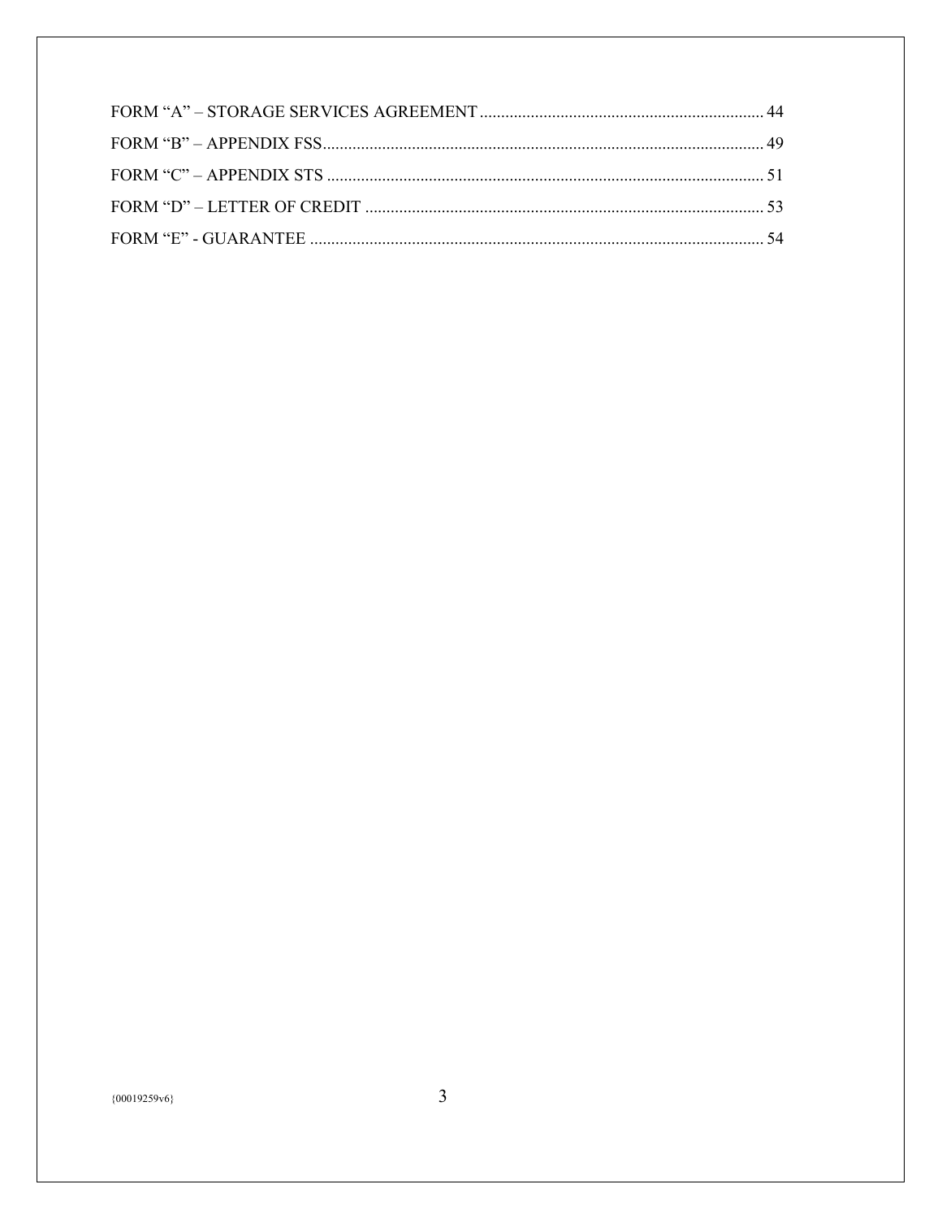FORM “A” – STORAGE SERVICES AGREEMENT .................................................................. 44

FORM “B” – APPENDIX FSS................................................................................................ 49

FORM “C” – APPENDIX STS ............................................................................................... 51

FORM “D” – LETTER OF CREDIT ..................................................................................... 53

FORM “E” - GUARANTEE .................................................................................................. 54

{00019259v6}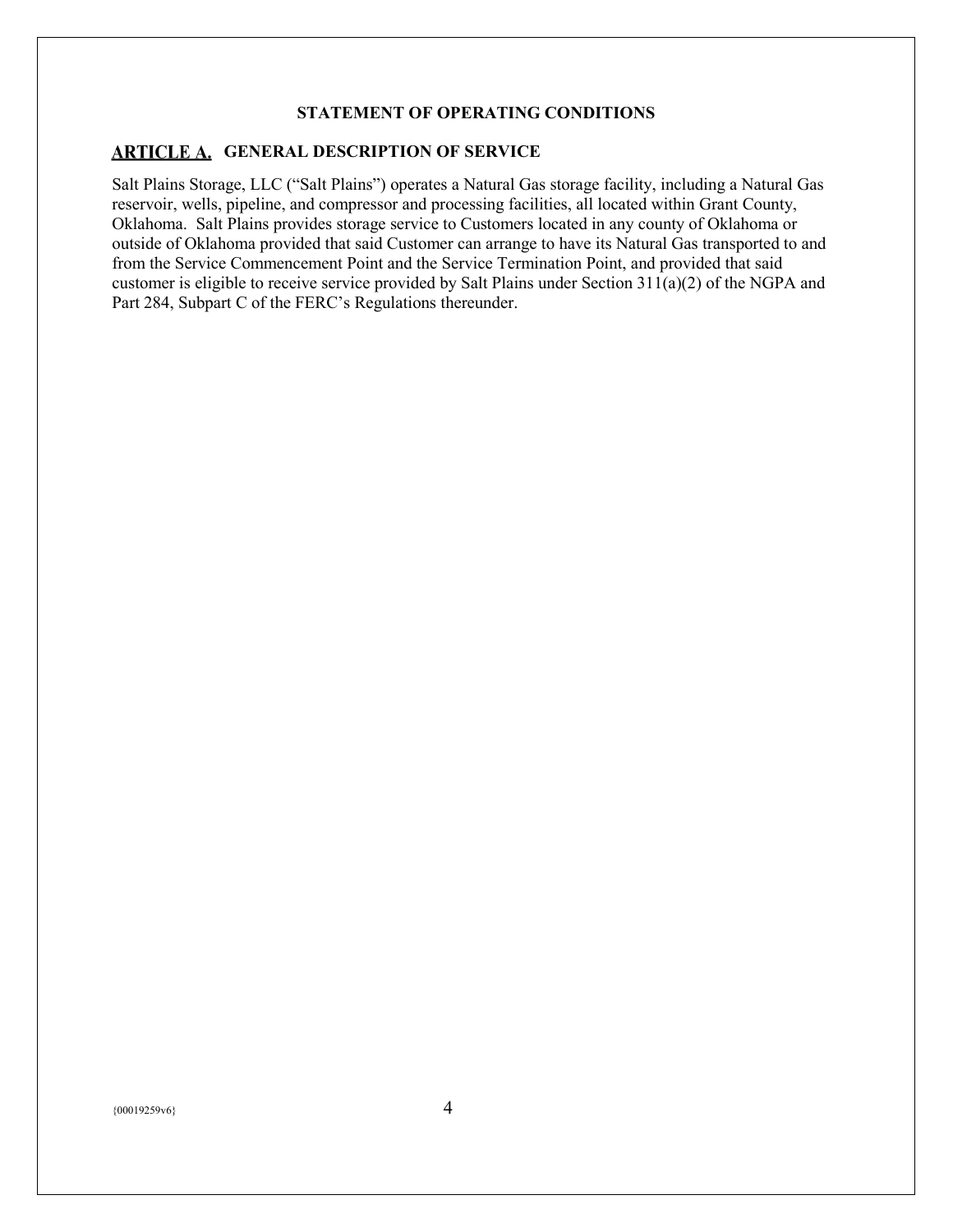**STATEMENT OF OPERATING CONDITIONS**

## ARTICLE A. GENERAL DESCRIPTION OF SERVICE

Salt Plains Storage, LLC ("Salt Plains") operates a Natural Gas storage facility, including a Natural Gas reservoir, wells, pipeline, and compressor and processing facilities, all located within Grant County, Oklahoma. Salt Plains provides storage service to Customers located in any county of Oklahoma or outside of Oklahoma provided that said Customer can arrange to have its Natural Gas transported to and from the Service Commencement Point and the Service Termination Point, and provided that said customer is eligible to receive service provided by Salt Plains under Section 311(a)(2) of the NGPA and Part 284, Subpart C of the FERC's Regulations thereunder.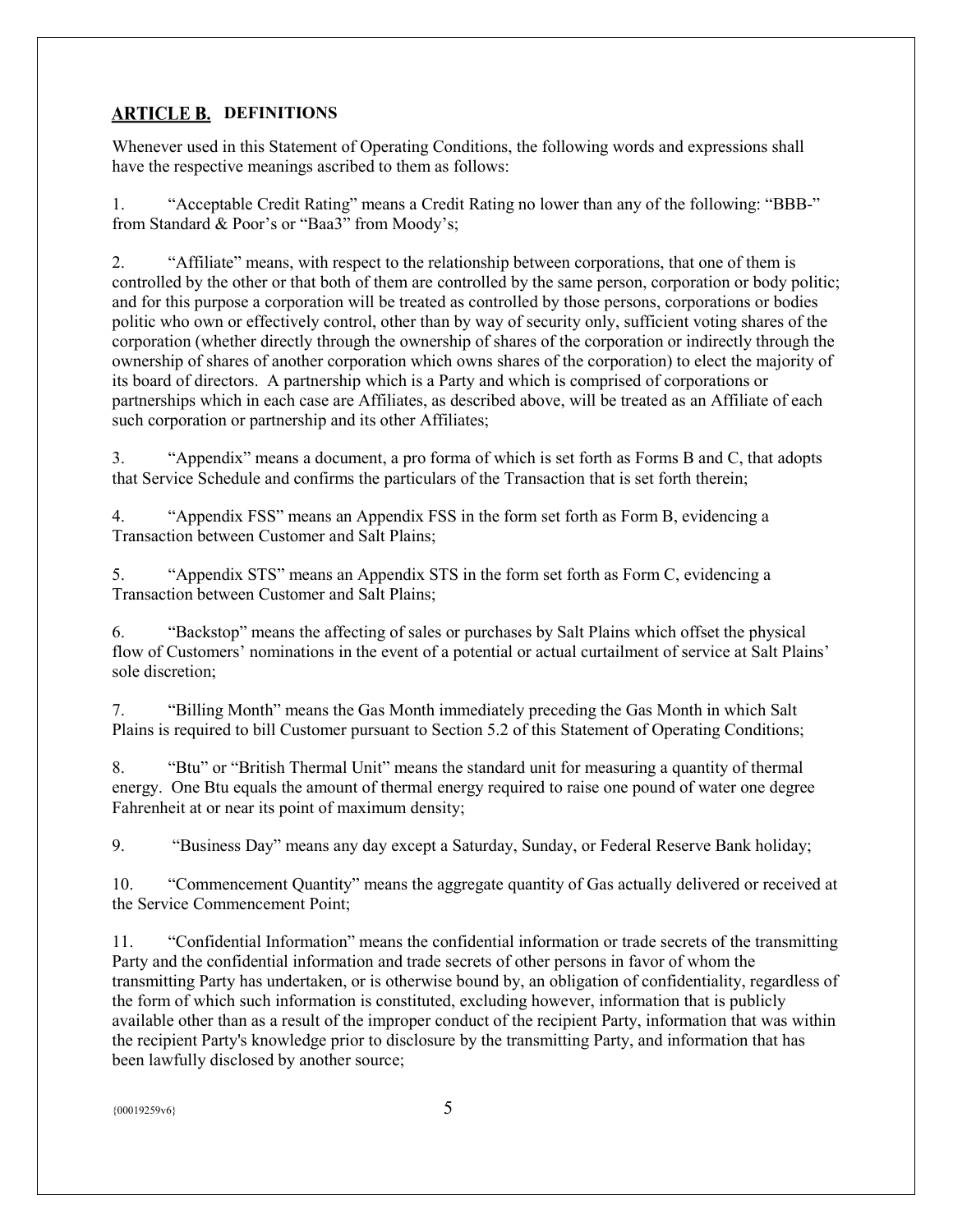## ARTICLE B. DEFINITIONS

Whenever used in this Statement of Operating Conditions, the following words and expressions shall have the respective meanings ascribed to them as follows:

1. "Acceptable Credit Rating" means a Credit Rating no lower than any of the following: "BBB-" from Standard & Poor's or "Baa3" from Moody's;

2. "Affiliate" means, with respect to the relationship between corporations, that one of them is controlled by the other or that both of them are controlled by the same person, corporation or body politic; and for this purpose a corporation will be treated as controlled by those persons, corporations or bodies politic who own or effectively control, other than by way of security only, sufficient voting shares of the corporation (whether directly through the ownership of shares of the corporation or indirectly through the ownership of shares of another corporation which owns shares of the corporation) to elect the majority of its board of directors. A partnership which is a Party and which is comprised of corporations or partnerships which in each case are Affiliates, as described above, will be treated as an Affiliate of each such corporation or partnership and its other Affiliates;

3. "Appendix" means a document, a pro forma of which is set forth as Forms B and C, that adopts that Service Schedule and confirms the particulars of the Transaction that is set forth therein;

4. "Appendix FSS" means an Appendix FSS in the form set forth as Form B, evidencing a Transaction between Customer and Salt Plains;

5. "Appendix STS" means an Appendix STS in the form set forth as Form C, evidencing a Transaction between Customer and Salt Plains;

6. "Backstop" means the affecting of sales or purchases by Salt Plains which offset the physical flow of Customers' nominations in the event of a potential or actual curtailment of service at Salt Plains' sole discretion;

7. "Billing Month" means the Gas Month immediately preceding the Gas Month in which Salt Plains is required to bill Customer pursuant to Section 5.2 of this Statement of Operating Conditions;

8. "Btu" or "British Thermal Unit" means the standard unit for measuring a quantity of thermal energy. One Btu equals the amount of thermal energy required to raise one pound of water one degree Fahrenheit at or near its point of maximum density;

9. "Business Day" means any day except a Saturday, Sunday, or Federal Reserve Bank holiday;

10. "Commencement Quantity" means the aggregate quantity of Gas actually delivered or received at the Service Commencement Point;

11. "Confidential Information" means the confidential information or trade secrets of the transmitting Party and the confidential information and trade secrets of other persons in favor of whom the transmitting Party has undertaken, or is otherwise bound by, an obligation of confidentiality, regardless of the form of which such information is constituted, excluding however, information that is publicly available other than as a result of the improper conduct of the recipient Party, information that was within the recipient Party's knowledge prior to disclosure by the transmitting Party, and information that has been lawfully disclosed by another source;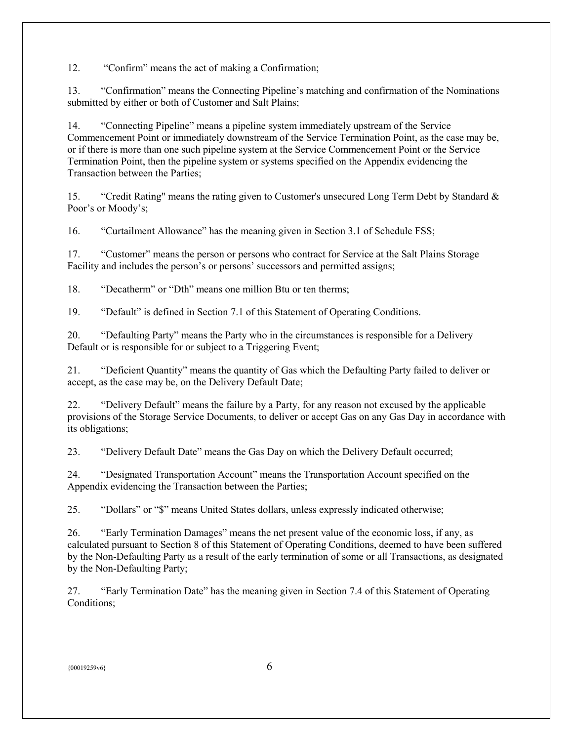12. “Confirm” means the act of making a Confirmation;

13. “Confirmation” means the Connecting Pipeline’s matching and confirmation of the Nominations submitted by either or both of Customer and Salt Plains;

14. “Connecting Pipeline” means a pipeline system immediately upstream of the Service Commencement Point or immediately downstream of the Service Termination Point, as the case may be, or if there is more than one such pipeline system at the Service Commencement Point or the Service Termination Point, then the pipeline system or systems specified on the Appendix evidencing the Transaction between the Parties;

15. “Credit Rating" means the rating given to Customer's unsecured Long Term Debt by Standard & Poor’s or Moody’s;

16. “Curtailment Allowance” has the meaning given in Section 3.1 of Schedule FSS;

17. “Customer” means the person or persons who contract for Service at the Salt Plains Storage Facility and includes the person’s or persons’ successors and permitted assigns;

18. “Decatherm” or “Dth” means one million Btu or ten therms;

19. “Default” is defined in Section 7.1 of this Statement of Operating Conditions.

20. “Defaulting Party” means the Party who in the circumstances is responsible for a Delivery Default or is responsible for or subject to a Triggering Event;

21. “Deficient Quantity” means the quantity of Gas which the Defaulting Party failed to deliver or accept, as the case may be, on the Delivery Default Date;

22. “Delivery Default” means the failure by a Party, for any reason not excused by the applicable provisions of the Storage Service Documents, to deliver or accept Gas on any Gas Day in accordance with its obligations;

23. “Delivery Default Date” means the Gas Day on which the Delivery Default occurred;

24. “Designated Transportation Account” means the Transportation Account specified on the Appendix evidencing the Transaction between the Parties;

25. “Dollars” or “$” means United States dollars, unless expressly indicated otherwise;

26. “Early Termination Damages” means the net present value of the economic loss, if any, as calculated pursuant to Section 8 of this Statement of Operating Conditions, deemed to have been suffered by the Non-Defaulting Party as a result of the early termination of some or all Transactions, as designated by the Non-Defaulting Party;

27. “Early Termination Date” has the meaning given in Section 7.4 of this Statement of Operating Conditions;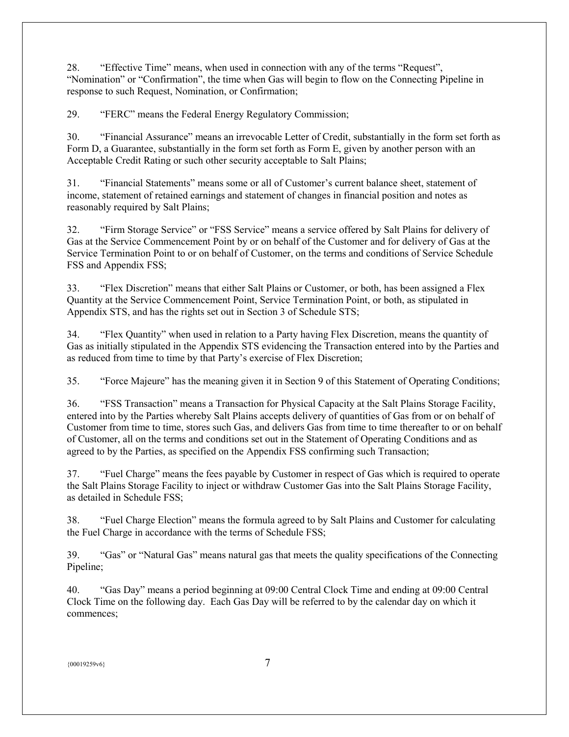28. "Effective Time" means, when used in connection with any of the terms "Request", "Nomination" or "Confirmation", the time when Gas will begin to flow on the Connecting Pipeline in response to such Request, Nomination, or Confirmation;

29. "FERC" means the Federal Energy Regulatory Commission;

30. "Financial Assurance" means an irrevocable Letter of Credit, substantially in the form set forth as Form D, a Guarantee, substantially in the form set forth as Form E, given by another person with an Acceptable Credit Rating or such other security acceptable to Salt Plains;

31. "Financial Statements" means some or all of Customer's current balance sheet, statement of income, statement of retained earnings and statement of changes in financial position and notes as reasonably required by Salt Plains;

32. "Firm Storage Service" or "FSS Service" means a service offered by Salt Plains for delivery of Gas at the Service Commencement Point by or on behalf of the Customer and for delivery of Gas at the Service Termination Point to or on behalf of Customer, on the terms and conditions of Service Schedule FSS and Appendix FSS;

33. "Flex Discretion" means that either Salt Plains or Customer, or both, has been assigned a Flex Quantity at the Service Commencement Point, Service Termination Point, or both, as stipulated in Appendix STS, and has the rights set out in Section 3 of Schedule STS;

34. "Flex Quantity" when used in relation to a Party having Flex Discretion, means the quantity of Gas as initially stipulated in the Appendix STS evidencing the Transaction entered into by the Parties and as reduced from time to time by that Party's exercise of Flex Discretion;

35. "Force Majeure" has the meaning given it in Section 9 of this Statement of Operating Conditions;

36. "FSS Transaction" means a Transaction for Physical Capacity at the Salt Plains Storage Facility, entered into by the Parties whereby Salt Plains accepts delivery of quantities of Gas from or on behalf of Customer from time to time, stores such Gas, and delivers Gas from time to time thereafter to or on behalf of Customer, all on the terms and conditions set out in the Statement of Operating Conditions and as agreed to by the Parties, as specified on the Appendix FSS confirming such Transaction;

37. "Fuel Charge" means the fees payable by Customer in respect of Gas which is required to operate the Salt Plains Storage Facility to inject or withdraw Customer Gas into the Salt Plains Storage Facility, as detailed in Schedule FSS;

38. "Fuel Charge Election" means the formula agreed to by Salt Plains and Customer for calculating the Fuel Charge in accordance with the terms of Schedule FSS;

39. "Gas" or "Natural Gas" means natural gas that meets the quality specifications of the Connecting Pipeline;

40. "Gas Day" means a period beginning at 09:00 Central Clock Time and ending at 09:00 Central Clock Time on the following day. Each Gas Day will be referred to by the calendar day on which it commences;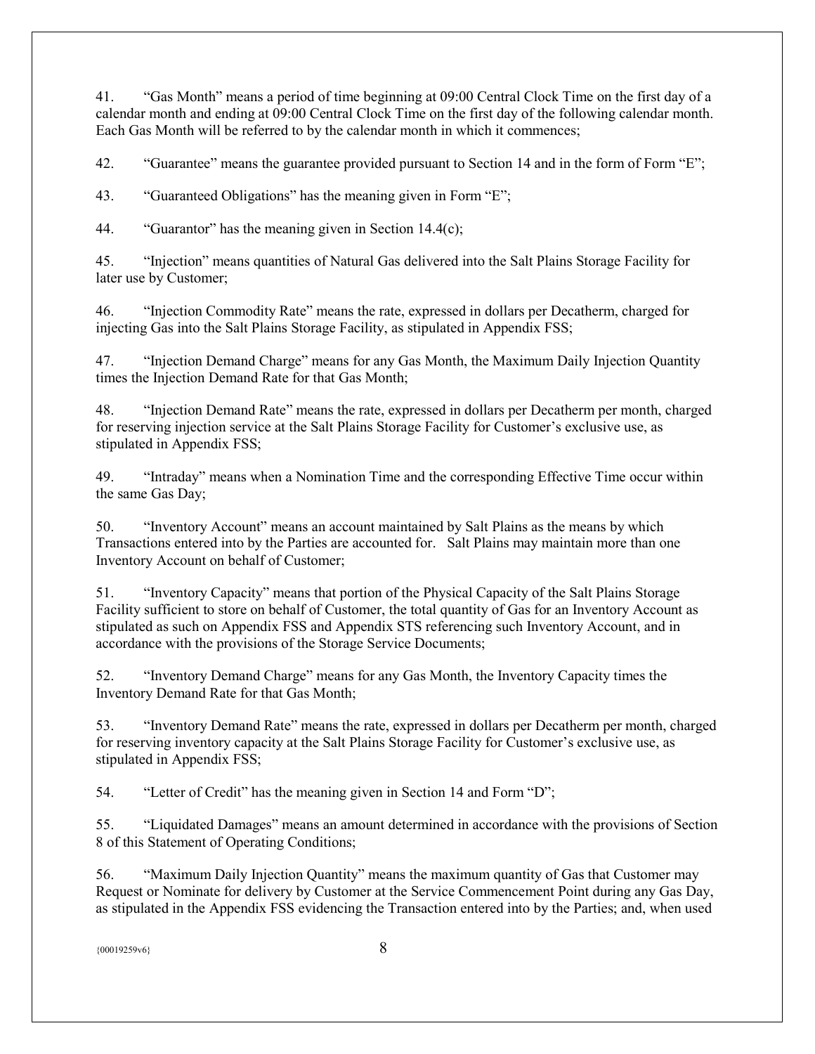41. “Gas Month” means a period of time beginning at 09:00 Central Clock Time on the first day of a calendar month and ending at 09:00 Central Clock Time on the first day of the following calendar month. Each Gas Month will be referred to by the calendar month in which it commences;

42. “Guarantee” means the guarantee provided pursuant to Section 14 and in the form of Form “E”;

43. “Guaranteed Obligations” has the meaning given in Form “E”;

44. “Guarantor” has the meaning given in Section 14.4(c);

45. “Injection” means quantities of Natural Gas delivered into the Salt Plains Storage Facility for later use by Customer;

46. “Injection Commodity Rate” means the rate, expressed in dollars per Decatherm, charged for injecting Gas into the Salt Plains Storage Facility, as stipulated in Appendix FSS;

47. “Injection Demand Charge” means for any Gas Month, the Maximum Daily Injection Quantity times the Injection Demand Rate for that Gas Month;

48. “Injection Demand Rate” means the rate, expressed in dollars per Decatherm per month, charged for reserving injection service at the Salt Plains Storage Facility for Customer’s exclusive use, as stipulated in Appendix FSS;

49. “Intraday” means when a Nomination Time and the corresponding Effective Time occur within the same Gas Day;

50. “Inventory Account” means an account maintained by Salt Plains as the means by which Transactions entered into by the Parties are accounted for. Salt Plains may maintain more than one Inventory Account on behalf of Customer;

51. “Inventory Capacity” means that portion of the Physical Capacity of the Salt Plains Storage Facility sufficient to store on behalf of Customer, the total quantity of Gas for an Inventory Account as stipulated as such on Appendix FSS and Appendix STS referencing such Inventory Account, and in accordance with the provisions of the Storage Service Documents;

52. “Inventory Demand Charge” means for any Gas Month, the Inventory Capacity times the Inventory Demand Rate for that Gas Month;

53. “Inventory Demand Rate” means the rate, expressed in dollars per Decatherm per month, charged for reserving inventory capacity at the Salt Plains Storage Facility for Customer’s exclusive use, as stipulated in Appendix FSS;

54. “Letter of Credit” has the meaning given in Section 14 and Form “D”;

55. “Liquidated Damages” means an amount determined in accordance with the provisions of Section 8 of this Statement of Operating Conditions;

56. “Maximum Daily Injection Quantity” means the maximum quantity of Gas that Customer may Request or Nominate for delivery by Customer at the Service Commencement Point during any Gas Day, as stipulated in the Appendix FSS evidencing the Transaction entered into by the Parties; and, when used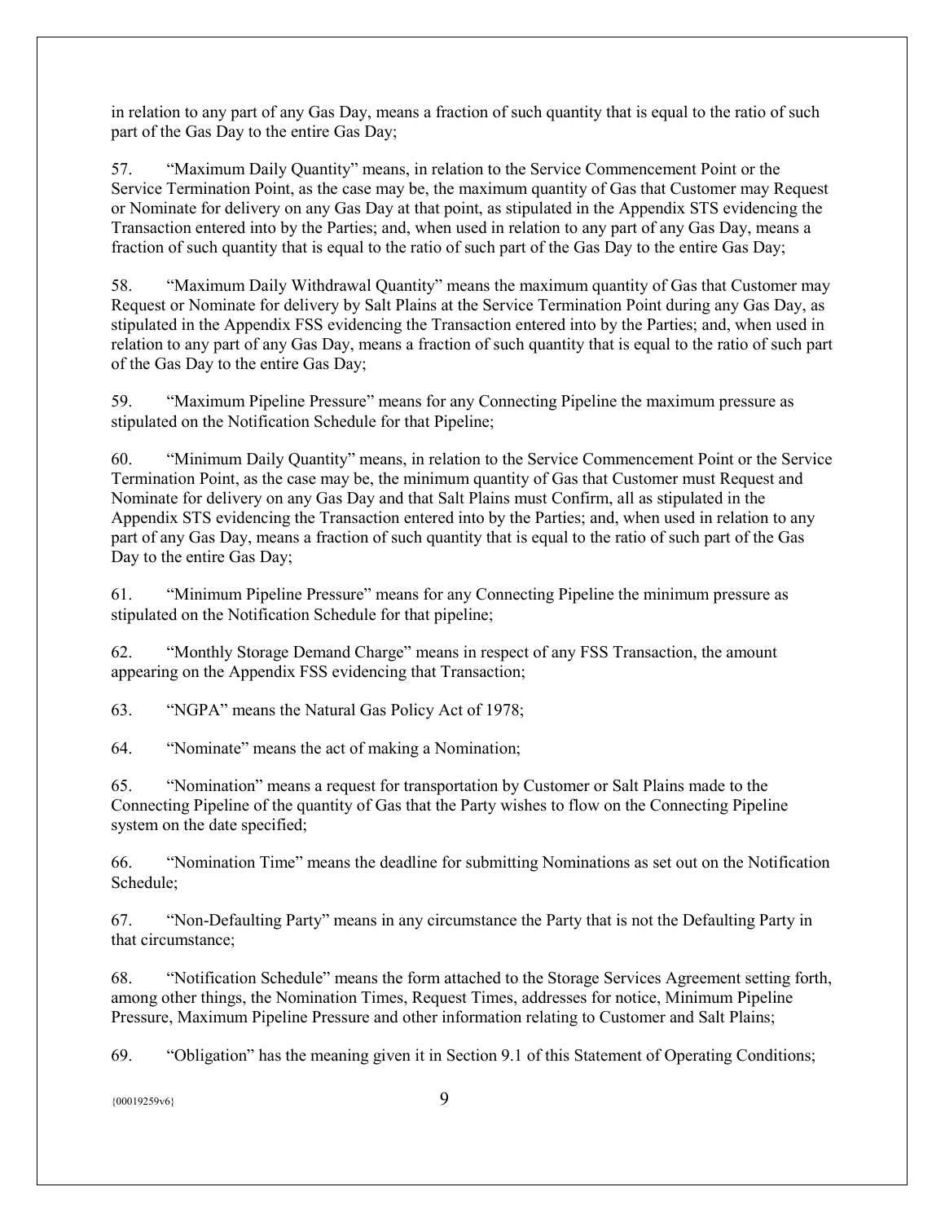in relation to any part of any Gas Day, means a fraction of such quantity that is equal to the ratio of such part of the Gas Day to the entire Gas Day;

57. "Maximum Daily Quantity" means, in relation to the Service Commencement Point or the Service Termination Point, as the case may be, the maximum quantity of Gas that Customer may Request or Nominate for delivery on any Gas Day at that point, as stipulated in the Appendix STS evidencing the Transaction entered into by the Parties; and, when used in relation to any part of any Gas Day, means a fraction of such quantity that is equal to the ratio of such part of the Gas Day to the entire Gas Day;

58. "Maximum Daily Withdrawal Quantity" means the maximum quantity of Gas that Customer may Request or Nominate for delivery by Salt Plains at the Service Termination Point during any Gas Day, as stipulated in the Appendix FSS evidencing the Transaction entered into by the Parties; and, when used in relation to any part of any Gas Day, means a fraction of such quantity that is equal to the ratio of such part of the Gas Day to the entire Gas Day;

59. "Maximum Pipeline Pressure" means for any Connecting Pipeline the maximum pressure as stipulated on the Notification Schedule for that Pipeline;

60. "Minimum Daily Quantity" means, in relation to the Service Commencement Point or the Service Termination Point, as the case may be, the minimum quantity of Gas that Customer must Request and Nominate for delivery on any Gas Day and that Salt Plains must Confirm, all as stipulated in the Appendix STS evidencing the Transaction entered into by the Parties; and, when used in relation to any part of any Gas Day, means a fraction of such quantity that is equal to the ratio of such part of the Gas Day to the entire Gas Day;

61. "Minimum Pipeline Pressure" means for any Connecting Pipeline the minimum pressure as stipulated on the Notification Schedule for that pipeline;

62. "Monthly Storage Demand Charge" means in respect of any FSS Transaction, the amount appearing on the Appendix FSS evidencing that Transaction;

63. "NGPA" means the Natural Gas Policy Act of 1978;

64. "Nominate" means the act of making a Nomination;

65. "Nomination" means a request for transportation by Customer or Salt Plains made to the Connecting Pipeline of the quantity of Gas that the Party wishes to flow on the Connecting Pipeline system on the date specified;

66. "Nomination Time" means the deadline for submitting Nominations as set out on the Notification Schedule;

67. "Non-Defaulting Party" means in any circumstance the Party that is not the Defaulting Party in that circumstance;

68. "Notification Schedule" means the form attached to the Storage Services Agreement setting forth, among other things, the Nomination Times, Request Times, addresses for notice, Minimum Pipeline Pressure, Maximum Pipeline Pressure and other information relating to Customer and Salt Plains;

69. "Obligation" has the meaning given it in Section 9.1 of this Statement of Operating Conditions;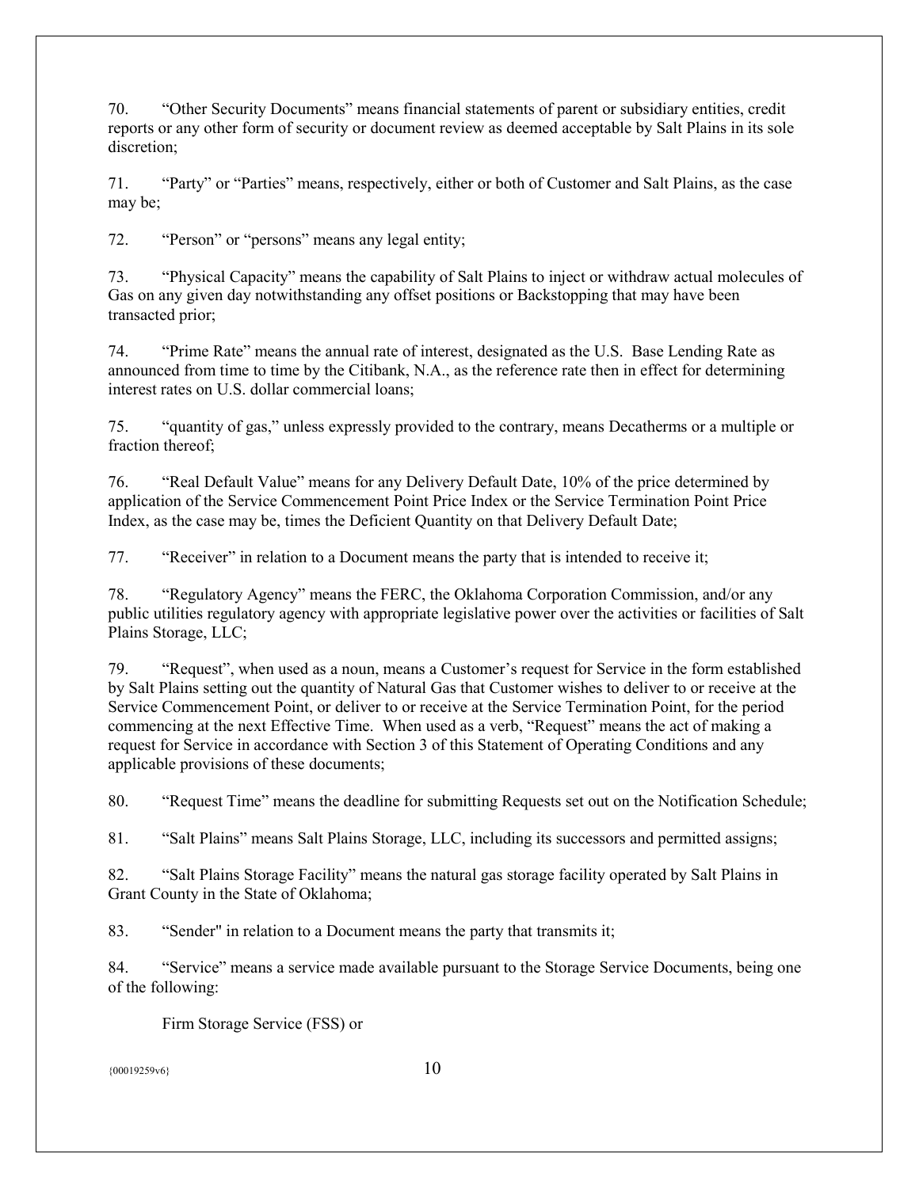70. “Other Security Documents” means financial statements of parent or subsidiary entities, credit reports or any other form of security or document review as deemed acceptable by Salt Plains in its sole discretion;

71. “Party” or “Parties” means, respectively, either or both of Customer and Salt Plains, as the case may be;

72. “Person” or “persons” means any legal entity;

73. “Physical Capacity” means the capability of Salt Plains to inject or withdraw actual molecules of Gas on any given day notwithstanding any offset positions or Backstopping that may have been transacted prior;

74. “Prime Rate” means the annual rate of interest, designated as the U.S. Base Lending Rate as announced from time to time by the Citibank, N.A., as the reference rate then in effect for determining interest rates on U.S. dollar commercial loans;

75. “quantity of gas,” unless expressly provided to the contrary, means Decatherms or a multiple or fraction thereof;

76. “Real Default Value” means for any Delivery Default Date, 10% of the price determined by application of the Service Commencement Point Price Index or the Service Termination Point Price Index, as the case may be, times the Deficient Quantity on that Delivery Default Date;

77. “Receiver” in relation to a Document means the party that is intended to receive it;

78. “Regulatory Agency” means the FERC, the Oklahoma Corporation Commission, and/or any public utilities regulatory agency with appropriate legislative power over the activities or facilities of Salt Plains Storage, LLC;

79. “Request”, when used as a noun, means a Customer’s request for Service in the form established by Salt Plains setting out the quantity of Natural Gas that Customer wishes to deliver to or receive at the Service Commencement Point, or deliver to or receive at the Service Termination Point, for the period commencing at the next Effective Time. When used as a verb, “Request” means the act of making a request for Service in accordance with Section 3 of this Statement of Operating Conditions and any applicable provisions of these documents;

80. “Request Time” means the deadline for submitting Requests set out on the Notification Schedule;

81. “Salt Plains” means Salt Plains Storage, LLC, including its successors and permitted assigns;

82. “Salt Plains Storage Facility” means the natural gas storage facility operated by Salt Plains in Grant County in the State of Oklahoma;

83. “Sender" in relation to a Document means the party that transmits it;

84. “Service” means a service made available pursuant to the Storage Service Documents, being one of the following:

Firm Storage Service (FSS) or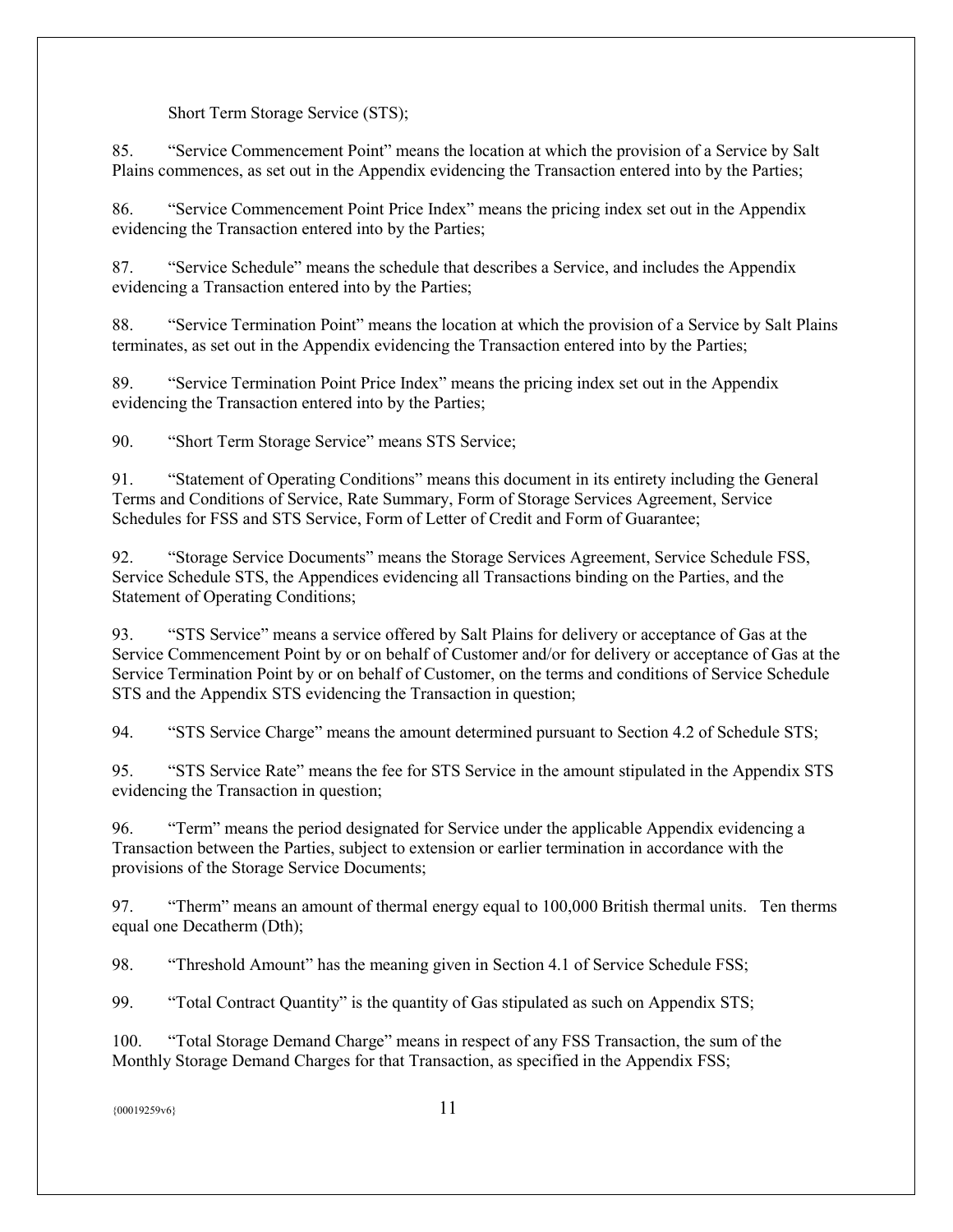Short Term Storage Service (STS);

85. “Service Commencement Point” means the location at which the provision of a Service by Salt Plains commences, as set out in the Appendix evidencing the Transaction entered into by the Parties;

86. “Service Commencement Point Price Index” means the pricing index set out in the Appendix evidencing the Transaction entered into by the Parties;

87. “Service Schedule” means the schedule that describes a Service, and includes the Appendix evidencing a Transaction entered into by the Parties;

88. “Service Termination Point” means the location at which the provision of a Service by Salt Plains terminates, as set out in the Appendix evidencing the Transaction entered into by the Parties;

89. “Service Termination Point Price Index” means the pricing index set out in the Appendix evidencing the Transaction entered into by the Parties;

90. “Short Term Storage Service” means STS Service;

91. “Statement of Operating Conditions” means this document in its entirety including the General Terms and Conditions of Service, Rate Summary, Form of Storage Services Agreement, Service Schedules for FSS and STS Service, Form of Letter of Credit and Form of Guarantee;

92. “Storage Service Documents” means the Storage Services Agreement, Service Schedule FSS, Service Schedule STS, the Appendices evidencing all Transactions binding on the Parties, and the Statement of Operating Conditions;

93. “STS Service” means a service offered by Salt Plains for delivery or acceptance of Gas at the Service Commencement Point by or on behalf of Customer and/or for delivery or acceptance of Gas at the Service Termination Point by or on behalf of Customer, on the terms and conditions of Service Schedule STS and the Appendix STS evidencing the Transaction in question;

94. “STS Service Charge” means the amount determined pursuant to Section 4.2 of Schedule STS;

95. “STS Service Rate” means the fee for STS Service in the amount stipulated in the Appendix STS evidencing the Transaction in question;

96. “Term” means the period designated for Service under the applicable Appendix evidencing a Transaction between the Parties, subject to extension or earlier termination in accordance with the provisions of the Storage Service Documents;

97. “Therm” means an amount of thermal energy equal to 100,000 British thermal units. Ten therms equal one Decatherm (Dth);

98. “Threshold Amount” has the meaning given in Section 4.1 of Service Schedule FSS;

99. “Total Contract Quantity” is the quantity of Gas stipulated as such on Appendix STS;

100. “Total Storage Demand Charge” means in respect of any FSS Transaction, the sum of the Monthly Storage Demand Charges for that Transaction, as specified in the Appendix FSS;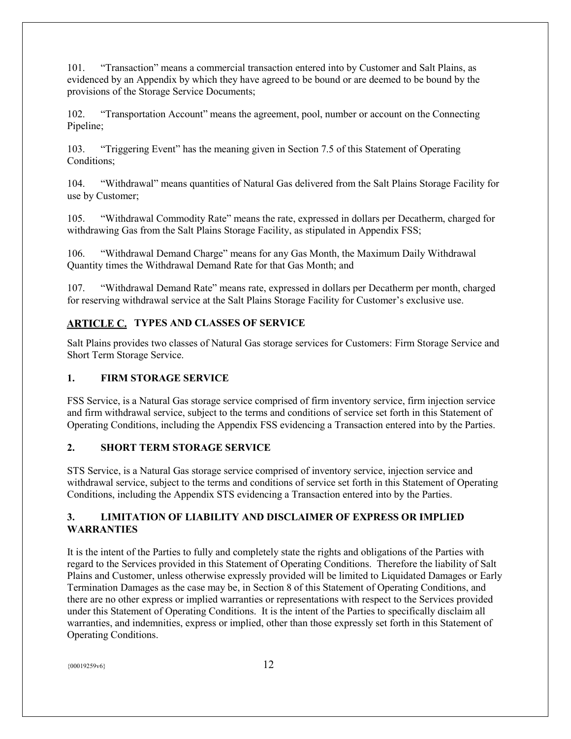101. “Transaction” means a commercial transaction entered into by Customer and Salt Plains, as evidenced by an Appendix by which they have agreed to be bound or are deemed to be bound by the provisions of the Storage Service Documents;

102. “Transportation Account” means the agreement, pool, number or account on the Connecting Pipeline;

103. “Triggering Event” has the meaning given in Section 7.5 of this Statement of Operating Conditions;

104. “Withdrawal” means quantities of Natural Gas delivered from the Salt Plains Storage Facility for use by Customer;

105. “Withdrawal Commodity Rate” means the rate, expressed in dollars per Decatherm, charged for withdrawing Gas from the Salt Plains Storage Facility, as stipulated in Appendix FSS;

106. “Withdrawal Demand Charge” means for any Gas Month, the Maximum Daily Withdrawal Quantity times the Withdrawal Demand Rate for that Gas Month; and

107. “Withdrawal Demand Rate” means rate, expressed in dollars per Decatherm per month, charged for reserving withdrawal service at the Salt Plains Storage Facility for Customer’s exclusive use.

## ARTICLE C. TYPES AND CLASSES OF SERVICE

Salt Plains provides two classes of Natural Gas storage services for Customers: Firm Storage Service and Short Term Storage Service.

### 1. FIRM STORAGE SERVICE

FSS Service, is a Natural Gas storage service comprised of firm inventory service, firm injection service and firm withdrawal service, subject to the terms and conditions of service set forth in this Statement of Operating Conditions, including the Appendix FSS evidencing a Transaction entered into by the Parties.

### 2. SHORT TERM STORAGE SERVICE

STS Service, is a Natural Gas storage service comprised of inventory service, injection service and withdrawal service, subject to the terms and conditions of service set forth in this Statement of Operating Conditions, including the Appendix STS evidencing a Transaction entered into by the Parties.

### 3. LIMITATION OF LIABILITY AND DISCLAIMER OF EXPRESS OR IMPLIED WARRANTIES

It is the intent of the Parties to fully and completely state the rights and obligations of the Parties with regard to the Services provided in this Statement of Operating Conditions. Therefore the liability of Salt Plains and Customer, unless otherwise expressly provided will be limited to Liquidated Damages or Early Termination Damages as the case may be, in Section 8 of this Statement of Operating Conditions, and there are no other express or implied warranties or representations with respect to the Services provided under this Statement of Operating Conditions. It is the intent of the Parties to specifically disclaim all warranties, and indemnities, express or implied, other than those expressly set forth in this Statement of Operating Conditions.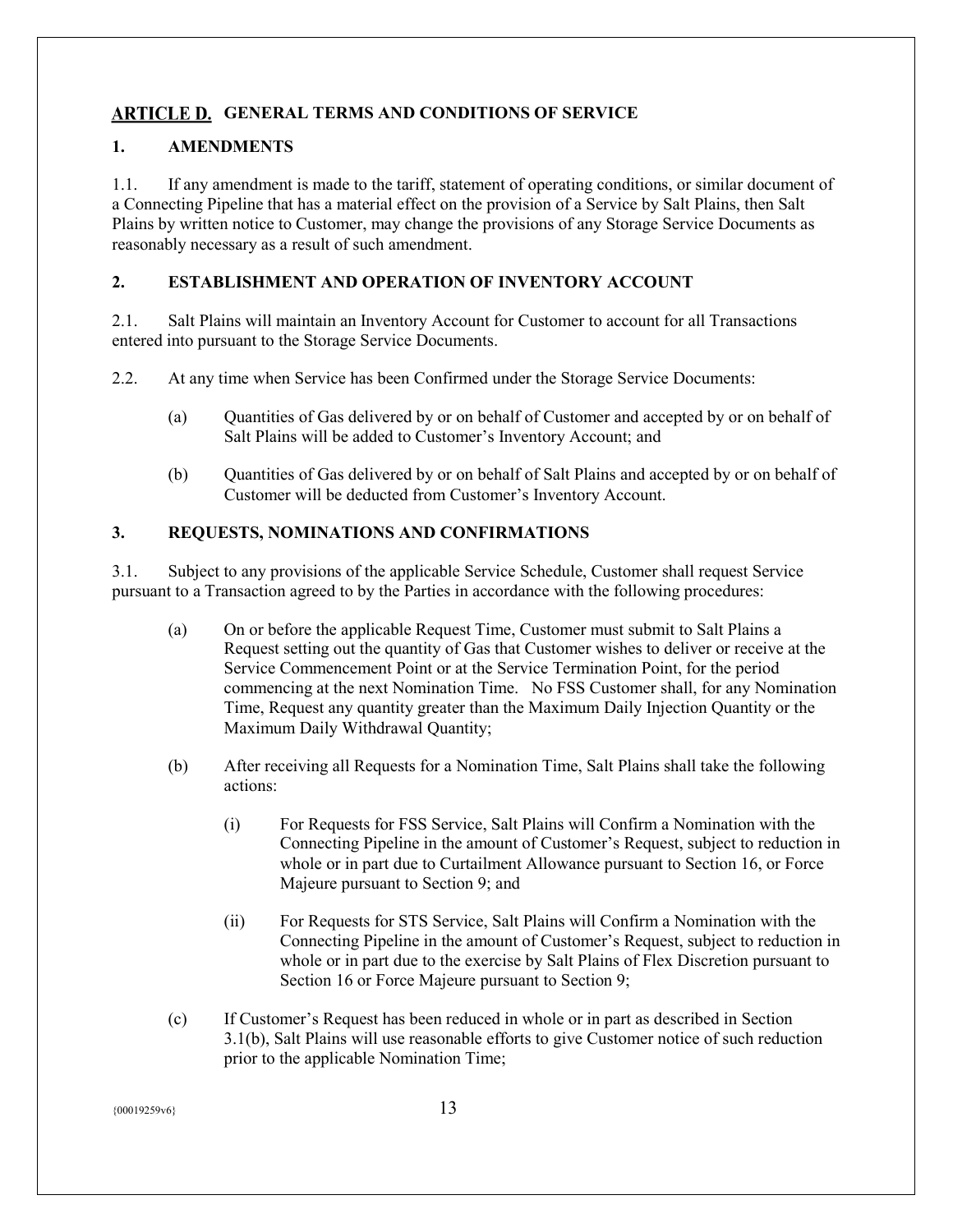## ARTICLE D. GENERAL TERMS AND CONDITIONS OF SERVICE

### 1. AMENDMENTS

1.1. If any amendment is made to the tariff, statement of operating conditions, or similar document of a Connecting Pipeline that has a material effect on the provision of a Service by Salt Plains, then Salt Plains by written notice to Customer, may change the provisions of any Storage Service Documents as reasonably necessary as a result of such amendment.

### 2. ESTABLISHMENT AND OPERATION OF INVENTORY ACCOUNT

2.1. Salt Plains will maintain an Inventory Account for Customer to account for all Transactions entered into pursuant to the Storage Service Documents.

2.2. At any time when Service has been Confirmed under the Storage Service Documents:

(a) Quantities of Gas delivered by or on behalf of Customer and accepted by or on behalf of Salt Plains will be added to Customer's Inventory Account; and

(b) Quantities of Gas delivered by or on behalf of Salt Plains and accepted by or on behalf of Customer will be deducted from Customer's Inventory Account.

### 3. REQUESTS, NOMINATIONS AND CONFIRMATIONS

3.1. Subject to any provisions of the applicable Service Schedule, Customer shall request Service pursuant to a Transaction agreed to by the Parties in accordance with the following procedures:

(a) On or before the applicable Request Time, Customer must submit to Salt Plains a Request setting out the quantity of Gas that Customer wishes to deliver or receive at the Service Commencement Point or at the Service Termination Point, for the period commencing at the next Nomination Time. No FSS Customer shall, for any Nomination Time, Request any quantity greater than the Maximum Daily Injection Quantity or the Maximum Daily Withdrawal Quantity;

(b) After receiving all Requests for a Nomination Time, Salt Plains shall take the following actions:

(i) For Requests for FSS Service, Salt Plains will Confirm a Nomination with the Connecting Pipeline in the amount of Customer's Request, subject to reduction in whole or in part due to Curtailment Allowance pursuant to Section 16, or Force Majeure pursuant to Section 9; and

(ii) For Requests for STS Service, Salt Plains will Confirm a Nomination with the Connecting Pipeline in the amount of Customer's Request, subject to reduction in whole or in part due to the exercise by Salt Plains of Flex Discretion pursuant to Section 16 or Force Majeure pursuant to Section 9;

(c) If Customer's Request has been reduced in whole or in part as described in Section 3.1(b), Salt Plains will use reasonable efforts to give Customer notice of such reduction prior to the applicable Nomination Time;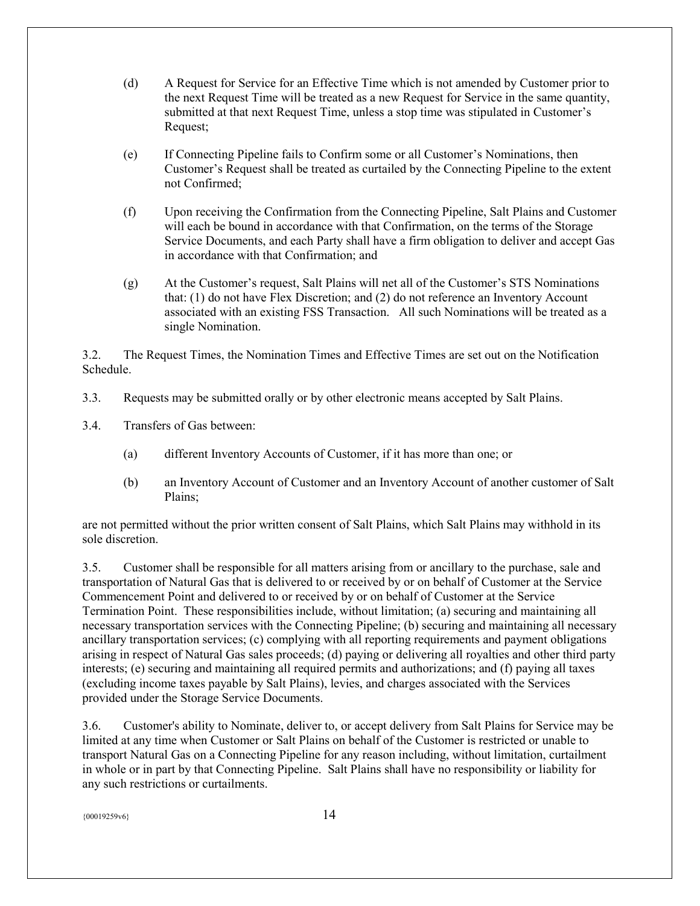(d) A Request for Service for an Effective Time which is not amended by Customer prior to the next Request Time will be treated as a new Request for Service in the same quantity, submitted at that next Request Time, unless a stop time was stipulated in Customer's Request;

(e) If Connecting Pipeline fails to Confirm some or all Customer's Nominations, then Customer's Request shall be treated as curtailed by the Connecting Pipeline to the extent not Confirmed;

(f) Upon receiving the Confirmation from the Connecting Pipeline, Salt Plains and Customer will each be bound in accordance with that Confirmation, on the terms of the Storage Service Documents, and each Party shall have a firm obligation to deliver and accept Gas in accordance with that Confirmation; and

(g) At the Customer's request, Salt Plains will net all of the Customer's STS Nominations that: (1) do not have Flex Discretion; and (2) do not reference an Inventory Account associated with an existing FSS Transaction. All such Nominations will be treated as a single Nomination.

3.2. The Request Times, the Nomination Times and Effective Times are set out on the Notification Schedule.

3.3. Requests may be submitted orally or by other electronic means accepted by Salt Plains.

3.4. Transfers of Gas between:

(a) different Inventory Accounts of Customer, if it has more than one; or

(b) an Inventory Account of Customer and an Inventory Account of another customer of Salt Plains;

are not permitted without the prior written consent of Salt Plains, which Salt Plains may withhold in its sole discretion.

3.5. Customer shall be responsible for all matters arising from or ancillary to the purchase, sale and transportation of Natural Gas that is delivered to or received by or on behalf of Customer at the Service Commencement Point and delivered to or received by or on behalf of Customer at the Service Termination Point. These responsibilities include, without limitation; (a) securing and maintaining all necessary transportation services with the Connecting Pipeline; (b) securing and maintaining all necessary ancillary transportation services; (c) complying with all reporting requirements and payment obligations arising in respect of Natural Gas sales proceeds; (d) paying or delivering all royalties and other third party interests; (e) securing and maintaining all required permits and authorizations; and (f) paying all taxes (excluding income taxes payable by Salt Plains), levies, and charges associated with the Services provided under the Storage Service Documents.

3.6. Customer's ability to Nominate, deliver to, or accept delivery from Salt Plains for Service may be limited at any time when Customer or Salt Plains on behalf of the Customer is restricted or unable to transport Natural Gas on a Connecting Pipeline for any reason including, without limitation, curtailment in whole or in part by that Connecting Pipeline. Salt Plains shall have no responsibility or liability for any such restrictions or curtailments.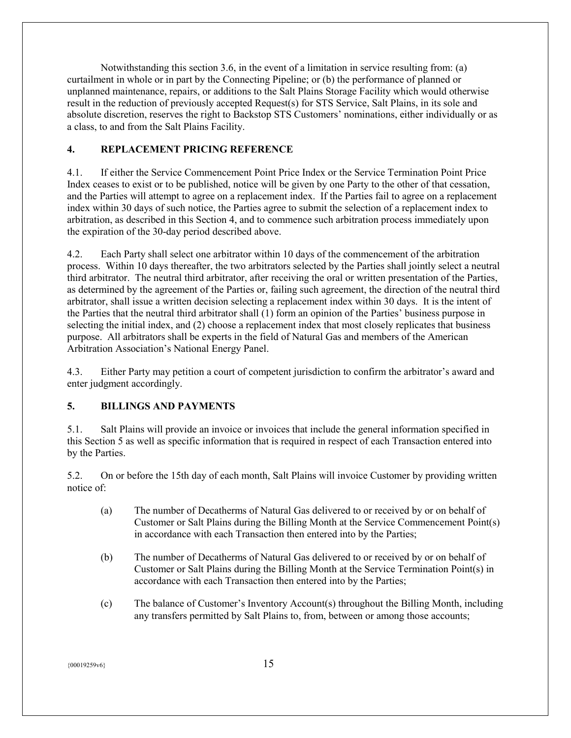Notwithstanding this section 3.6, in the event of a limitation in service resulting from: (a) curtailment in whole or in part by the Connecting Pipeline; or (b) the performance of planned or unplanned maintenance, repairs, or additions to the Salt Plains Storage Facility which would otherwise result in the reduction of previously accepted Request(s) for STS Service, Salt Plains, in its sole and absolute discretion, reserves the right to Backstop STS Customers' nominations, either individually or as a class, to and from the Salt Plains Facility.

## 4. REPLACEMENT PRICING REFERENCE

4.1. If either the Service Commencement Point Price Index or the Service Termination Point Price Index ceases to exist or to be published, notice will be given by one Party to the other of that cessation, and the Parties will attempt to agree on a replacement index. If the Parties fail to agree on a replacement index within 30 days of such notice, the Parties agree to submit the selection of a replacement index to arbitration, as described in this Section 4, and to commence such arbitration process immediately upon the expiration of the 30-day period described above.

4.2. Each Party shall select one arbitrator within 10 days of the commencement of the arbitration process. Within 10 days thereafter, the two arbitrators selected by the Parties shall jointly select a neutral third arbitrator. The neutral third arbitrator, after receiving the oral or written presentation of the Parties, as determined by the agreement of the Parties or, failing such agreement, the direction of the neutral third arbitrator, shall issue a written decision selecting a replacement index within 30 days. It is the intent of the Parties that the neutral third arbitrator shall (1) form an opinion of the Parties' business purpose in selecting the initial index, and (2) choose a replacement index that most closely replicates that business purpose. All arbitrators shall be experts in the field of Natural Gas and members of the American Arbitration Association's National Energy Panel.

4.3. Either Party may petition a court of competent jurisdiction to confirm the arbitrator's award and enter judgment accordingly.

## 5. BILLINGS AND PAYMENTS

5.1. Salt Plains will provide an invoice or invoices that include the general information specified in this Section 5 as well as specific information that is required in respect of each Transaction entered into by the Parties.

5.2. On or before the 15th day of each month, Salt Plains will invoice Customer by providing written notice of:

(a) The number of Decatherms of Natural Gas delivered to or received by or on behalf of Customer or Salt Plains during the Billing Month at the Service Commencement Point(s) in accordance with each Transaction then entered into by the Parties;

(b) The number of Decatherms of Natural Gas delivered to or received by or on behalf of Customer or Salt Plains during the Billing Month at the Service Termination Point(s) in accordance with each Transaction then entered into by the Parties;

(c) The balance of Customer's Inventory Account(s) throughout the Billing Month, including any transfers permitted by Salt Plains to, from, between or among those accounts;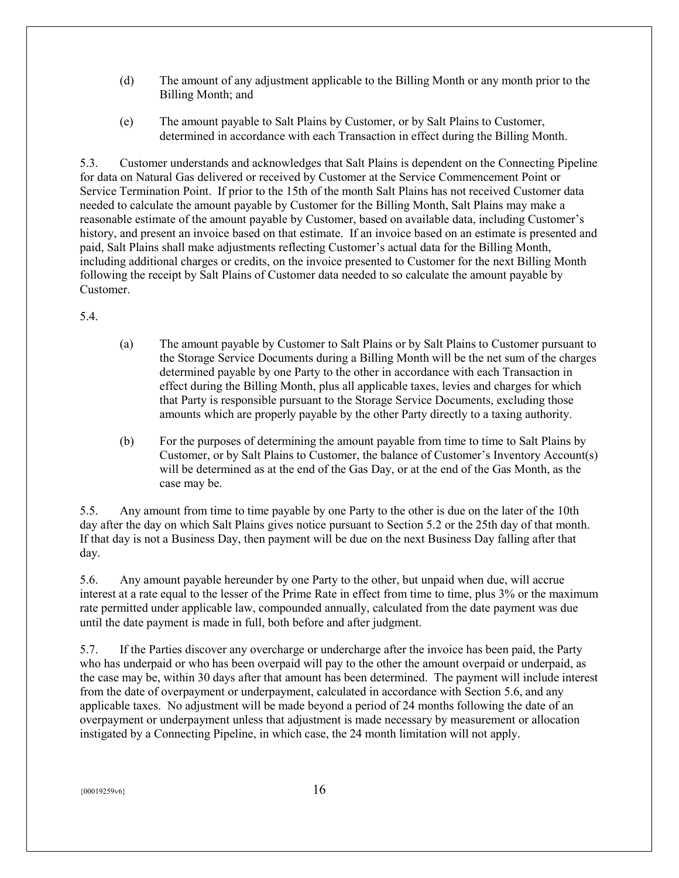(d) The amount of any adjustment applicable to the Billing Month or any month prior to the Billing Month; and

(e) The amount payable to Salt Plains by Customer, or by Salt Plains to Customer, determined in accordance with each Transaction in effect during the Billing Month.

5.3. Customer understands and acknowledges that Salt Plains is dependent on the Connecting Pipeline for data on Natural Gas delivered or received by Customer at the Service Commencement Point or Service Termination Point. If prior to the 15th of the month Salt Plains has not received Customer data needed to calculate the amount payable by Customer for the Billing Month, Salt Plains may make a reasonable estimate of the amount payable by Customer, based on available data, including Customer's history, and present an invoice based on that estimate. If an invoice based on an estimate is presented and paid, Salt Plains shall make adjustments reflecting Customer's actual data for the Billing Month, including additional charges or credits, on the invoice presented to Customer for the next Billing Month following the receipt by Salt Plains of Customer data needed to so calculate the amount payable by Customer.

5.4.

(a) The amount payable by Customer to Salt Plains or by Salt Plains to Customer pursuant to the Storage Service Documents during a Billing Month will be the net sum of the charges determined payable by one Party to the other in accordance with each Transaction in effect during the Billing Month, plus all applicable taxes, levies and charges for which that Party is responsible pursuant to the Storage Service Documents, excluding those amounts which are properly payable by the other Party directly to a taxing authority.

(b) For the purposes of determining the amount payable from time to time to Salt Plains by Customer, or by Salt Plains to Customer, the balance of Customer's Inventory Account(s) will be determined as at the end of the Gas Day, or at the end of the Gas Month, as the case may be.

5.5. Any amount from time to time payable by one Party to the other is due on the later of the 10th day after the day on which Salt Plains gives notice pursuant to Section 5.2 or the 25th day of that month. If that day is not a Business Day, then payment will be due on the next Business Day falling after that day.

5.6. Any amount payable hereunder by one Party to the other, but unpaid when due, will accrue interest at a rate equal to the lesser of the Prime Rate in effect from time to time, plus 3% or the maximum rate permitted under applicable law, compounded annually, calculated from the date payment was due until the date payment is made in full, both before and after judgment.

5.7. If the Parties discover any overcharge or undercharge after the invoice has been paid, the Party who has underpaid or who has been overpaid will pay to the other the amount overpaid or underpaid, as the case may be, within 30 days after that amount has been determined. The payment will include interest from the date of overpayment or underpayment, calculated in accordance with Section 5.6, and any applicable taxes. No adjustment will be made beyond a period of 24 months following the date of an overpayment or underpayment unless that adjustment is made necessary by measurement or allocation instigated by a Connecting Pipeline, in which case, the 24 month limitation will not apply.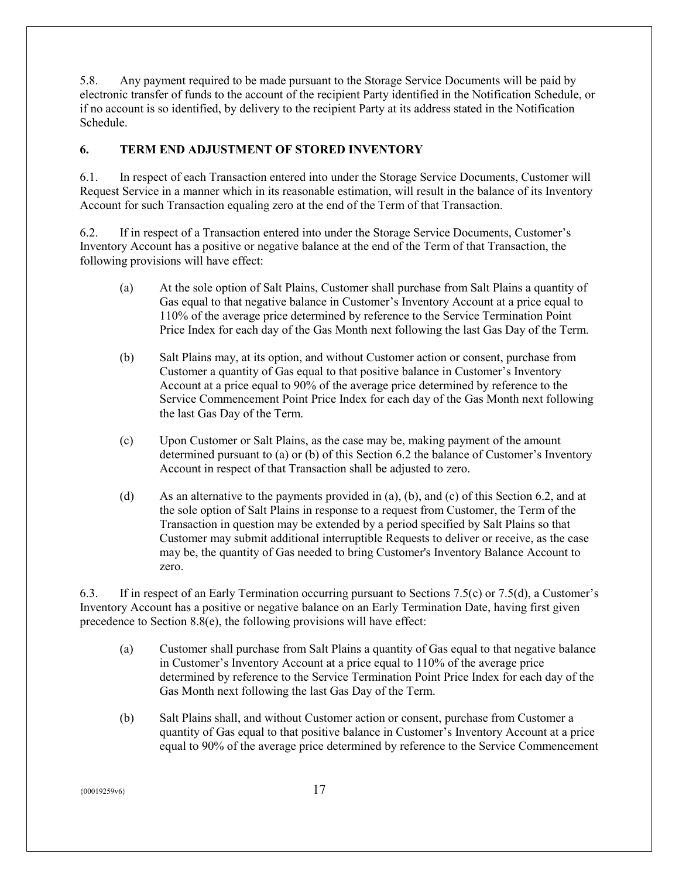5.8. Any payment required to be made pursuant to the Storage Service Documents will be paid by electronic transfer of funds to the account of the recipient Party identified in the Notification Schedule, or if no account is so identified, by delivery to the recipient Party at its address stated in the Notification Schedule.

## 6. TERM END ADJUSTMENT OF STORED INVENTORY

6.1. In respect of each Transaction entered into under the Storage Service Documents, Customer will Request Service in a manner which in its reasonable estimation, will result in the balance of its Inventory Account for such Transaction equaling zero at the end of the Term of that Transaction.

6.2. If in respect of a Transaction entered into under the Storage Service Documents, Customer's Inventory Account has a positive or negative balance at the end of the Term of that Transaction, the following provisions will have effect:

(a) At the sole option of Salt Plains, Customer shall purchase from Salt Plains a quantity of Gas equal to that negative balance in Customer's Inventory Account at a price equal to 110% of the average price determined by reference to the Service Termination Point Price Index for each day of the Gas Month next following the last Gas Day of the Term.

(b) Salt Plains may, at its option, and without Customer action or consent, purchase from Customer a quantity of Gas equal to that positive balance in Customer's Inventory Account at a price equal to 90% of the average price determined by reference to the Service Commencement Point Price Index for each day of the Gas Month next following the last Gas Day of the Term.

(c) Upon Customer or Salt Plains, as the case may be, making payment of the amount determined pursuant to (a) or (b) of this Section 6.2 the balance of Customer's Inventory Account in respect of that Transaction shall be adjusted to zero.

(d) As an alternative to the payments provided in (a), (b), and (c) of this Section 6.2, and at the sole option of Salt Plains in response to a request from Customer, the Term of the Transaction in question may be extended by a period specified by Salt Plains so that Customer may submit additional interruptible Requests to deliver or receive, as the case may be, the quantity of Gas needed to bring Customer's Inventory Balance Account to zero.

6.3. If in respect of an Early Termination occurring pursuant to Sections 7.5(c) or 7.5(d), a Customer's Inventory Account has a positive or negative balance on an Early Termination Date, having first given precedence to Section 8.8(e), the following provisions will have effect:

(a) Customer shall purchase from Salt Plains a quantity of Gas equal to that negative balance in Customer's Inventory Account at a price equal to 110% of the average price determined by reference to the Service Termination Point Price Index for each day of the Gas Month next following the last Gas Day of the Term.

(b) Salt Plains shall, and without Customer action or consent, purchase from Customer a quantity of Gas equal to that positive balance in Customer's Inventory Account at a price equal to 90% of the average price determined by reference to the Service Commencement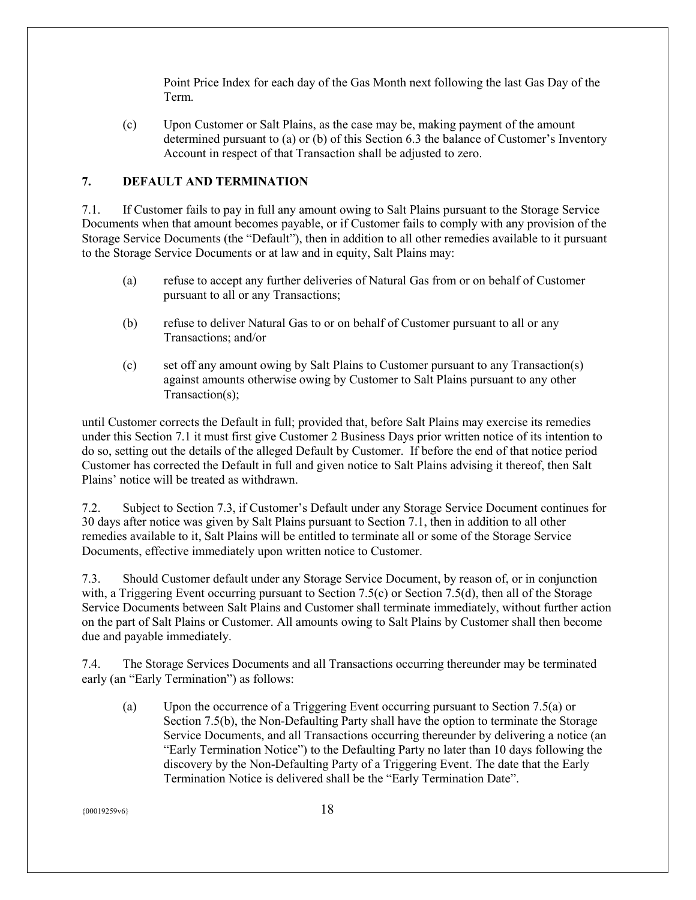Point Price Index for each day of the Gas Month next following the last Gas Day of the Term.

(c) Upon Customer or Salt Plains, as the case may be, making payment of the amount determined pursuant to (a) or (b) of this Section 6.3 the balance of Customer's Inventory Account in respect of that Transaction shall be adjusted to zero.

## 7. DEFAULT AND TERMINATION

7.1. If Customer fails to pay in full any amount owing to Salt Plains pursuant to the Storage Service Documents when that amount becomes payable, or if Customer fails to comply with any provision of the Storage Service Documents (the "Default"), then in addition to all other remedies available to it pursuant to the Storage Service Documents or at law and in equity, Salt Plains may:

(a) refuse to accept any further deliveries of Natural Gas from or on behalf of Customer pursuant to all or any Transactions;

(b) refuse to deliver Natural Gas to or on behalf of Customer pursuant to all or any Transactions; and/or

(c) set off any amount owing by Salt Plains to Customer pursuant to any Transaction(s) against amounts otherwise owing by Customer to Salt Plains pursuant to any other Transaction(s);

until Customer corrects the Default in full; provided that, before Salt Plains may exercise its remedies under this Section 7.1 it must first give Customer 2 Business Days prior written notice of its intention to do so, setting out the details of the alleged Default by Customer. If before the end of that notice period Customer has corrected the Default in full and given notice to Salt Plains advising it thereof, then Salt Plains' notice will be treated as withdrawn.

7.2. Subject to Section 7.3, if Customer's Default under any Storage Service Document continues for 30 days after notice was given by Salt Plains pursuant to Section 7.1, then in addition to all other remedies available to it, Salt Plains will be entitled to terminate all or some of the Storage Service Documents, effective immediately upon written notice to Customer.

7.3. Should Customer default under any Storage Service Document, by reason of, or in conjunction with, a Triggering Event occurring pursuant to Section 7.5(c) or Section 7.5(d), then all of the Storage Service Documents between Salt Plains and Customer shall terminate immediately, without further action on the part of Salt Plains or Customer. All amounts owing to Salt Plains by Customer shall then become due and payable immediately.

7.4. The Storage Services Documents and all Transactions occurring thereunder may be terminated early (an "Early Termination") as follows:

(a) Upon the occurrence of a Triggering Event occurring pursuant to Section 7.5(a) or Section 7.5(b), the Non-Defaulting Party shall have the option to terminate the Storage Service Documents, and all Transactions occurring thereunder by delivering a notice (an "Early Termination Notice") to the Defaulting Party no later than 10 days following the discovery by the Non-Defaulting Party of a Triggering Event. The date that the Early Termination Notice is delivered shall be the "Early Termination Date".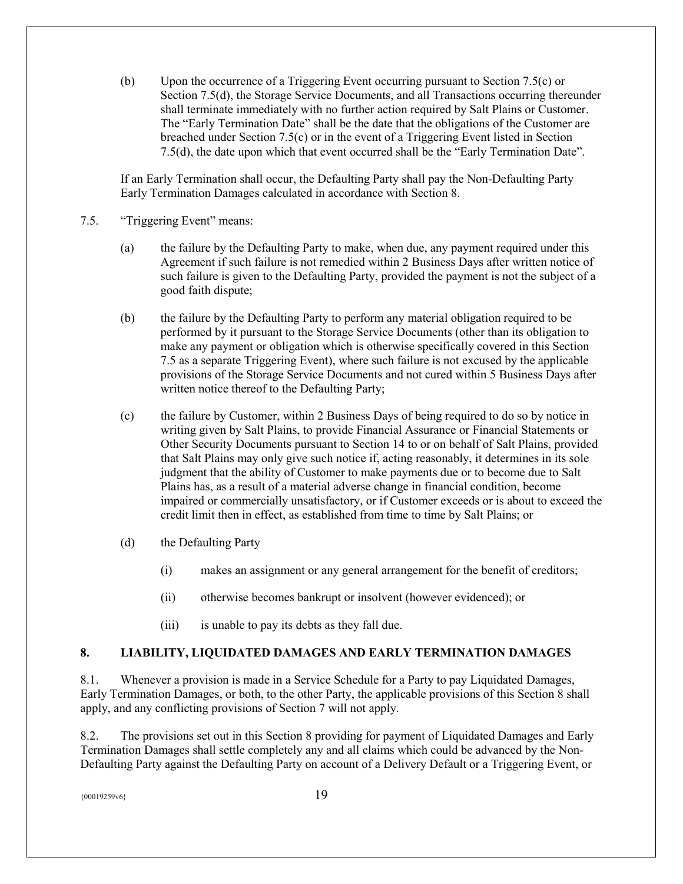(b) Upon the occurrence of a Triggering Event occurring pursuant to Section 7.5(c) or Section 7.5(d), the Storage Service Documents, and all Transactions occurring thereunder shall terminate immediately with no further action required by Salt Plains or Customer. The "Early Termination Date" shall be the date that the obligations of the Customer are breached under Section 7.5(c) or in the event of a Triggering Event listed in Section 7.5(d), the date upon which that event occurred shall be the "Early Termination Date".

If an Early Termination shall occur, the Defaulting Party shall pay the Non-Defaulting Party Early Termination Damages calculated in accordance with Section 8.

7.5. "Triggering Event" means:

(a) the failure by the Defaulting Party to make, when due, any payment required under this Agreement if such failure is not remedied within 2 Business Days after written notice of such failure is given to the Defaulting Party, provided the payment is not the subject of a good faith dispute;

(b) the failure by the Defaulting Party to perform any material obligation required to be performed by it pursuant to the Storage Service Documents (other than its obligation to make any payment or obligation which is otherwise specifically covered in this Section 7.5 as a separate Triggering Event), where such failure is not excused by the applicable provisions of the Storage Service Documents and not cured within 5 Business Days after written notice thereof to the Defaulting Party;

(c) the failure by Customer, within 2 Business Days of being required to do so by notice in writing given by Salt Plains, to provide Financial Assurance or Financial Statements or Other Security Documents pursuant to Section 14 to or on behalf of Salt Plains, provided that Salt Plains may only give such notice if, acting reasonably, it determines in its sole judgment that the ability of Customer to make payments due or to become due to Salt Plains has, as a result of a material adverse change in financial condition, become impaired or commercially unsatisfactory, or if Customer exceeds or is about to exceed the credit limit then in effect, as established from time to time by Salt Plains; or

(d) the Defaulting Party

(i) makes an assignment or any general arrangement for the benefit of creditors;

(ii) otherwise becomes bankrupt or insolvent (however evidenced); or

(iii) is unable to pay its debts as they fall due.

## 8. LIABILITY, LIQUIDATED DAMAGES AND EARLY TERMINATION DAMAGES

8.1. Whenever a provision is made in a Service Schedule for a Party to pay Liquidated Damages, Early Termination Damages, or both, to the other Party, the applicable provisions of this Section 8 shall apply, and any conflicting provisions of Section 7 will not apply.

8.2. The provisions set out in this Section 8 providing for payment of Liquidated Damages and Early Termination Damages shall settle completely any and all claims which could be advanced by the Non-Defaulting Party against the Defaulting Party on account of a Delivery Default or a Triggering Event, or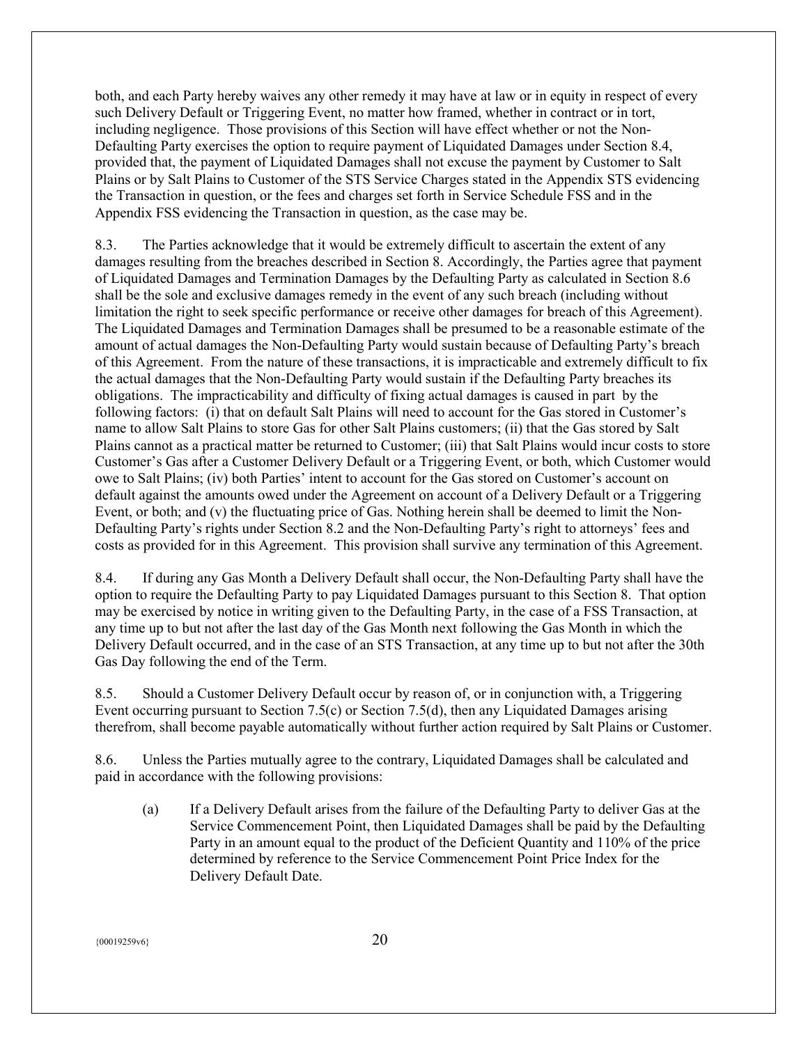both, and each Party hereby waives any other remedy it may have at law or in equity in respect of every such Delivery Default or Triggering Event, no matter how framed, whether in contract or in tort, including negligence. Those provisions of this Section will have effect whether or not the Non-Defaulting Party exercises the option to require payment of Liquidated Damages under Section 8.4, provided that, the payment of Liquidated Damages shall not excuse the payment by Customer to Salt Plains or by Salt Plains to Customer of the STS Service Charges stated in the Appendix STS evidencing the Transaction in question, or the fees and charges set forth in Service Schedule FSS and in the Appendix FSS evidencing the Transaction in question, as the case may be.

8.3. The Parties acknowledge that it would be extremely difficult to ascertain the extent of any damages resulting from the breaches described in Section 8. Accordingly, the Parties agree that payment of Liquidated Damages and Termination Damages by the Defaulting Party as calculated in Section 8.6 shall be the sole and exclusive damages remedy in the event of any such breach (including without limitation the right to seek specific performance or receive other damages for breach of this Agreement). The Liquidated Damages and Termination Damages shall be presumed to be a reasonable estimate of the amount of actual damages the Non-Defaulting Party would sustain because of Defaulting Party's breach of this Agreement. From the nature of these transactions, it is impracticable and extremely difficult to fix the actual damages that the Non-Defaulting Party would sustain if the Defaulting Party breaches its obligations. The impracticability and difficulty of fixing actual damages is caused in part by the following factors: (i) that on default Salt Plains will need to account for the Gas stored in Customer's name to allow Salt Plains to store Gas for other Salt Plains customers; (ii) that the Gas stored by Salt Plains cannot as a practical matter be returned to Customer; (iii) that Salt Plains would incur costs to store Customer's Gas after a Customer Delivery Default or a Triggering Event, or both, which Customer would owe to Salt Plains; (iv) both Parties' intent to account for the Gas stored on Customer's account on default against the amounts owed under the Agreement on account of a Delivery Default or a Triggering Event, or both; and (v) the fluctuating price of Gas. Nothing herein shall be deemed to limit the Non-Defaulting Party's rights under Section 8.2 and the Non-Defaulting Party's right to attorneys' fees and costs as provided for in this Agreement. This provision shall survive any termination of this Agreement.

8.4. If during any Gas Month a Delivery Default shall occur, the Non-Defaulting Party shall have the option to require the Defaulting Party to pay Liquidated Damages pursuant to this Section 8. That option may be exercised by notice in writing given to the Defaulting Party, in the case of a FSS Transaction, at any time up to but not after the last day of the Gas Month next following the Gas Month in which the Delivery Default occurred, and in the case of an STS Transaction, at any time up to but not after the 30th Gas Day following the end of the Term.

8.5. Should a Customer Delivery Default occur by reason of, or in conjunction with, a Triggering Event occurring pursuant to Section 7.5(c) or Section 7.5(d), then any Liquidated Damages arising therefrom, shall become payable automatically without further action required by Salt Plains or Customer.

8.6. Unless the Parties mutually agree to the contrary, Liquidated Damages shall be calculated and paid in accordance with the following provisions:

(a) If a Delivery Default arises from the failure of the Defaulting Party to deliver Gas at the Service Commencement Point, then Liquidated Damages shall be paid by the Defaulting Party in an amount equal to the product of the Deficient Quantity and 110% of the price determined by reference to the Service Commencement Point Price Index for the Delivery Default Date.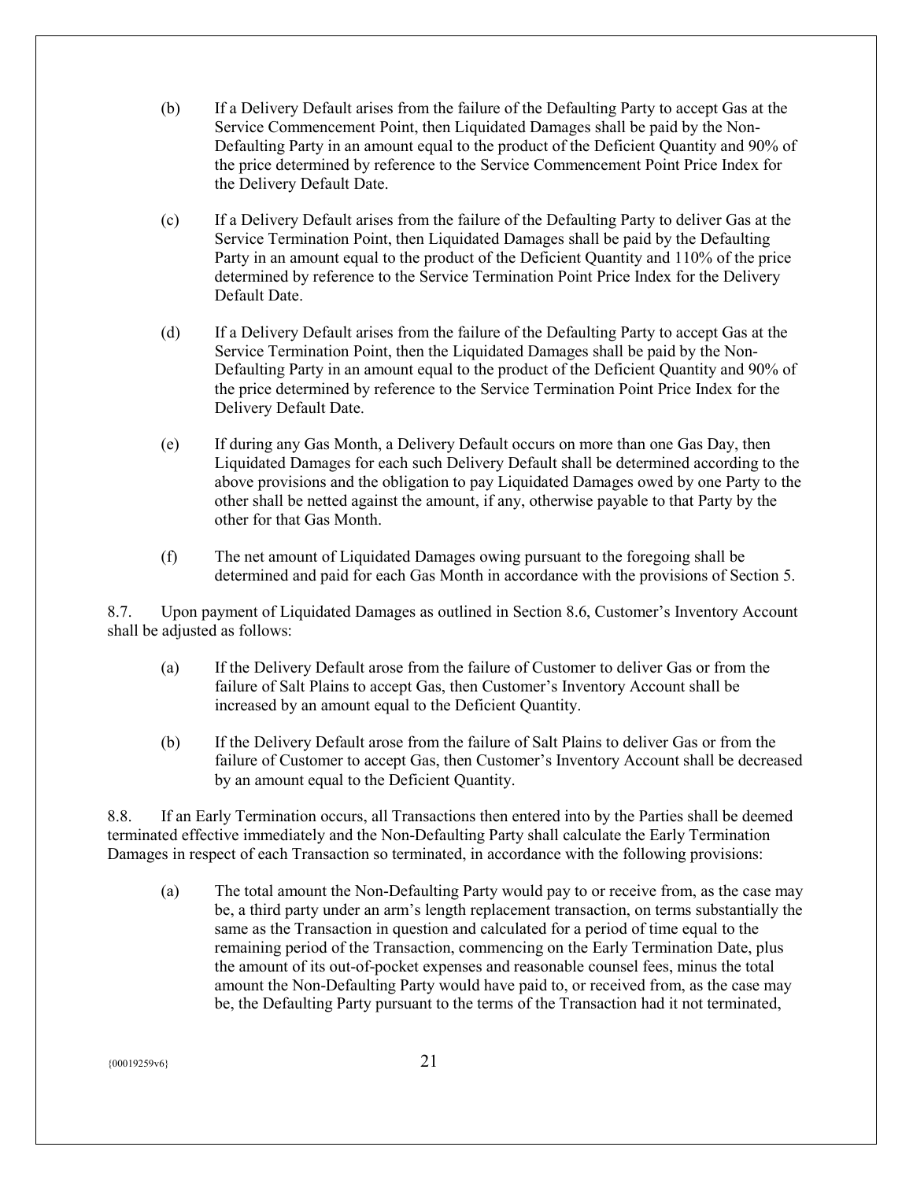(b) If a Delivery Default arises from the failure of the Defaulting Party to accept Gas at the Service Commencement Point, then Liquidated Damages shall be paid by the Non-Defaulting Party in an amount equal to the product of the Deficient Quantity and 90% of the price determined by reference to the Service Commencement Point Price Index for the Delivery Default Date.

(c) If a Delivery Default arises from the failure of the Defaulting Party to deliver Gas at the Service Termination Point, then Liquidated Damages shall be paid by the Defaulting Party in an amount equal to the product of the Deficient Quantity and 110% of the price determined by reference to the Service Termination Point Price Index for the Delivery Default Date.

(d) If a Delivery Default arises from the failure of the Defaulting Party to accept Gas at the Service Termination Point, then the Liquidated Damages shall be paid by the Non-Defaulting Party in an amount equal to the product of the Deficient Quantity and 90% of the price determined by reference to the Service Termination Point Price Index for the Delivery Default Date.

(e) If during any Gas Month, a Delivery Default occurs on more than one Gas Day, then Liquidated Damages for each such Delivery Default shall be determined according to the above provisions and the obligation to pay Liquidated Damages owed by one Party to the other shall be netted against the amount, if any, otherwise payable to that Party by the other for that Gas Month.

(f) The net amount of Liquidated Damages owing pursuant to the foregoing shall be determined and paid for each Gas Month in accordance with the provisions of Section 5.

8.7. Upon payment of Liquidated Damages as outlined in Section 8.6, Customer's Inventory Account shall be adjusted as follows:

(a) If the Delivery Default arose from the failure of Customer to deliver Gas or from the failure of Salt Plains to accept Gas, then Customer's Inventory Account shall be increased by an amount equal to the Deficient Quantity.

(b) If the Delivery Default arose from the failure of Salt Plains to deliver Gas or from the failure of Customer to accept Gas, then Customer's Inventory Account shall be decreased by an amount equal to the Deficient Quantity.

8.8. If an Early Termination occurs, all Transactions then entered into by the Parties shall be deemed terminated effective immediately and the Non-Defaulting Party shall calculate the Early Termination Damages in respect of each Transaction so terminated, in accordance with the following provisions:

(a) The total amount the Non-Defaulting Party would pay to or receive from, as the case may be, a third party under an arm's length replacement transaction, on terms substantially the same as the Transaction in question and calculated for a period of time equal to the remaining period of the Transaction, commencing on the Early Termination Date, plus the amount of its out-of-pocket expenses and reasonable counsel fees, minus the total amount the Non-Defaulting Party would have paid to, or received from, as the case may be, the Defaulting Party pursuant to the terms of the Transaction had it not terminated,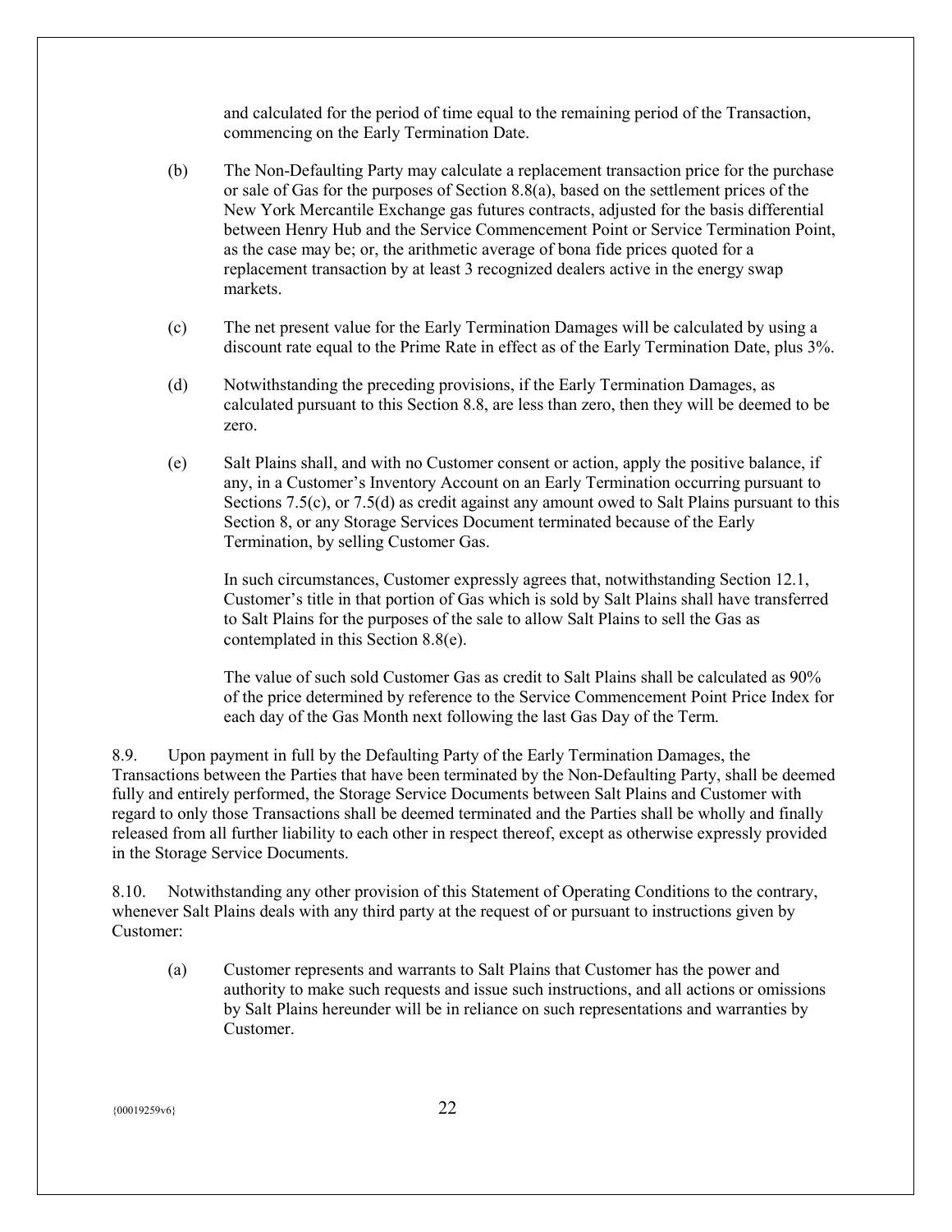and calculated for the period of time equal to the remaining period of the Transaction, commencing on the Early Termination Date.

(b) The Non-Defaulting Party may calculate a replacement transaction price for the purchase or sale of Gas for the purposes of Section 8.8(a), based on the settlement prices of the New York Mercantile Exchange gas futures contracts, adjusted for the basis differential between Henry Hub and the Service Commencement Point or Service Termination Point, as the case may be; or, the arithmetic average of bona fide prices quoted for a replacement transaction by at least 3 recognized dealers active in the energy swap markets.

(c) The net present value for the Early Termination Damages will be calculated by using a discount rate equal to the Prime Rate in effect as of the Early Termination Date, plus 3%.

(d) Notwithstanding the preceding provisions, if the Early Termination Damages, as calculated pursuant to this Section 8.8, are less than zero, then they will be deemed to be zero.

(e) Salt Plains shall, and with no Customer consent or action, apply the positive balance, if any, in a Customer's Inventory Account on an Early Termination occurring pursuant to Sections 7.5(c), or 7.5(d) as credit against any amount owed to Salt Plains pursuant to this Section 8, or any Storage Services Document terminated because of the Early Termination, by selling Customer Gas.

In such circumstances, Customer expressly agrees that, notwithstanding Section 12.1, Customer's title in that portion of Gas which is sold by Salt Plains shall have transferred to Salt Plains for the purposes of the sale to allow Salt Plains to sell the Gas as contemplated in this Section 8.8(e).

The value of such sold Customer Gas as credit to Salt Plains shall be calculated as 90% of the price determined by reference to the Service Commencement Point Price Index for each day of the Gas Month next following the last Gas Day of the Term.

8.9. Upon payment in full by the Defaulting Party of the Early Termination Damages, the Transactions between the Parties that have been terminated by the Non-Defaulting Party, shall be deemed fully and entirely performed, the Storage Service Documents between Salt Plains and Customer with regard to only those Transactions shall be deemed terminated and the Parties shall be wholly and finally released from all further liability to each other in respect thereof, except as otherwise expressly provided in the Storage Service Documents.

8.10. Notwithstanding any other provision of this Statement of Operating Conditions to the contrary, whenever Salt Plains deals with any third party at the request of or pursuant to instructions given by Customer:

(a) Customer represents and warrants to Salt Plains that Customer has the power and authority to make such requests and issue such instructions, and all actions or omissions by Salt Plains hereunder will be in reliance on such representations and warranties by Customer.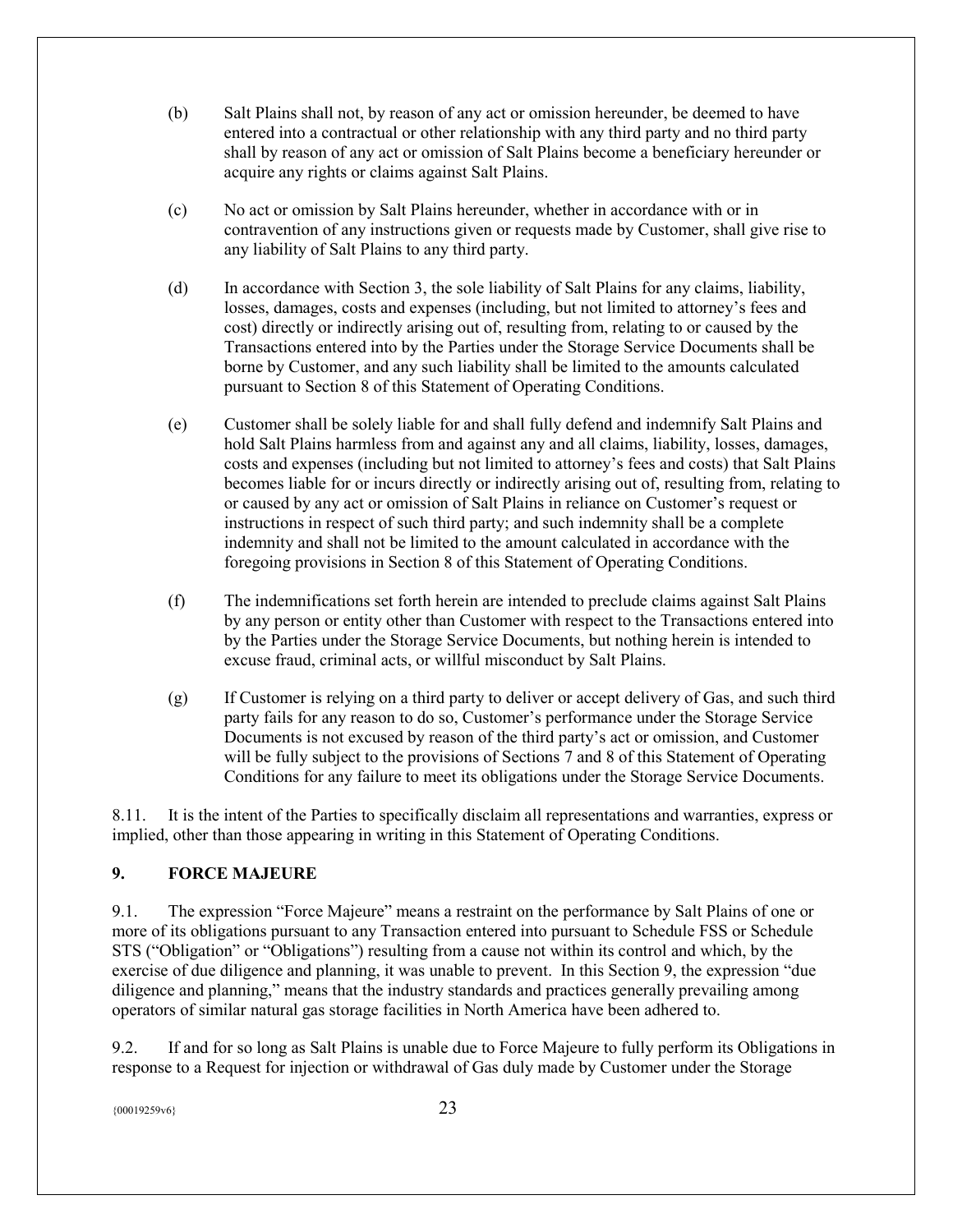(b) Salt Plains shall not, by reason of any act or omission hereunder, be deemed to have entered into a contractual or other relationship with any third party and no third party shall by reason of any act or omission of Salt Plains become a beneficiary hereunder or acquire any rights or claims against Salt Plains.

(c) No act or omission by Salt Plains hereunder, whether in accordance with or in contravention of any instructions given or requests made by Customer, shall give rise to any liability of Salt Plains to any third party.

(d) In accordance with Section 3, the sole liability of Salt Plains for any claims, liability, losses, damages, costs and expenses (including, but not limited to attorney's fees and cost) directly or indirectly arising out of, resulting from, relating to or caused by the Transactions entered into by the Parties under the Storage Service Documents shall be borne by Customer, and any such liability shall be limited to the amounts calculated pursuant to Section 8 of this Statement of Operating Conditions.

(e) Customer shall be solely liable for and shall fully defend and indemnify Salt Plains and hold Salt Plains harmless from and against any and all claims, liability, losses, damages, costs and expenses (including but not limited to attorney's fees and costs) that Salt Plains becomes liable for or incurs directly or indirectly arising out of, resulting from, relating to or caused by any act or omission of Salt Plains in reliance on Customer's request or instructions in respect of such third party; and such indemnity shall be a complete indemnity and shall not be limited to the amount calculated in accordance with the foregoing provisions in Section 8 of this Statement of Operating Conditions.

(f) The indemnifications set forth herein are intended to preclude claims against Salt Plains by any person or entity other than Customer with respect to the Transactions entered into by the Parties under the Storage Service Documents, but nothing herein is intended to excuse fraud, criminal acts, or willful misconduct by Salt Plains.

(g) If Customer is relying on a third party to deliver or accept delivery of Gas, and such third party fails for any reason to do so, Customer's performance under the Storage Service Documents is not excused by reason of the third party's act or omission, and Customer will be fully subject to the provisions of Sections 7 and 8 of this Statement of Operating Conditions for any failure to meet its obligations under the Storage Service Documents.

8.11. It is the intent of the Parties to specifically disclaim all representations and warranties, express or implied, other than those appearing in writing in this Statement of Operating Conditions.

## 9. FORCE MAJEURE

9.1. The expression "Force Majeure" means a restraint on the performance by Salt Plains of one or more of its obligations pursuant to any Transaction entered into pursuant to Schedule FSS or Schedule STS ("Obligation" or "Obligations") resulting from a cause not within its control and which, by the exercise of due diligence and planning, it was unable to prevent. In this Section 9, the expression "due diligence and planning," means that the industry standards and practices generally prevailing among operators of similar natural gas storage facilities in North America have been adhered to.

9.2. If and for so long as Salt Plains is unable due to Force Majeure to fully perform its Obligations in response to a Request for injection or withdrawal of Gas duly made by Customer under the Storage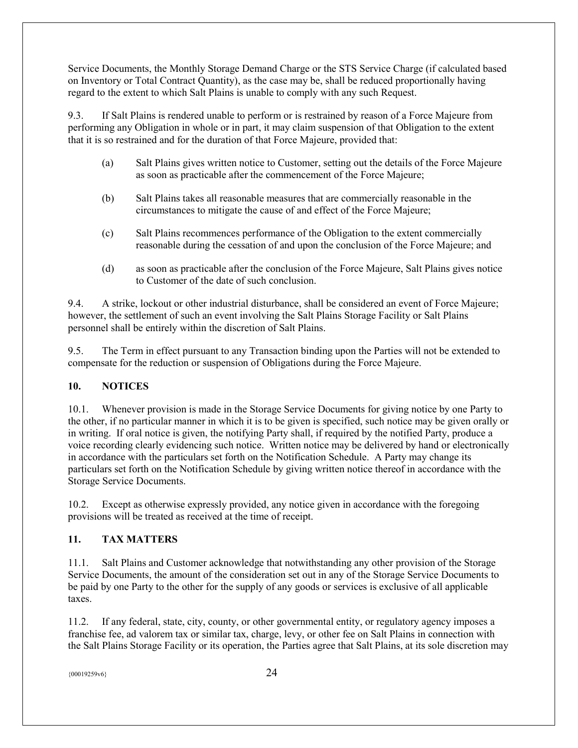Service Documents, the Monthly Storage Demand Charge or the STS Service Charge (if calculated based on Inventory or Total Contract Quantity), as the case may be, shall be reduced proportionally having regard to the extent to which Salt Plains is unable to comply with any such Request.

9.3. If Salt Plains is rendered unable to perform or is restrained by reason of a Force Majeure from performing any Obligation in whole or in part, it may claim suspension of that Obligation to the extent that it is so restrained and for the duration of that Force Majeure, provided that:

(a) Salt Plains gives written notice to Customer, setting out the details of the Force Majeure as soon as practicable after the commencement of the Force Majeure;

(b) Salt Plains takes all reasonable measures that are commercially reasonable in the circumstances to mitigate the cause of and effect of the Force Majeure;

(c) Salt Plains recommences performance of the Obligation to the extent commercially reasonable during the cessation of and upon the conclusion of the Force Majeure; and

(d) as soon as practicable after the conclusion of the Force Majeure, Salt Plains gives notice to Customer of the date of such conclusion.

9.4. A strike, lockout or other industrial disturbance, shall be considered an event of Force Majeure; however, the settlement of such an event involving the Salt Plains Storage Facility or Salt Plains personnel shall be entirely within the discretion of Salt Plains.

9.5. The Term in effect pursuant to any Transaction binding upon the Parties will not be extended to compensate for the reduction or suspension of Obligations during the Force Majeure.

## 10. NOTICES

10.1. Whenever provision is made in the Storage Service Documents for giving notice by one Party to the other, if no particular manner in which it is to be given is specified, such notice may be given orally or in writing. If oral notice is given, the notifying Party shall, if required by the notified Party, produce a voice recording clearly evidencing such notice. Written notice may be delivered by hand or electronically in accordance with the particulars set forth on the Notification Schedule. A Party may change its particulars set forth on the Notification Schedule by giving written notice thereof in accordance with the Storage Service Documents.

10.2. Except as otherwise expressly provided, any notice given in accordance with the foregoing provisions will be treated as received at the time of receipt.

## 11. TAX MATTERS

11.1. Salt Plains and Customer acknowledge that notwithstanding any other provision of the Storage Service Documents, the amount of the consideration set out in any of the Storage Service Documents to be paid by one Party to the other for the supply of any goods or services is exclusive of all applicable taxes.

11.2. If any federal, state, city, county, or other governmental entity, or regulatory agency imposes a franchise fee, ad valorem tax or similar tax, charge, levy, or other fee on Salt Plains in connection with the Salt Plains Storage Facility or its operation, the Parties agree that Salt Plains, at its sole discretion may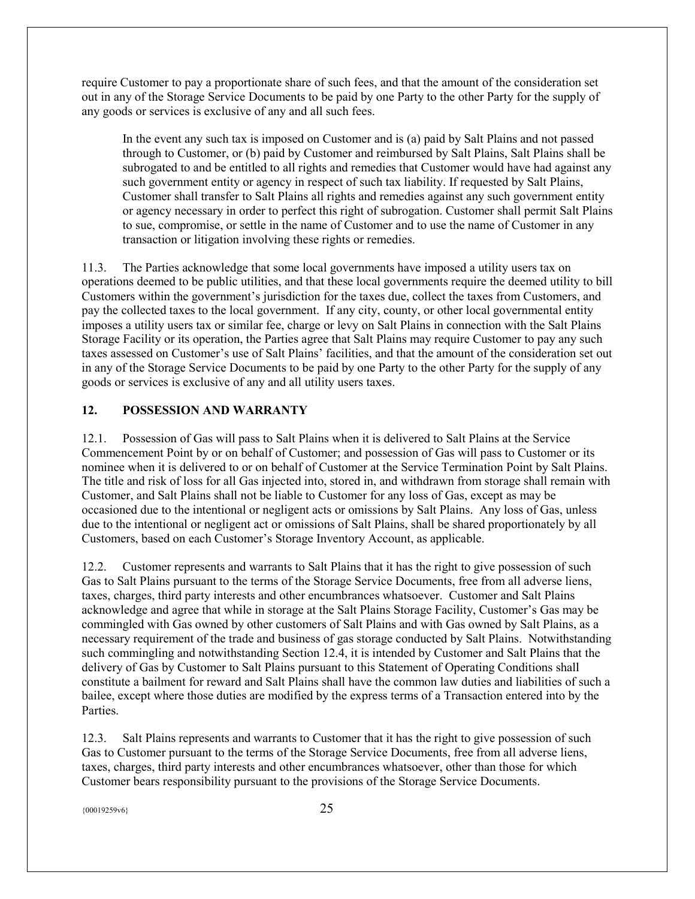require Customer to pay a proportionate share of such fees, and that the amount of the consideration set out in any of the Storage Service Documents to be paid by one Party to the other Party for the supply of any goods or services is exclusive of any and all such fees.

In the event any such tax is imposed on Customer and is (a) paid by Salt Plains and not passed through to Customer, or (b) paid by Customer and reimbursed by Salt Plains, Salt Plains shall be subrogated to and be entitled to all rights and remedies that Customer would have had against any such government entity or agency in respect of such tax liability. If requested by Salt Plains, Customer shall transfer to Salt Plains all rights and remedies against any such government entity or agency necessary in order to perfect this right of subrogation. Customer shall permit Salt Plains to sue, compromise, or settle in the name of Customer and to use the name of Customer in any transaction or litigation involving these rights or remedies.

11.3. The Parties acknowledge that some local governments have imposed a utility users tax on operations deemed to be public utilities, and that these local governments require the deemed utility to bill Customers within the government's jurisdiction for the taxes due, collect the taxes from Customers, and pay the collected taxes to the local government. If any city, county, or other local governmental entity imposes a utility users tax or similar fee, charge or levy on Salt Plains in connection with the Salt Plains Storage Facility or its operation, the Parties agree that Salt Plains may require Customer to pay any such taxes assessed on Customer's use of Salt Plains' facilities, and that the amount of the consideration set out in any of the Storage Service Documents to be paid by one Party to the other Party for the supply of any goods or services is exclusive of any and all utility users taxes.

## 12. POSSESSION AND WARRANTY

12.1. Possession of Gas will pass to Salt Plains when it is delivered to Salt Plains at the Service Commencement Point by or on behalf of Customer; and possession of Gas will pass to Customer or its nominee when it is delivered to or on behalf of Customer at the Service Termination Point by Salt Plains. The title and risk of loss for all Gas injected into, stored in, and withdrawn from storage shall remain with Customer, and Salt Plains shall not be liable to Customer for any loss of Gas, except as may be occasioned due to the intentional or negligent acts or omissions by Salt Plains. Any loss of Gas, unless due to the intentional or negligent act or omissions of Salt Plains, shall be shared proportionately by all Customers, based on each Customer's Storage Inventory Account, as applicable.

12.2. Customer represents and warrants to Salt Plains that it has the right to give possession of such Gas to Salt Plains pursuant to the terms of the Storage Service Documents, free from all adverse liens, taxes, charges, third party interests and other encumbrances whatsoever. Customer and Salt Plains acknowledge and agree that while in storage at the Salt Plains Storage Facility, Customer's Gas may be commingled with Gas owned by other customers of Salt Plains and with Gas owned by Salt Plains, as a necessary requirement of the trade and business of gas storage conducted by Salt Plains. Notwithstanding such commingling and notwithstanding Section 12.4, it is intended by Customer and Salt Plains that the delivery of Gas by Customer to Salt Plains pursuant to this Statement of Operating Conditions shall constitute a bailment for reward and Salt Plains shall have the common law duties and liabilities of such a bailee, except where those duties are modified by the express terms of a Transaction entered into by the Parties.

12.3. Salt Plains represents and warrants to Customer that it has the right to give possession of such Gas to Customer pursuant to the terms of the Storage Service Documents, free from all adverse liens, taxes, charges, third party interests and other encumbrances whatsoever, other than those for which Customer bears responsibility pursuant to the provisions of the Storage Service Documents.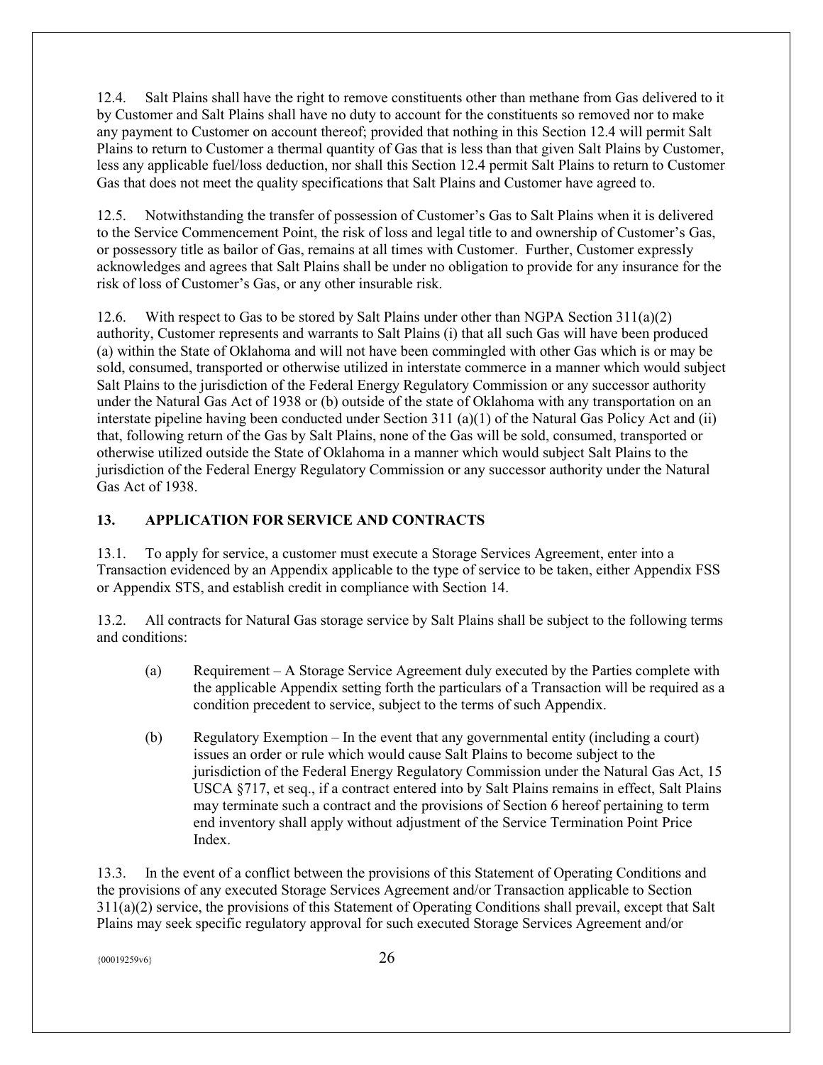12.4. Salt Plains shall have the right to remove constituents other than methane from Gas delivered to it by Customer and Salt Plains shall have no duty to account for the constituents so removed nor to make any payment to Customer on account thereof; provided that nothing in this Section 12.4 will permit Salt Plains to return to Customer a thermal quantity of Gas that is less than that given Salt Plains by Customer, less any applicable fuel/loss deduction, nor shall this Section 12.4 permit Salt Plains to return to Customer Gas that does not meet the quality specifications that Salt Plains and Customer have agreed to.

12.5. Notwithstanding the transfer of possession of Customer's Gas to Salt Plains when it is delivered to the Service Commencement Point, the risk of loss and legal title to and ownership of Customer's Gas, or possessory title as bailor of Gas, remains at all times with Customer. Further, Customer expressly acknowledges and agrees that Salt Plains shall be under no obligation to provide for any insurance for the risk of loss of Customer's Gas, or any other insurable risk.

12.6. With respect to Gas to be stored by Salt Plains under other than NGPA Section 311(a)(2) authority, Customer represents and warrants to Salt Plains (i) that all such Gas will have been produced (a) within the State of Oklahoma and will not have been commingled with other Gas which is or may be sold, consumed, transported or otherwise utilized in interstate commerce in a manner which would subject Salt Plains to the jurisdiction of the Federal Energy Regulatory Commission or any successor authority under the Natural Gas Act of 1938 or (b) outside of the state of Oklahoma with any transportation on an interstate pipeline having been conducted under Section 311 (a)(1) of the Natural Gas Policy Act and (ii) that, following return of the Gas by Salt Plains, none of the Gas will be sold, consumed, transported or otherwise utilized outside the State of Oklahoma in a manner which would subject Salt Plains to the jurisdiction of the Federal Energy Regulatory Commission or any successor authority under the Natural Gas Act of 1938.

## 13. APPLICATION FOR SERVICE AND CONTRACTS

13.1. To apply for service, a customer must execute a Storage Services Agreement, enter into a Transaction evidenced by an Appendix applicable to the type of service to be taken, either Appendix FSS or Appendix STS, and establish credit in compliance with Section 14.

13.2. All contracts for Natural Gas storage service by Salt Plains shall be subject to the following terms and conditions:

(a) Requirement – A Storage Service Agreement duly executed by the Parties complete with the applicable Appendix setting forth the particulars of a Transaction will be required as a condition precedent to service, subject to the terms of such Appendix.

(b) Regulatory Exemption – In the event that any governmental entity (including a court) issues an order or rule which would cause Salt Plains to become subject to the jurisdiction of the Federal Energy Regulatory Commission under the Natural Gas Act, 15 USCA §717, et seq., if a contract entered into by Salt Plains remains in effect, Salt Plains may terminate such a contract and the provisions of Section 6 hereof pertaining to term end inventory shall apply without adjustment of the Service Termination Point Price Index.

13.3. In the event of a conflict between the provisions of this Statement of Operating Conditions and the provisions of any executed Storage Services Agreement and/or Transaction applicable to Section 311(a)(2) service, the provisions of this Statement of Operating Conditions shall prevail, except that Salt Plains may seek specific regulatory approval for such executed Storage Services Agreement and/or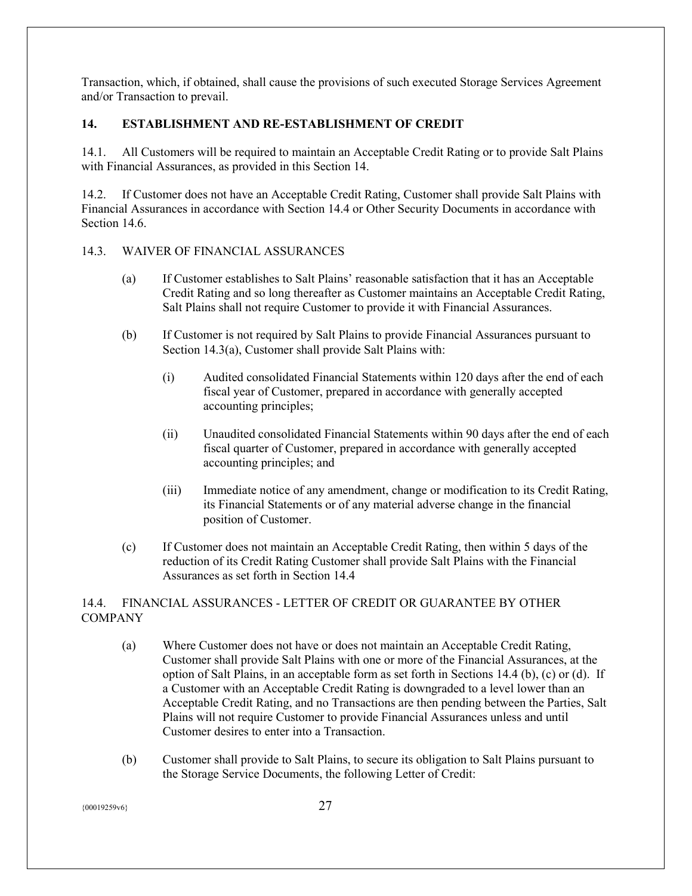Transaction, which, if obtained, shall cause the provisions of such executed Storage Services Agreement and/or Transaction to prevail.

## 14. ESTABLISHMENT AND RE-ESTABLISHMENT OF CREDIT

14.1. All Customers will be required to maintain an Acceptable Credit Rating or to provide Salt Plains with Financial Assurances, as provided in this Section 14.

14.2. If Customer does not have an Acceptable Credit Rating, Customer shall provide Salt Plains with Financial Assurances in accordance with Section 14.4 or Other Security Documents in accordance with Section 14.6.

14.3. WAIVER OF FINANCIAL ASSURANCES

(a) If Customer establishes to Salt Plains' reasonable satisfaction that it has an Acceptable Credit Rating and so long thereafter as Customer maintains an Acceptable Credit Rating, Salt Plains shall not require Customer to provide it with Financial Assurances.

(b) If Customer is not required by Salt Plains to provide Financial Assurances pursuant to Section 14.3(a), Customer shall provide Salt Plains with:

(i) Audited consolidated Financial Statements within 120 days after the end of each fiscal year of Customer, prepared in accordance with generally accepted accounting principles;

(ii) Unaudited consolidated Financial Statements within 90 days after the end of each fiscal quarter of Customer, prepared in accordance with generally accepted accounting principles; and

(iii) Immediate notice of any amendment, change or modification to its Credit Rating, its Financial Statements or of any material adverse change in the financial position of Customer.

(c) If Customer does not maintain an Acceptable Credit Rating, then within 5 days of the reduction of its Credit Rating Customer shall provide Salt Plains with the Financial Assurances as set forth in Section 14.4

14.4. FINANCIAL ASSURANCES - LETTER OF CREDIT OR GUARANTEE BY OTHER COMPANY

(a) Where Customer does not have or does not maintain an Acceptable Credit Rating, Customer shall provide Salt Plains with one or more of the Financial Assurances, at the option of Salt Plains, in an acceptable form as set forth in Sections 14.4 (b), (c) or (d). If a Customer with an Acceptable Credit Rating is downgraded to a level lower than an Acceptable Credit Rating, and no Transactions are then pending between the Parties, Salt Plains will not require Customer to provide Financial Assurances unless and until Customer desires to enter into a Transaction.

(b) Customer shall provide to Salt Plains, to secure its obligation to Salt Plains pursuant to the Storage Service Documents, the following Letter of Credit: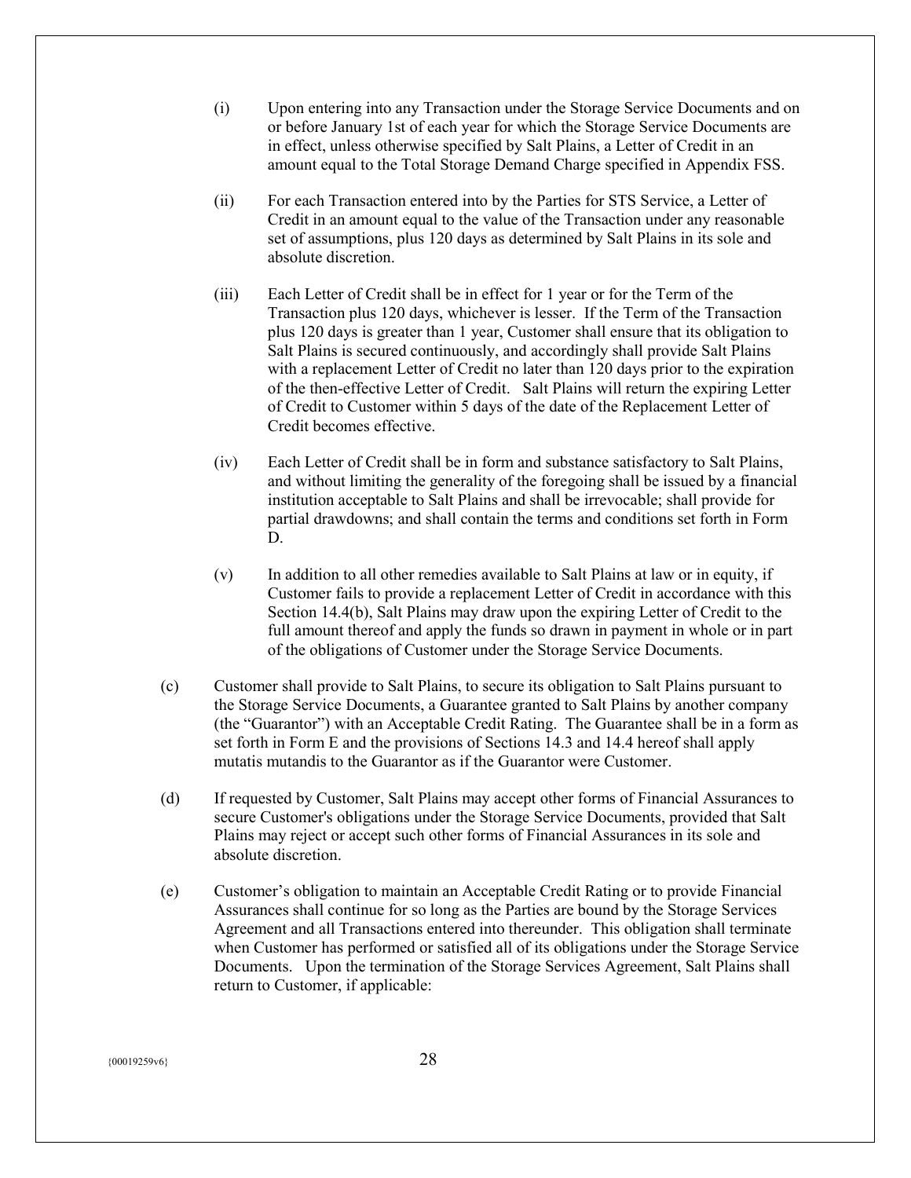(i) Upon entering into any Transaction under the Storage Service Documents and on or before January 1st of each year for which the Storage Service Documents are in effect, unless otherwise specified by Salt Plains, a Letter of Credit in an amount equal to the Total Storage Demand Charge specified in Appendix FSS.

(ii) For each Transaction entered into by the Parties for STS Service, a Letter of Credit in an amount equal to the value of the Transaction under any reasonable set of assumptions, plus 120 days as determined by Salt Plains in its sole and absolute discretion.

(iii) Each Letter of Credit shall be in effect for 1 year or for the Term of the Transaction plus 120 days, whichever is lesser. If the Term of the Transaction plus 120 days is greater than 1 year, Customer shall ensure that its obligation to Salt Plains is secured continuously, and accordingly shall provide Salt Plains with a replacement Letter of Credit no later than 120 days prior to the expiration of the then-effective Letter of Credit. Salt Plains will return the expiring Letter of Credit to Customer within 5 days of the date of the Replacement Letter of Credit becomes effective.

(iv) Each Letter of Credit shall be in form and substance satisfactory to Salt Plains, and without limiting the generality of the foregoing shall be issued by a financial institution acceptable to Salt Plains and shall be irrevocable; shall provide for partial drawdowns; and shall contain the terms and conditions set forth in Form D.

(v) In addition to all other remedies available to Salt Plains at law or in equity, if Customer fails to provide a replacement Letter of Credit in accordance with this Section 14.4(b), Salt Plains may draw upon the expiring Letter of Credit to the full amount thereof and apply the funds so drawn in payment in whole or in part of the obligations of Customer under the Storage Service Documents.

(c) Customer shall provide to Salt Plains, to secure its obligation to Salt Plains pursuant to the Storage Service Documents, a Guarantee granted to Salt Plains by another company (the "Guarantor") with an Acceptable Credit Rating. The Guarantee shall be in a form as set forth in Form E and the provisions of Sections 14.3 and 14.4 hereof shall apply mutatis mutandis to the Guarantor as if the Guarantor were Customer.

(d) If requested by Customer, Salt Plains may accept other forms of Financial Assurances to secure Customer's obligations under the Storage Service Documents, provided that Salt Plains may reject or accept such other forms of Financial Assurances in its sole and absolute discretion.

(e) Customer's obligation to maintain an Acceptable Credit Rating or to provide Financial Assurances shall continue for so long as the Parties are bound by the Storage Services Agreement and all Transactions entered into thereunder. This obligation shall terminate when Customer has performed or satisfied all of its obligations under the Storage Service Documents. Upon the termination of the Storage Services Agreement, Salt Plains shall return to Customer, if applicable: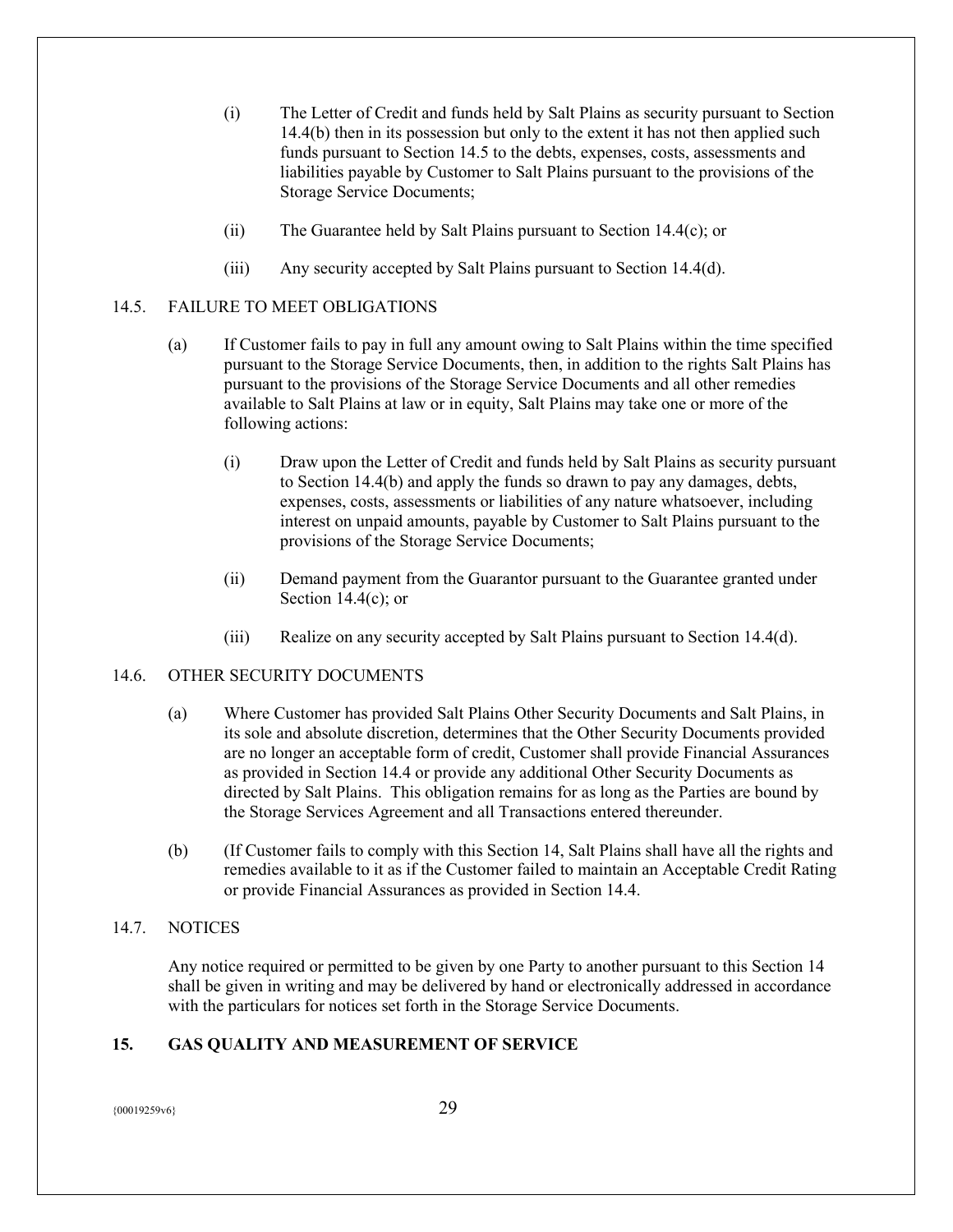(i) The Letter of Credit and funds held by Salt Plains as security pursuant to Section 14.4(b) then in its possession but only to the extent it has not then applied such funds pursuant to Section 14.5 to the debts, expenses, costs, assessments and liabilities payable by Customer to Salt Plains pursuant to the provisions of the Storage Service Documents;

(ii) The Guarantee held by Salt Plains pursuant to Section 14.4(c); or

(iii) Any security accepted by Salt Plains pursuant to Section 14.4(d).

14.5. FAILURE TO MEET OBLIGATIONS

(a) If Customer fails to pay in full any amount owing to Salt Plains within the time specified pursuant to the Storage Service Documents, then, in addition to the rights Salt Plains has pursuant to the provisions of the Storage Service Documents and all other remedies available to Salt Plains at law or in equity, Salt Plains may take one or more of the following actions:

(i) Draw upon the Letter of Credit and funds held by Salt Plains as security pursuant to Section 14.4(b) and apply the funds so drawn to pay any damages, debts, expenses, costs, assessments or liabilities of any nature whatsoever, including interest on unpaid amounts, payable by Customer to Salt Plains pursuant to the provisions of the Storage Service Documents;

(ii) Demand payment from the Guarantor pursuant to the Guarantee granted under Section 14.4(c); or

(iii) Realize on any security accepted by Salt Plains pursuant to Section 14.4(d).

14.6. OTHER SECURITY DOCUMENTS

(a) Where Customer has provided Salt Plains Other Security Documents and Salt Plains, in its sole and absolute discretion, determines that the Other Security Documents provided are no longer an acceptable form of credit, Customer shall provide Financial Assurances as provided in Section 14.4 or provide any additional Other Security Documents as directed by Salt Plains. This obligation remains for as long as the Parties are bound by the Storage Services Agreement and all Transactions entered thereunder.

(b) (If Customer fails to comply with this Section 14, Salt Plains shall have all the rights and remedies available to it as if the Customer failed to maintain an Acceptable Credit Rating or provide Financial Assurances as provided in Section 14.4.

14.7. NOTICES

Any notice required or permitted to be given by one Party to another pursuant to this Section 14 shall be given in writing and may be delivered by hand or electronically addressed in accordance with the particulars for notices set forth in the Storage Service Documents.

## 15. GAS QUALITY AND MEASUREMENT OF SERVICE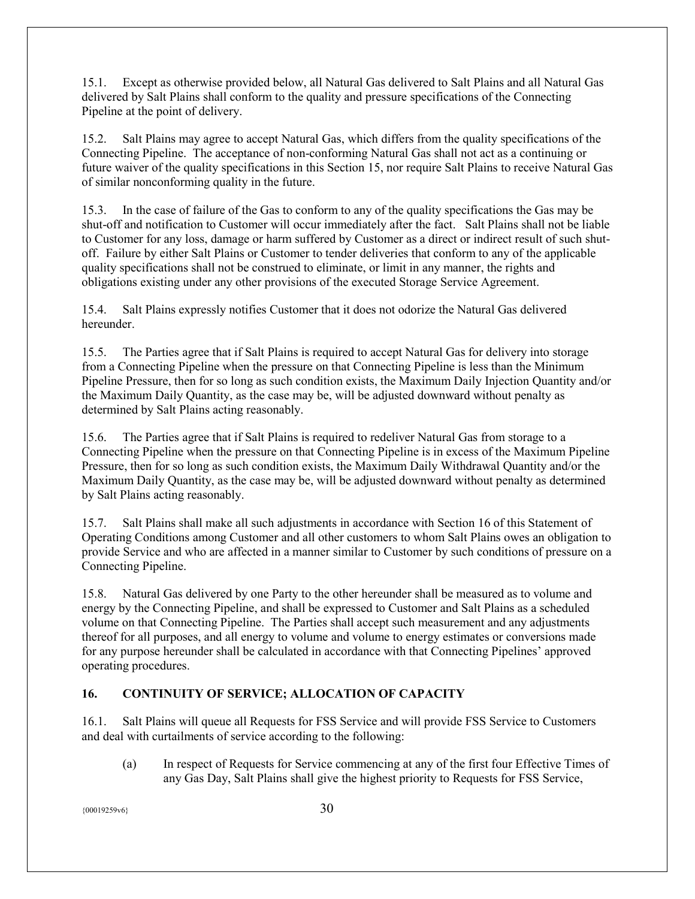15.1. Except as otherwise provided below, all Natural Gas delivered to Salt Plains and all Natural Gas delivered by Salt Plains shall conform to the quality and pressure specifications of the Connecting Pipeline at the point of delivery.

15.2. Salt Plains may agree to accept Natural Gas, which differs from the quality specifications of the Connecting Pipeline. The acceptance of non-conforming Natural Gas shall not act as a continuing or future waiver of the quality specifications in this Section 15, nor require Salt Plains to receive Natural Gas of similar nonconforming quality in the future.

15.3. In the case of failure of the Gas to conform to any of the quality specifications the Gas may be shut-off and notification to Customer will occur immediately after the fact. Salt Plains shall not be liable to Customer for any loss, damage or harm suffered by Customer as a direct or indirect result of such shut-off. Failure by either Salt Plains or Customer to tender deliveries that conform to any of the applicable quality specifications shall not be construed to eliminate, or limit in any manner, the rights and obligations existing under any other provisions of the executed Storage Service Agreement.

15.4. Salt Plains expressly notifies Customer that it does not odorize the Natural Gas delivered hereunder.

15.5. The Parties agree that if Salt Plains is required to accept Natural Gas for delivery into storage from a Connecting Pipeline when the pressure on that Connecting Pipeline is less than the Minimum Pipeline Pressure, then for so long as such condition exists, the Maximum Daily Injection Quantity and/or the Maximum Daily Quantity, as the case may be, will be adjusted downward without penalty as determined by Salt Plains acting reasonably.

15.6. The Parties agree that if Salt Plains is required to redeliver Natural Gas from storage to a Connecting Pipeline when the pressure on that Connecting Pipeline is in excess of the Maximum Pipeline Pressure, then for so long as such condition exists, the Maximum Daily Withdrawal Quantity and/or the Maximum Daily Quantity, as the case may be, will be adjusted downward without penalty as determined by Salt Plains acting reasonably.

15.7. Salt Plains shall make all such adjustments in accordance with Section 16 of this Statement of Operating Conditions among Customer and all other customers to whom Salt Plains owes an obligation to provide Service and who are affected in a manner similar to Customer by such conditions of pressure on a Connecting Pipeline.

15.8. Natural Gas delivered by one Party to the other hereunder shall be measured as to volume and energy by the Connecting Pipeline, and shall be expressed to Customer and Salt Plains as a scheduled volume on that Connecting Pipeline. The Parties shall accept such measurement and any adjustments thereof for all purposes, and all energy to volume and volume to energy estimates or conversions made for any purpose hereunder shall be calculated in accordance with that Connecting Pipelines' approved operating procedures.

## 16. CONTINUITY OF SERVICE; ALLOCATION OF CAPACITY

16.1. Salt Plains will queue all Requests for FSS Service and will provide FSS Service to Customers and deal with curtailments of service according to the following:

(a) In respect of Requests for Service commencing at any of the first four Effective Times of any Gas Day, Salt Plains shall give the highest priority to Requests for FSS Service,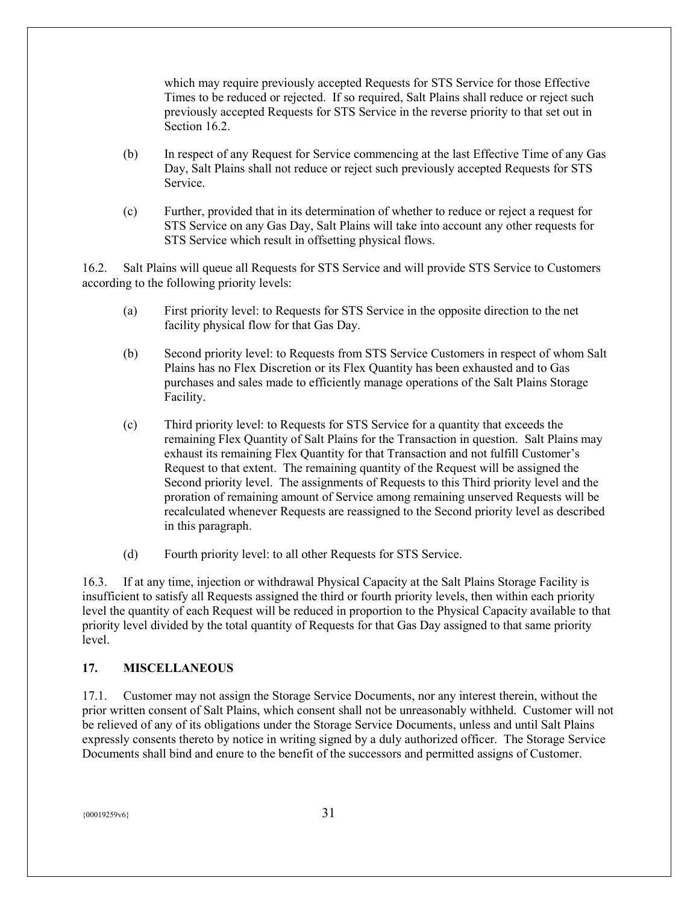which may require previously accepted Requests for STS Service for those Effective Times to be reduced or rejected. If so required, Salt Plains shall reduce or reject such previously accepted Requests for STS Service in the reverse priority to that set out in Section 16.2.

(b) In respect of any Request for Service commencing at the last Effective Time of any Gas Day, Salt Plains shall not reduce or reject such previously accepted Requests for STS Service.

(c) Further, provided that in its determination of whether to reduce or reject a request for STS Service on any Gas Day, Salt Plains will take into account any other requests for STS Service which result in offsetting physical flows.

16.2. Salt Plains will queue all Requests for STS Service and will provide STS Service to Customers according to the following priority levels:

(a) First priority level: to Requests for STS Service in the opposite direction to the net facility physical flow for that Gas Day.

(b) Second priority level: to Requests from STS Service Customers in respect of whom Salt Plains has no Flex Discretion or its Flex Quantity has been exhausted and to Gas purchases and sales made to efficiently manage operations of the Salt Plains Storage Facility.

(c) Third priority level: to Requests for STS Service for a quantity that exceeds the remaining Flex Quantity of Salt Plains for the Transaction in question. Salt Plains may exhaust its remaining Flex Quantity for that Transaction and not fulfill Customer's Request to that extent. The remaining quantity of the Request will be assigned the Second priority level. The assignments of Requests to this Third priority level and the proration of remaining amount of Service among remaining unserved Requests will be recalculated whenever Requests are reassigned to the Second priority level as described in this paragraph.

(d) Fourth priority level: to all other Requests for STS Service.

16.3. If at any time, injection or withdrawal Physical Capacity at the Salt Plains Storage Facility is insufficient to satisfy all Requests assigned the third or fourth priority levels, then within each priority level the quantity of each Request will be reduced in proportion to the Physical Capacity available to that priority level divided by the total quantity of Requests for that Gas Day assigned to that same priority level.

## 17. MISCELLANEOUS

17.1. Customer may not assign the Storage Service Documents, nor any interest therein, without the prior written consent of Salt Plains, which consent shall not be unreasonably withheld. Customer will not be relieved of any of its obligations under the Storage Service Documents, unless and until Salt Plains expressly consents thereto by notice in writing signed by a duly authorized officer. The Storage Service Documents shall bind and enure to the benefit of the successors and permitted assigns of Customer.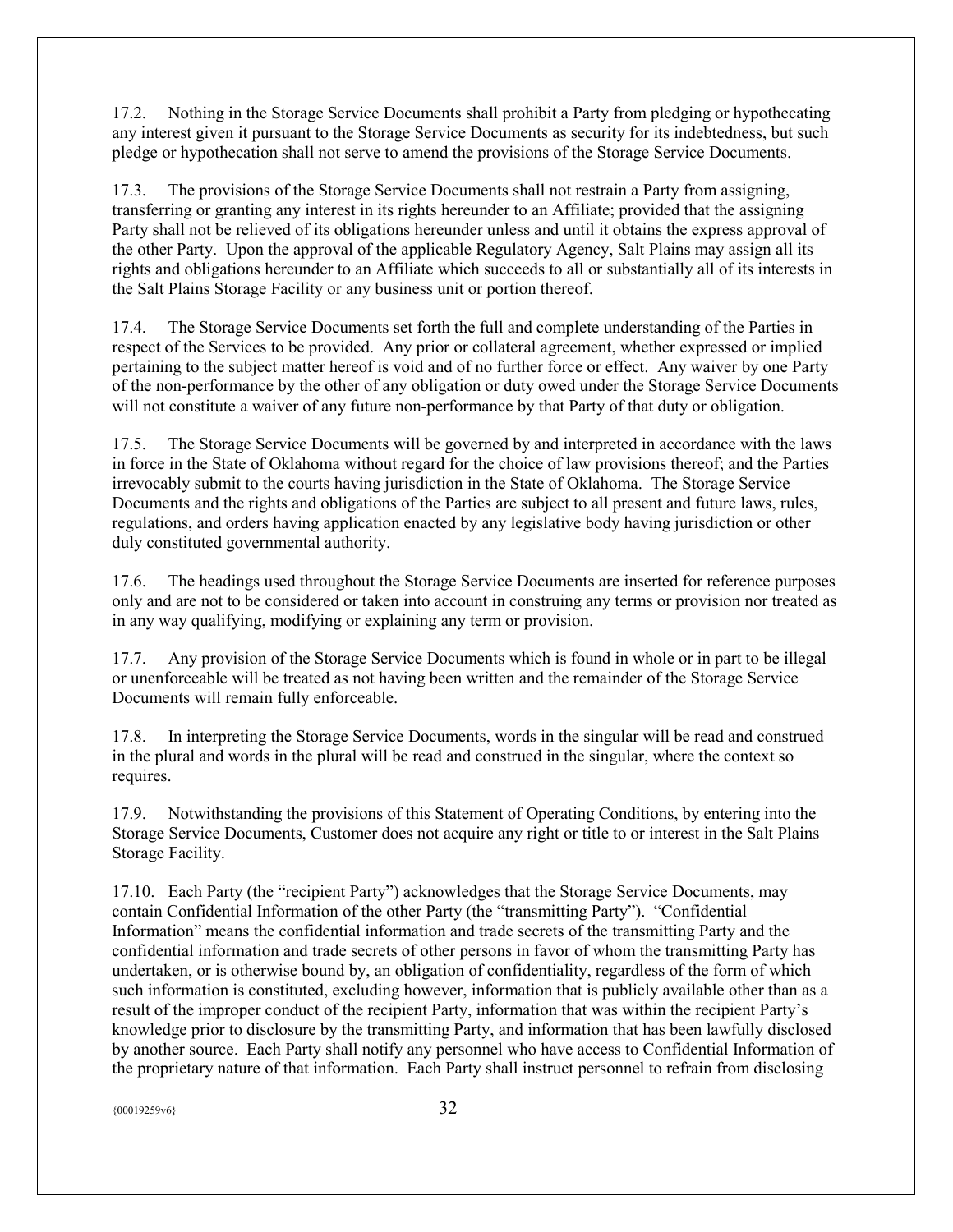17.2. Nothing in the Storage Service Documents shall prohibit a Party from pledging or hypothecating any interest given it pursuant to the Storage Service Documents as security for its indebtedness, but such pledge or hypothecation shall not serve to amend the provisions of the Storage Service Documents.

17.3. The provisions of the Storage Service Documents shall not restrain a Party from assigning, transferring or granting any interest in its rights hereunder to an Affiliate; provided that the assigning Party shall not be relieved of its obligations hereunder unless and until it obtains the express approval of the other Party. Upon the approval of the applicable Regulatory Agency, Salt Plains may assign all its rights and obligations hereunder to an Affiliate which succeeds to all or substantially all of its interests in the Salt Plains Storage Facility or any business unit or portion thereof.

17.4. The Storage Service Documents set forth the full and complete understanding of the Parties in respect of the Services to be provided. Any prior or collateral agreement, whether expressed or implied pertaining to the subject matter hereof is void and of no further force or effect. Any waiver by one Party of the non-performance by the other of any obligation or duty owed under the Storage Service Documents will not constitute a waiver of any future non-performance by that Party of that duty or obligation.

17.5. The Storage Service Documents will be governed by and interpreted in accordance with the laws in force in the State of Oklahoma without regard for the choice of law provisions thereof; and the Parties irrevocably submit to the courts having jurisdiction in the State of Oklahoma. The Storage Service Documents and the rights and obligations of the Parties are subject to all present and future laws, rules, regulations, and orders having application enacted by any legislative body having jurisdiction or other duly constituted governmental authority.

17.6. The headings used throughout the Storage Service Documents are inserted for reference purposes only and are not to be considered or taken into account in construing any terms or provision nor treated as in any way qualifying, modifying or explaining any term or provision.

17.7. Any provision of the Storage Service Documents which is found in whole or in part to be illegal or unenforceable will be treated as not having been written and the remainder of the Storage Service Documents will remain fully enforceable.

17.8. In interpreting the Storage Service Documents, words in the singular will be read and construed in the plural and words in the plural will be read and construed in the singular, where the context so requires.

17.9. Notwithstanding the provisions of this Statement of Operating Conditions, by entering into the Storage Service Documents, Customer does not acquire any right or title to or interest in the Salt Plains Storage Facility.

17.10. Each Party (the "recipient Party") acknowledges that the Storage Service Documents, may contain Confidential Information of the other Party (the "transmitting Party"). "Confidential Information" means the confidential information and trade secrets of the transmitting Party and the confidential information and trade secrets of other persons in favor of whom the transmitting Party has undertaken, or is otherwise bound by, an obligation of confidentiality, regardless of the form of which such information is constituted, excluding however, information that is publicly available other than as a result of the improper conduct of the recipient Party, information that was within the recipient Party's knowledge prior to disclosure by the transmitting Party, and information that has been lawfully disclosed by another source. Each Party shall notify any personnel who have access to Confidential Information of the proprietary nature of that information. Each Party shall instruct personnel to refrain from disclosing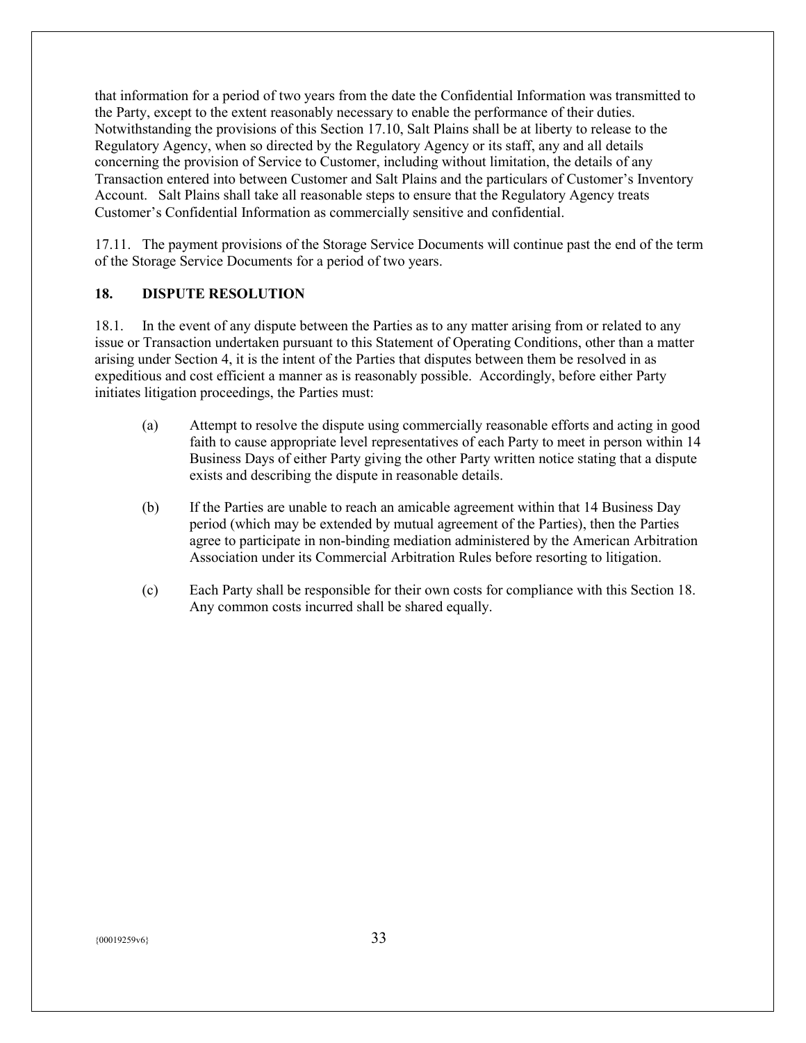that information for a period of two years from the date the Confidential Information was transmitted to the Party, except to the extent reasonably necessary to enable the performance of their duties. Notwithstanding the provisions of this Section 17.10, Salt Plains shall be at liberty to release to the Regulatory Agency, when so directed by the Regulatory Agency or its staff, any and all details concerning the provision of Service to Customer, including without limitation, the details of any Transaction entered into between Customer and Salt Plains and the particulars of Customer's Inventory Account. Salt Plains shall take all reasonable steps to ensure that the Regulatory Agency treats Customer's Confidential Information as commercially sensitive and confidential.

17.11. The payment provisions of the Storage Service Documents will continue past the end of the term of the Storage Service Documents for a period of two years.

## 18. DISPUTE RESOLUTION

18.1. In the event of any dispute between the Parties as to any matter arising from or related to any issue or Transaction undertaken pursuant to this Statement of Operating Conditions, other than a matter arising under Section 4, it is the intent of the Parties that disputes between them be resolved in as expeditious and cost efficient a manner as is reasonably possible. Accordingly, before either Party initiates litigation proceedings, the Parties must:

(a) Attempt to resolve the dispute using commercially reasonable efforts and acting in good faith to cause appropriate level representatives of each Party to meet in person within 14 Business Days of either Party giving the other Party written notice stating that a dispute exists and describing the dispute in reasonable details.

(b) If the Parties are unable to reach an amicable agreement within that 14 Business Day period (which may be extended by mutual agreement of the Parties), then the Parties agree to participate in non-binding mediation administered by the American Arbitration Association under its Commercial Arbitration Rules before resorting to litigation.

(c) Each Party shall be responsible for their own costs for compliance with this Section 18. Any common costs incurred shall be shared equally.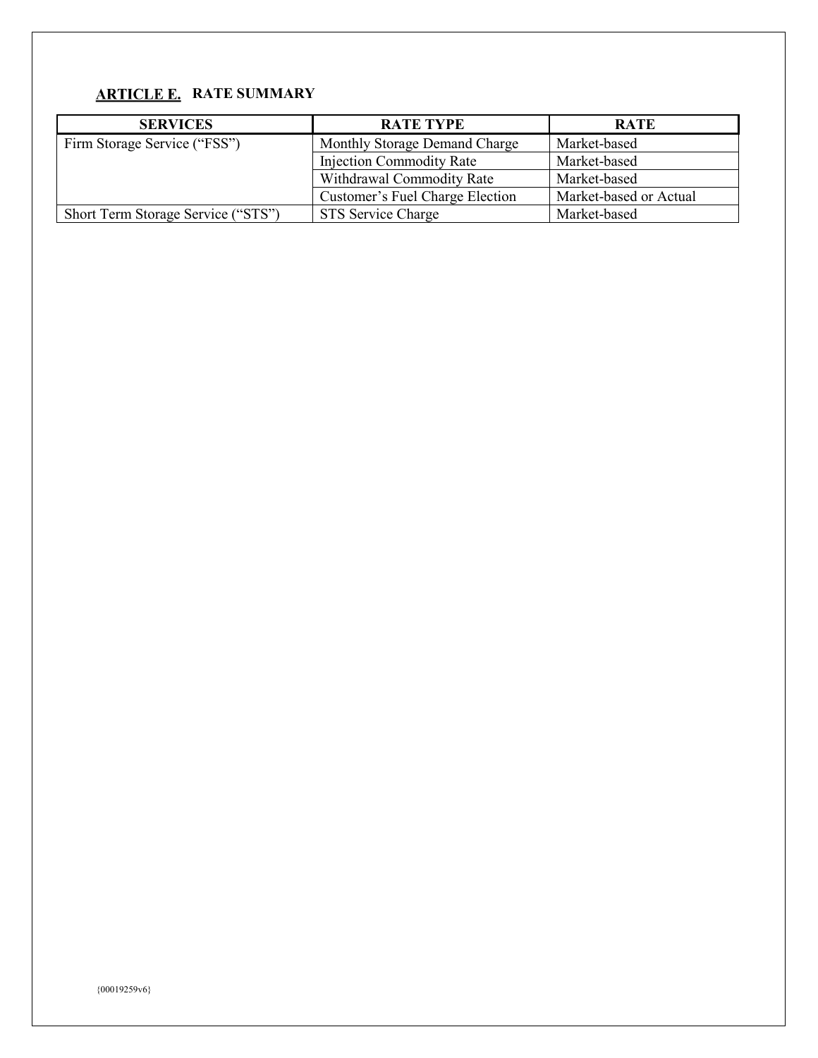## ARTICLE E. RATE SUMMARY

| SERVICES | RATE TYPE | RATE |
|---|---|---|
| Firm Storage Service ("FSS") | Monthly Storage Demand Charge | Market-based |
| | Injection Commodity Rate | Market-based |
| | Withdrawal Commodity Rate | Market-based |
| | Customer's Fuel Charge Election | Market-based or Actual |
| Short Term Storage Service ("STS") | STS Service Charge | Market-based |

{00019259v6}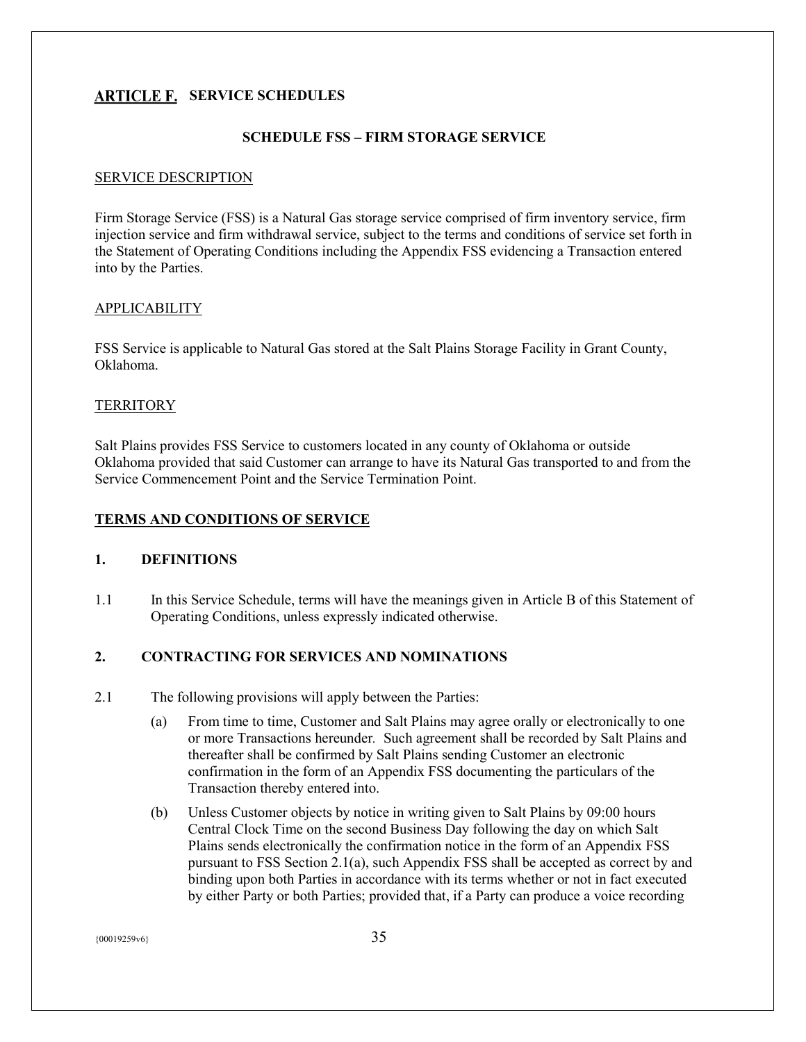## ARTICLE F. SERVICE SCHEDULES

### SCHEDULE FSS – FIRM STORAGE SERVICE

SERVICE DESCRIPTION

Firm Storage Service (FSS) is a Natural Gas storage service comprised of firm inventory service, firm injection service and firm withdrawal service, subject to the terms and conditions of service set forth in the Statement of Operating Conditions including the Appendix FSS evidencing a Transaction entered into by the Parties.

APPLICABILITY

FSS Service is applicable to Natural Gas stored at the Salt Plains Storage Facility in Grant County, Oklahoma.

TERRITORY

Salt Plains provides FSS Service to customers located in any county of Oklahoma or outside Oklahoma provided that said Customer can arrange to have its Natural Gas transported to and from the Service Commencement Point and the Service Termination Point.

**TERMS AND CONDITIONS OF SERVICE**

**1. DEFINITIONS**

1.1 In this Service Schedule, terms will have the meanings given in Article B of this Statement of Operating Conditions, unless expressly indicated otherwise.

**2. CONTRACTING FOR SERVICES AND NOMINATIONS**

2.1 The following provisions will apply between the Parties:

(a) From time to time, Customer and Salt Plains may agree orally or electronically to one or more Transactions hereunder. Such agreement shall be recorded by Salt Plains and thereafter shall be confirmed by Salt Plains sending Customer an electronic confirmation in the form of an Appendix FSS documenting the particulars of the Transaction thereby entered into.

(b) Unless Customer objects by notice in writing given to Salt Plains by 09:00 hours Central Clock Time on the second Business Day following the day on which Salt Plains sends electronically the confirmation notice in the form of an Appendix FSS pursuant to FSS Section 2.1(a), such Appendix FSS shall be accepted as correct by and binding upon both Parties in accordance with its terms whether or not in fact executed by either Party or both Parties; provided that, if a Party can produce a voice recording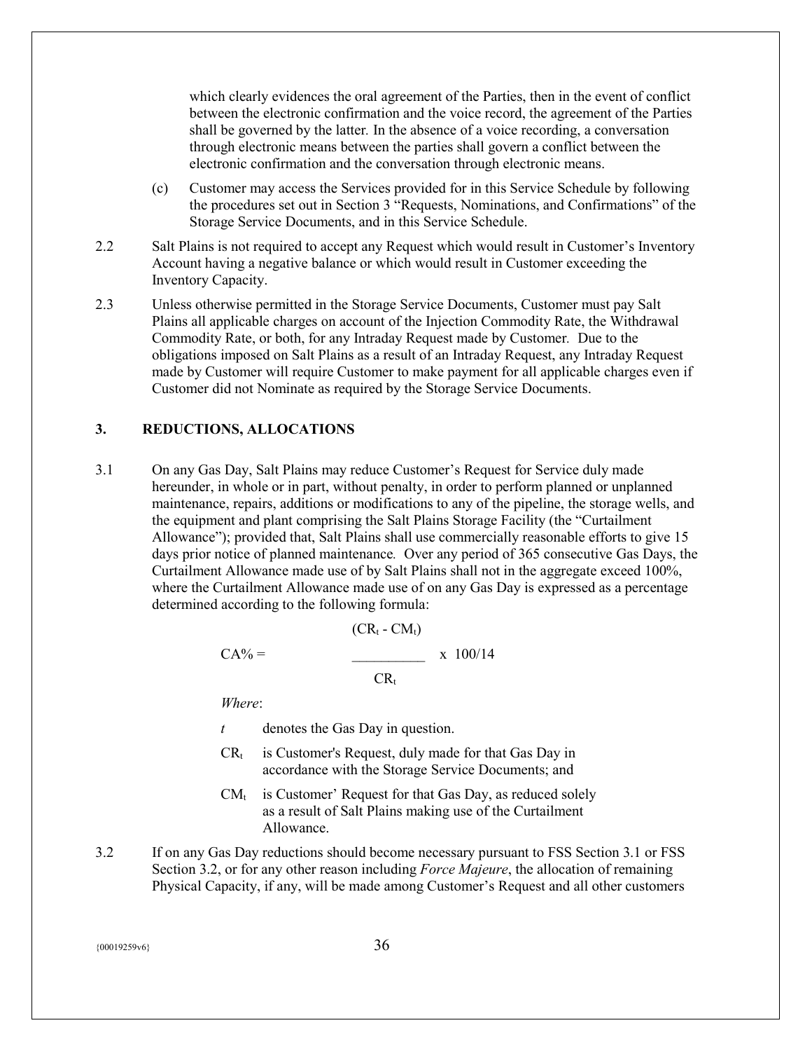which clearly evidences the oral agreement of the Parties, then in the event of conflict between the electronic confirmation and the voice record, the agreement of the Parties shall be governed by the latter. In the absence of a voice recording, a conversation through electronic means between the parties shall govern a conflict between the electronic confirmation and the conversation through electronic means.

(c) Customer may access the Services provided for in this Service Schedule by following the procedures set out in Section 3 "Requests, Nominations, and Confirmations" of the Storage Service Documents, and in this Service Schedule.

2.2 Salt Plains is not required to accept any Request which would result in Customer's Inventory Account having a negative balance or which would result in Customer exceeding the Inventory Capacity.

2.3 Unless otherwise permitted in the Storage Service Documents, Customer must pay Salt Plains all applicable charges on account of the Injection Commodity Rate, the Withdrawal Commodity Rate, or both, for any Intraday Request made by Customer. Due to the obligations imposed on Salt Plains as a result of an Intraday Request, any Intraday Request made by Customer will require Customer to make payment for all applicable charges even if Customer did not Nominate as required by the Storage Service Documents.

## 3. REDUCTIONS, ALLOCATIONS

3.1 On any Gas Day, Salt Plains may reduce Customer's Request for Service duly made hereunder, in whole or in part, without penalty, in order to perform planned or unplanned maintenance, repairs, additions or modifications to any of the pipeline, the storage wells, and the equipment and plant comprising the Salt Plains Storage Facility (the "Curtailment Allowance"); provided that, Salt Plains shall use commercially reasonable efforts to give 15 days prior notice of planned maintenance. Over any period of 365 consecutive Gas Days, the Curtailment Allowance made use of by Salt Plains shall not in the aggregate exceed 100%, where the Curtailment Allowance made use of on any Gas Day is expressed as a percentage determined according to the following formula:

$$CA\% = \frac{(CR_t - CM_t)}{CR_t} \times 100/14$$

*Where*:

$t$ denotes the Gas Day in question.

$CR_t$ is Customer's Request, duly made for that Gas Day in accordance with the Storage Service Documents; and

$CM_t$ is Customer' Request for that Gas Day, as reduced solely as a result of Salt Plains making use of the Curtailment Allowance.

3.2 If on any Gas Day reductions should become necessary pursuant to FSS Section 3.1 or FSS Section 3.2, or for any other reason including *Force Majeure*, the allocation of remaining Physical Capacity, if any, will be made among Customer's Request and all other customers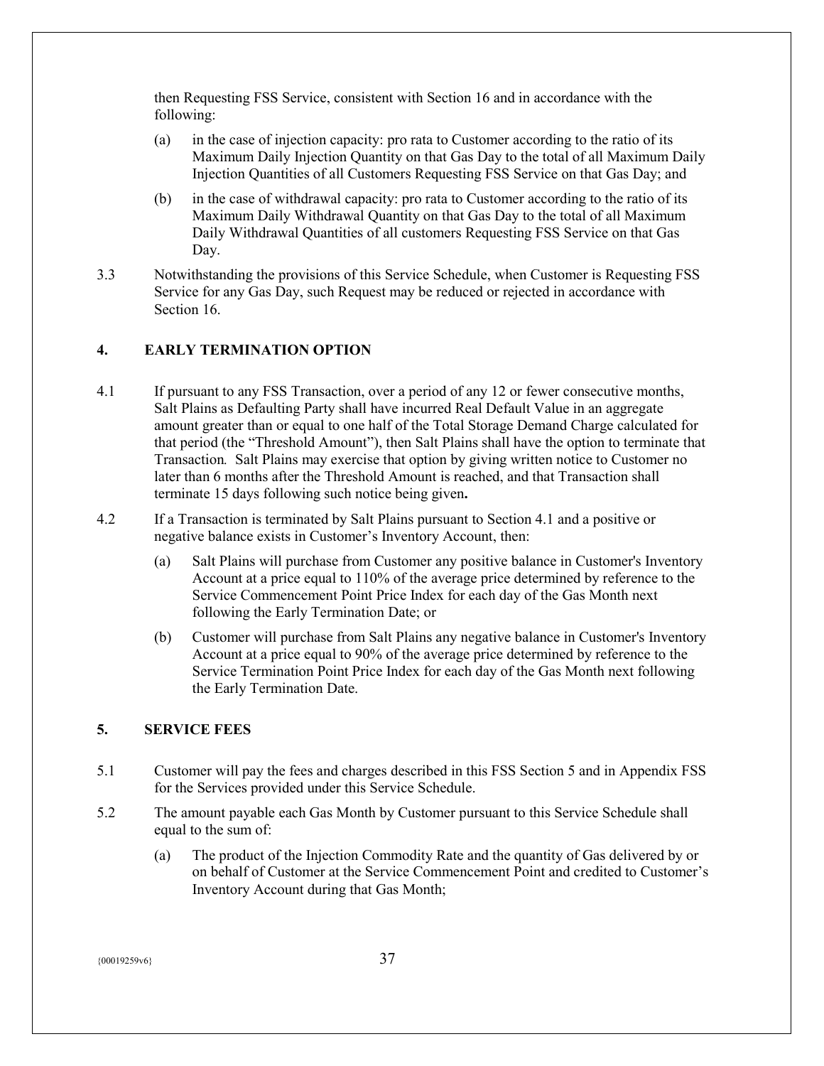then Requesting FSS Service, consistent with Section 16 and in accordance with the following:

(a) in the case of injection capacity: pro rata to Customer according to the ratio of its Maximum Daily Injection Quantity on that Gas Day to the total of all Maximum Daily Injection Quantities of all Customers Requesting FSS Service on that Gas Day; and

(b) in the case of withdrawal capacity: pro rata to Customer according to the ratio of its Maximum Daily Withdrawal Quantity on that Gas Day to the total of all Maximum Daily Withdrawal Quantities of all customers Requesting FSS Service on that Gas Day.

3.3 Notwithstanding the provisions of this Service Schedule, when Customer is Requesting FSS Service for any Gas Day, such Request may be reduced or rejected in accordance with Section 16.

## 4. EARLY TERMINATION OPTION

4.1 If pursuant to any FSS Transaction, over a period of any 12 or fewer consecutive months, Salt Plains as Defaulting Party shall have incurred Real Default Value in an aggregate amount greater than or equal to one half of the Total Storage Demand Charge calculated for that period (the "Threshold Amount"), then Salt Plains shall have the option to terminate that Transaction. Salt Plains may exercise that option by giving written notice to Customer no later than 6 months after the Threshold Amount is reached, and that Transaction shall terminate 15 days following such notice being given.

4.2 If a Transaction is terminated by Salt Plains pursuant to Section 4.1 and a positive or negative balance exists in Customer's Inventory Account, then:

(a) Salt Plains will purchase from Customer any positive balance in Customer's Inventory Account at a price equal to 110% of the average price determined by reference to the Service Commencement Point Price Index for each day of the Gas Month next following the Early Termination Date; or

(b) Customer will purchase from Salt Plains any negative balance in Customer's Inventory Account at a price equal to 90% of the average price determined by reference to the Service Termination Point Price Index for each day of the Gas Month next following the Early Termination Date.

## 5. SERVICE FEES

5.1 Customer will pay the fees and charges described in this FSS Section 5 and in Appendix FSS for the Services provided under this Service Schedule.

5.2 The amount payable each Gas Month by Customer pursuant to this Service Schedule shall equal to the sum of:

(a) The product of the Injection Commodity Rate and the quantity of Gas delivered by or on behalf of Customer at the Service Commencement Point and credited to Customer's Inventory Account during that Gas Month;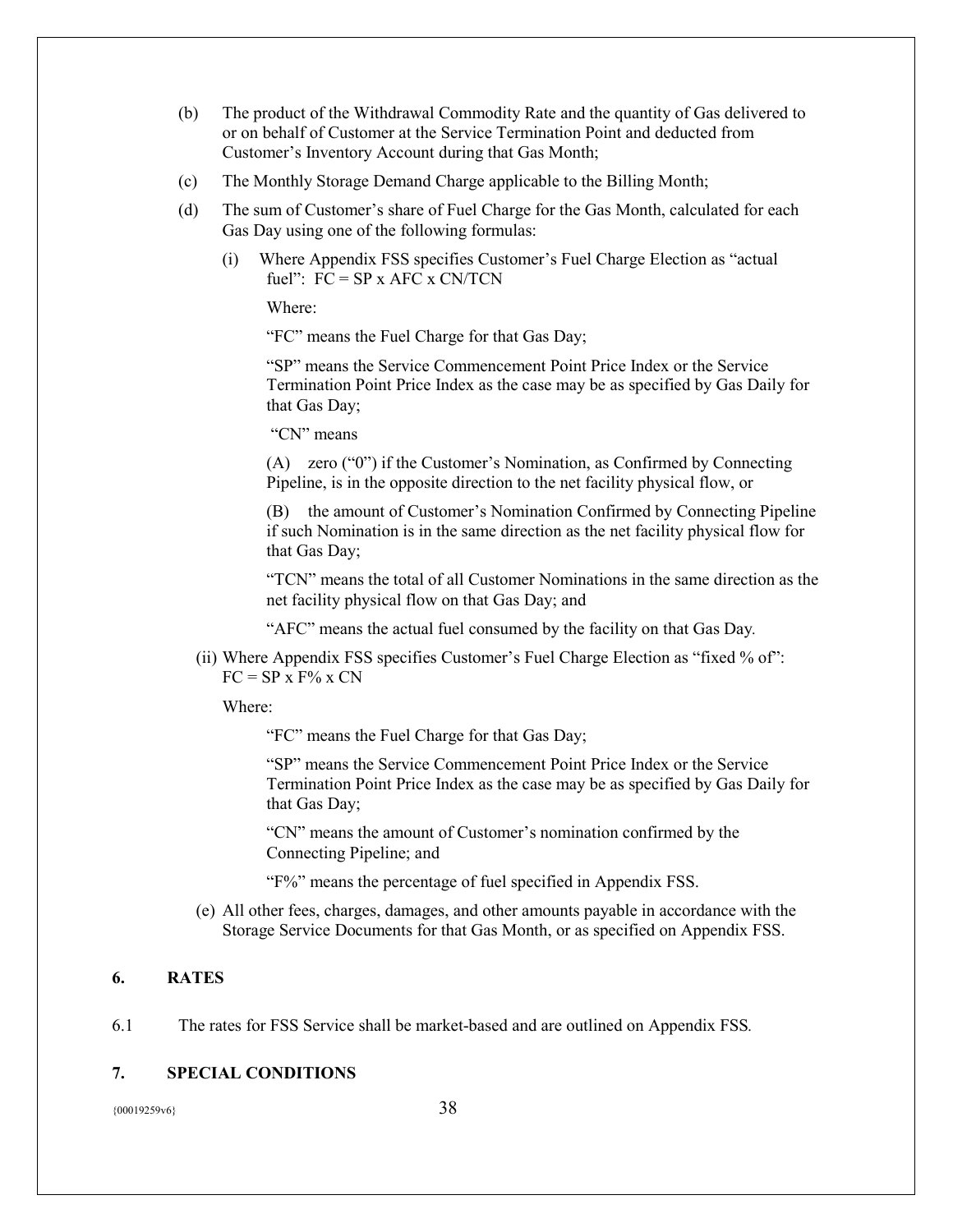(b) The product of the Withdrawal Commodity Rate and the quantity of Gas delivered to or on behalf of Customer at the Service Termination Point and deducted from Customer's Inventory Account during that Gas Month;

(c) The Monthly Storage Demand Charge applicable to the Billing Month;

(d) The sum of Customer's share of Fuel Charge for the Gas Month, calculated for each Gas Day using one of the following formulas:

(i) Where Appendix FSS specifies Customer's Fuel Charge Election as "actual fuel": $FC = SP \times AFC \times CN/TCN$

Where:

"FC" means the Fuel Charge for that Gas Day;

"SP" means the Service Commencement Point Price Index or the Service Termination Point Price Index as the case may be as specified by Gas Daily for that Gas Day;

"CN" means

(A) zero ("0") if the Customer's Nomination, as Confirmed by Connecting Pipeline, is in the opposite direction to the net facility physical flow, or

(B) the amount of Customer's Nomination Confirmed by Connecting Pipeline if such Nomination is in the same direction as the net facility physical flow for that Gas Day;

"TCN" means the total of all Customer Nominations in the same direction as the net facility physical flow on that Gas Day; and

"AFC" means the actual fuel consumed by the facility on that Gas Day.

(ii) Where Appendix FSS specifies Customer's Fuel Charge Election as "fixed % of": $FC = SP \times F\% \times CN$

Where:

"FC" means the Fuel Charge for that Gas Day;

"SP" means the Service Commencement Point Price Index or the Service Termination Point Price Index as the case may be as specified by Gas Daily for that Gas Day;

"CN" means the amount of Customer's nomination confirmed by the Connecting Pipeline; and

"F%" means the percentage of fuel specified in Appendix FSS.

(e) All other fees, charges, damages, and other amounts payable in accordance with the Storage Service Documents for that Gas Month, or as specified on Appendix FSS.

## 6. RATES

6.1 The rates for FSS Service shall be market-based and are outlined on Appendix FSS.

## 7. SPECIAL CONDITIONS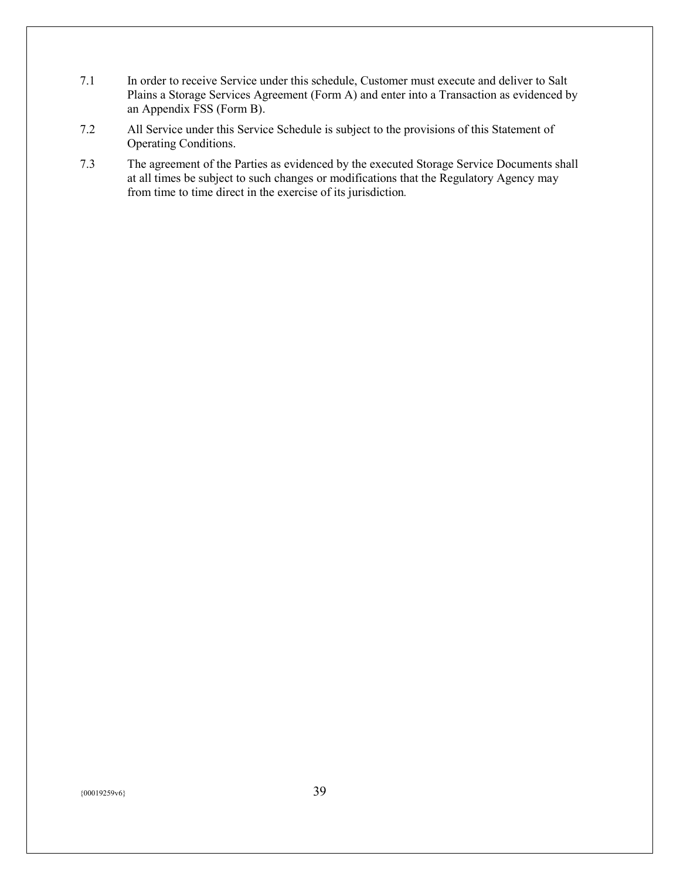7.1 In order to receive Service under this schedule, Customer must execute and deliver to Salt Plains a Storage Services Agreement (Form A) and enter into a Transaction as evidenced by an Appendix FSS (Form B).

7.2 All Service under this Service Schedule is subject to the provisions of this Statement of Operating Conditions.

7.3 The agreement of the Parties as evidenced by the executed Storage Service Documents shall at all times be subject to such changes or modifications that the Regulatory Agency may from time to time direct in the exercise of its jurisdiction.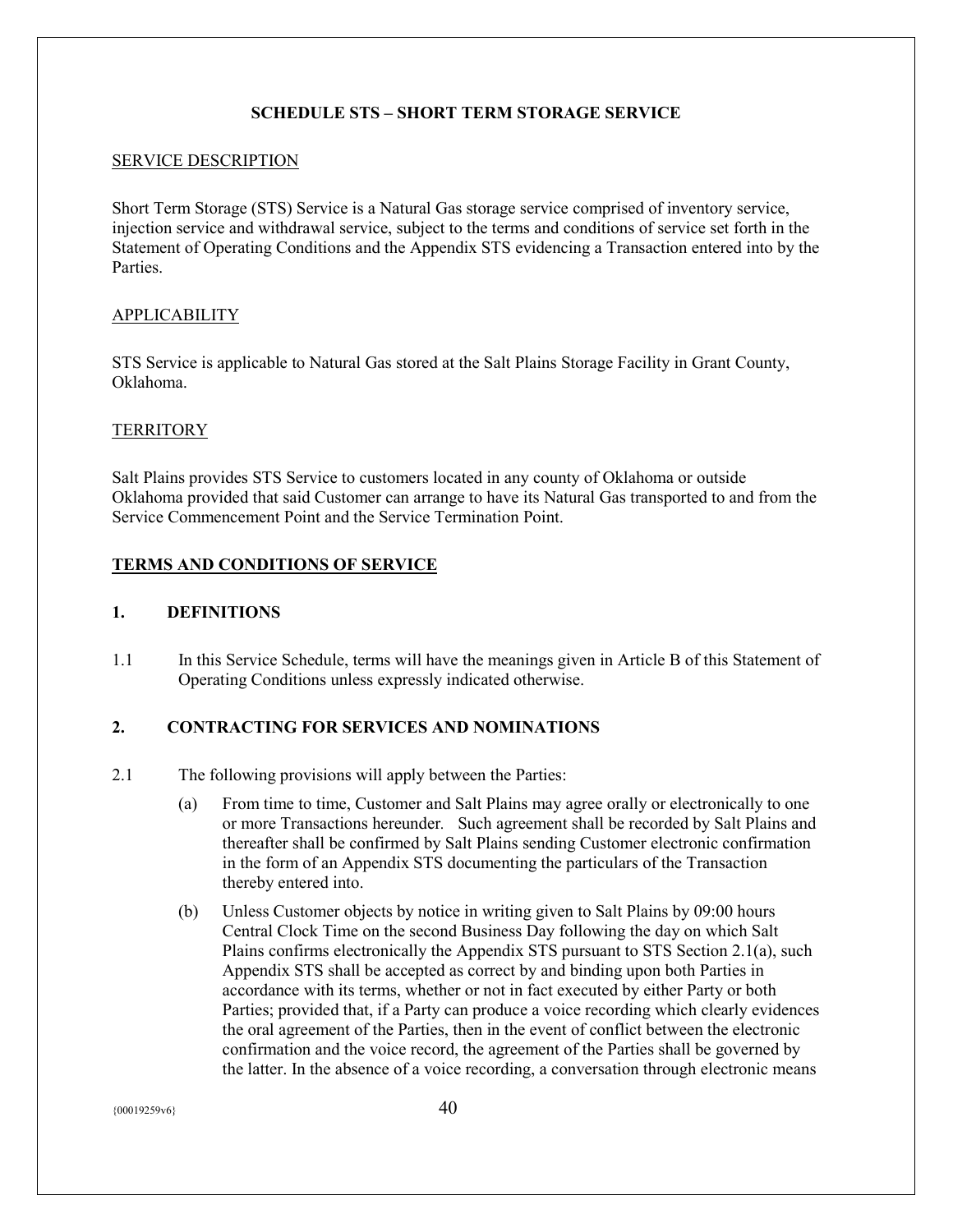## SCHEDULE STS – SHORT TERM STORAGE SERVICE

SERVICE DESCRIPTION

Short Term Storage (STS) Service is a Natural Gas storage service comprised of inventory service, injection service and withdrawal service, subject to the terms and conditions of service set forth in the Statement of Operating Conditions and the Appendix STS evidencing a Transaction entered into by the Parties.

APPLICABILITY

STS Service is applicable to Natural Gas stored at the Salt Plains Storage Facility in Grant County, Oklahoma.

TERRITORY

Salt Plains provides STS Service to customers located in any county of Oklahoma or outside Oklahoma provided that said Customer can arrange to have its Natural Gas transported to and from the Service Commencement Point and the Service Termination Point.

**TERMS AND CONDITIONS OF SERVICE**

### 1. DEFINITIONS

1.1 In this Service Schedule, terms will have the meanings given in Article B of this Statement of Operating Conditions unless expressly indicated otherwise.

### 2. CONTRACTING FOR SERVICES AND NOMINATIONS

2.1 The following provisions will apply between the Parties:

(a) From time to time, Customer and Salt Plains may agree orally or electronically to one or more Transactions hereunder. Such agreement shall be recorded by Salt Plains and thereafter shall be confirmed by Salt Plains sending Customer electronic confirmation in the form of an Appendix STS documenting the particulars of the Transaction thereby entered into.

(b) Unless Customer objects by notice in writing given to Salt Plains by 09:00 hours Central Clock Time on the second Business Day following the day on which Salt Plains confirms electronically the Appendix STS pursuant to STS Section 2.1(a), such Appendix STS shall be accepted as correct by and binding upon both Parties in accordance with its terms, whether or not in fact executed by either Party or both Parties; provided that, if a Party can produce a voice recording which clearly evidences the oral agreement of the Parties, then in the event of conflict between the electronic confirmation and the voice record, the agreement of the Parties shall be governed by the latter. In the absence of a voice recording, a conversation through electronic means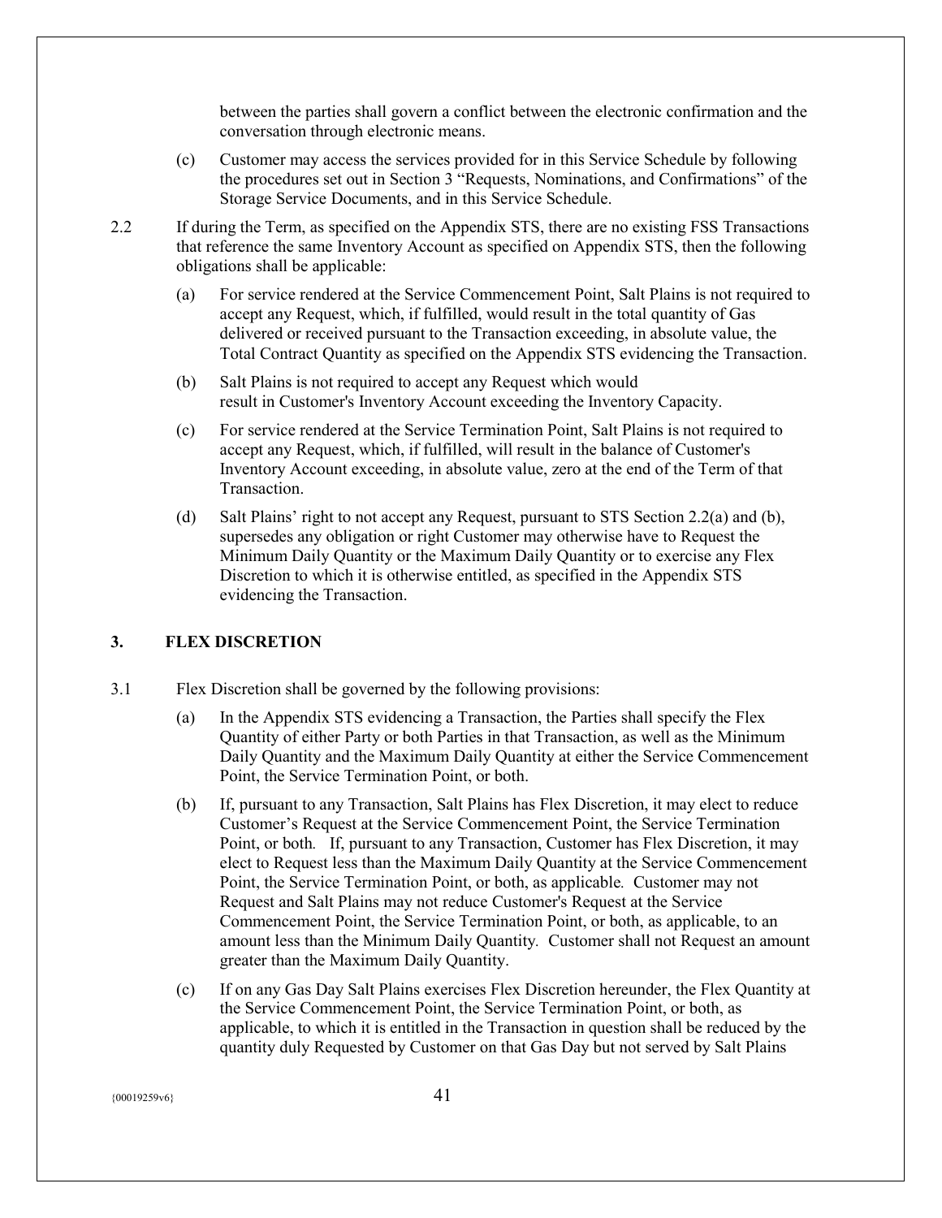between the parties shall govern a conflict between the electronic confirmation and the conversation through electronic means.

(c) Customer may access the services provided for in this Service Schedule by following the procedures set out in Section 3 "Requests, Nominations, and Confirmations" of the Storage Service Documents, and in this Service Schedule.

2.2 If during the Term, as specified on the Appendix STS, there are no existing FSS Transactions that reference the same Inventory Account as specified on Appendix STS, then the following obligations shall be applicable:

(a) For service rendered at the Service Commencement Point, Salt Plains is not required to accept any Request, which, if fulfilled, would result in the total quantity of Gas delivered or received pursuant to the Transaction exceeding, in absolute value, the Total Contract Quantity as specified on the Appendix STS evidencing the Transaction.

(b) Salt Plains is not required to accept any Request which would result in Customer's Inventory Account exceeding the Inventory Capacity.

(c) For service rendered at the Service Termination Point, Salt Plains is not required to accept any Request, which, if fulfilled, will result in the balance of Customer's Inventory Account exceeding, in absolute value, zero at the end of the Term of that Transaction.

(d) Salt Plains' right to not accept any Request, pursuant to STS Section 2.2(a) and (b), supersedes any obligation or right Customer may otherwise have to Request the Minimum Daily Quantity or the Maximum Daily Quantity or to exercise any Flex Discretion to which it is otherwise entitled, as specified in the Appendix STS evidencing the Transaction.

## 3. FLEX DISCRETION

3.1 Flex Discretion shall be governed by the following provisions:

(a) In the Appendix STS evidencing a Transaction, the Parties shall specify the Flex Quantity of either Party or both Parties in that Transaction, as well as the Minimum Daily Quantity and the Maximum Daily Quantity at either the Service Commencement Point, the Service Termination Point, or both.

(b) If, pursuant to any Transaction, Salt Plains has Flex Discretion, it may elect to reduce Customer's Request at the Service Commencement Point, the Service Termination Point, or both. If, pursuant to any Transaction, Customer has Flex Discretion, it may elect to Request less than the Maximum Daily Quantity at the Service Commencement Point, the Service Termination Point, or both, as applicable. Customer may not Request and Salt Plains may not reduce Customer's Request at the Service Commencement Point, the Service Termination Point, or both, as applicable, to an amount less than the Minimum Daily Quantity. Customer shall not Request an amount greater than the Maximum Daily Quantity.

(c) If on any Gas Day Salt Plains exercises Flex Discretion hereunder, the Flex Quantity at the Service Commencement Point, the Service Termination Point, or both, as applicable, to which it is entitled in the Transaction in question shall be reduced by the quantity duly Requested by Customer on that Gas Day but not served by Salt Plains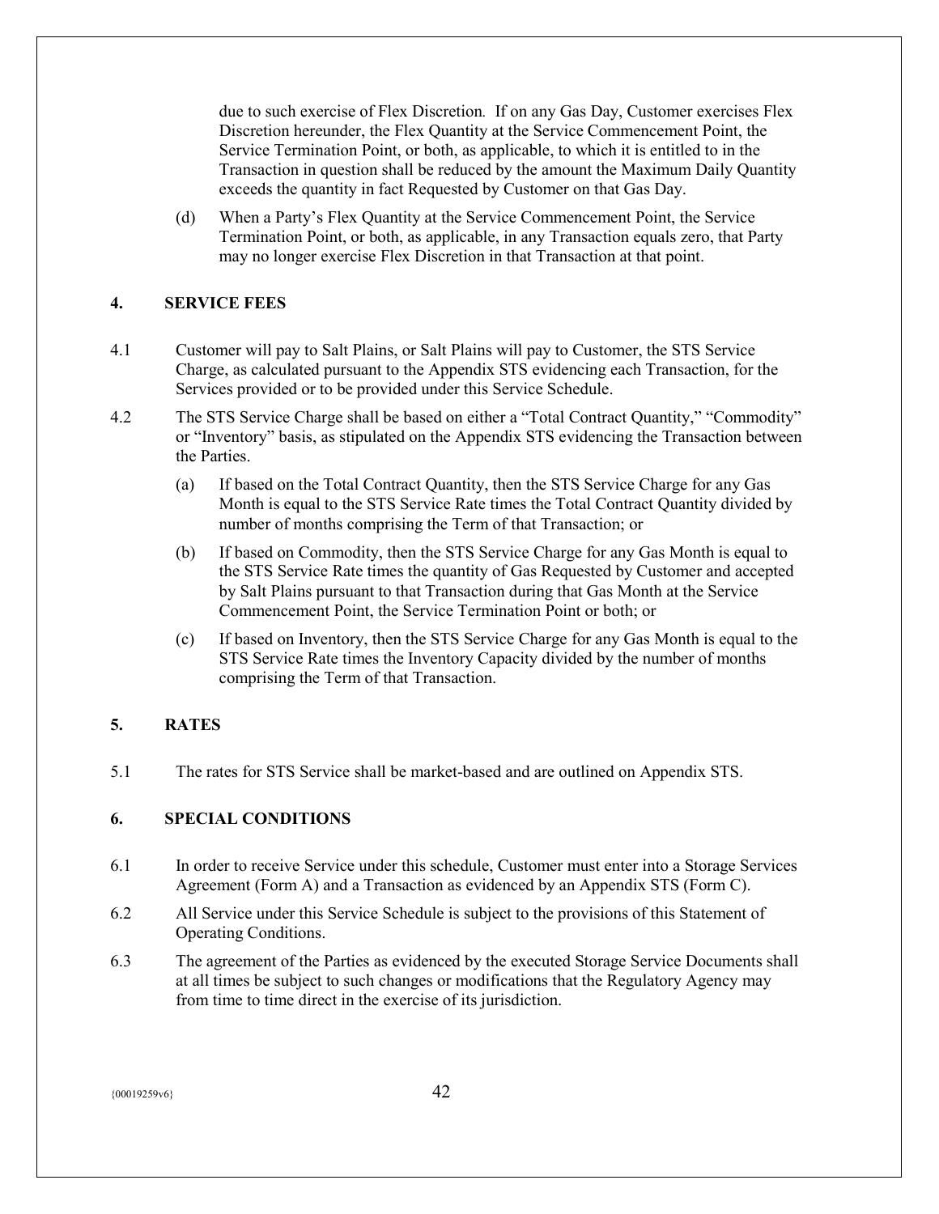due to such exercise of Flex Discretion. If on any Gas Day, Customer exercises Flex Discretion hereunder, the Flex Quantity at the Service Commencement Point, the Service Termination Point, or both, as applicable, to which it is entitled to in the Transaction in question shall be reduced by the amount the Maximum Daily Quantity exceeds the quantity in fact Requested by Customer on that Gas Day.

(d) When a Party's Flex Quantity at the Service Commencement Point, the Service Termination Point, or both, as applicable, in any Transaction equals zero, that Party may no longer exercise Flex Discretion in that Transaction at that point.

## 4. SERVICE FEES

4.1 Customer will pay to Salt Plains, or Salt Plains will pay to Customer, the STS Service Charge, as calculated pursuant to the Appendix STS evidencing each Transaction, for the Services provided or to be provided under this Service Schedule.

4.2 The STS Service Charge shall be based on either a "Total Contract Quantity," "Commodity" or "Inventory" basis, as stipulated on the Appendix STS evidencing the Transaction between the Parties.

(a) If based on the Total Contract Quantity, then the STS Service Charge for any Gas Month is equal to the STS Service Rate times the Total Contract Quantity divided by number of months comprising the Term of that Transaction; or

(b) If based on Commodity, then the STS Service Charge for any Gas Month is equal to the STS Service Rate times the quantity of Gas Requested by Customer and accepted by Salt Plains pursuant to that Transaction during that Gas Month at the Service Commencement Point, the Service Termination Point or both; or

(c) If based on Inventory, then the STS Service Charge for any Gas Month is equal to the STS Service Rate times the Inventory Capacity divided by the number of months comprising the Term of that Transaction.

## 5. RATES

5.1 The rates for STS Service shall be market-based and are outlined on Appendix STS.

## 6. SPECIAL CONDITIONS

6.1 In order to receive Service under this schedule, Customer must enter into a Storage Services Agreement (Form A) and a Transaction as evidenced by an Appendix STS (Form C).

6.2 All Service under this Service Schedule is subject to the provisions of this Statement of Operating Conditions.

6.3 The agreement of the Parties as evidenced by the executed Storage Service Documents shall at all times be subject to such changes or modifications that the Regulatory Agency may from time to time direct in the exercise of its jurisdiction.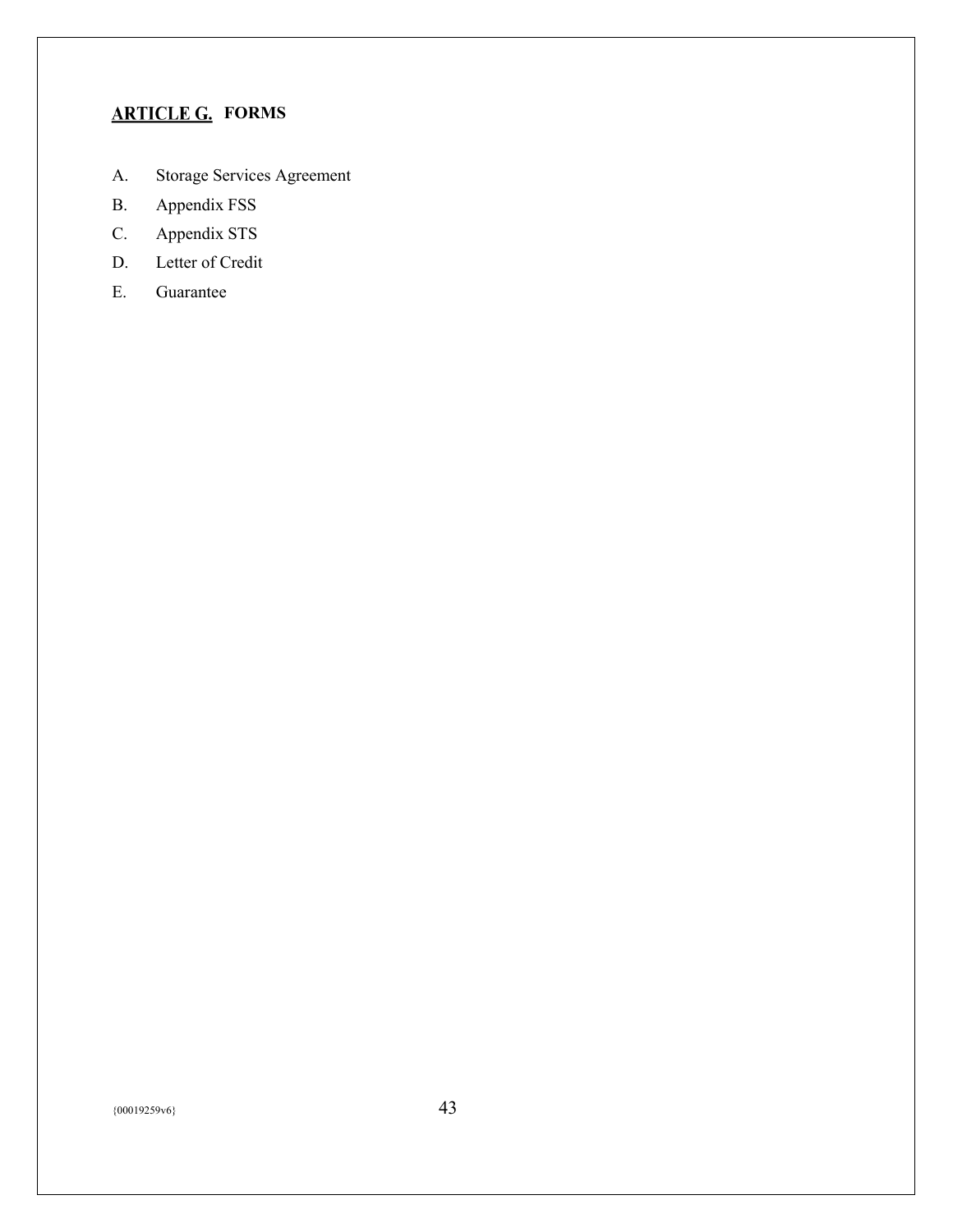## ARTICLE G. FORMS

A. Storage Services Agreement

B. Appendix FSS

C. Appendix STS

D. Letter of Credit

E. Guarantee

{00019259v6}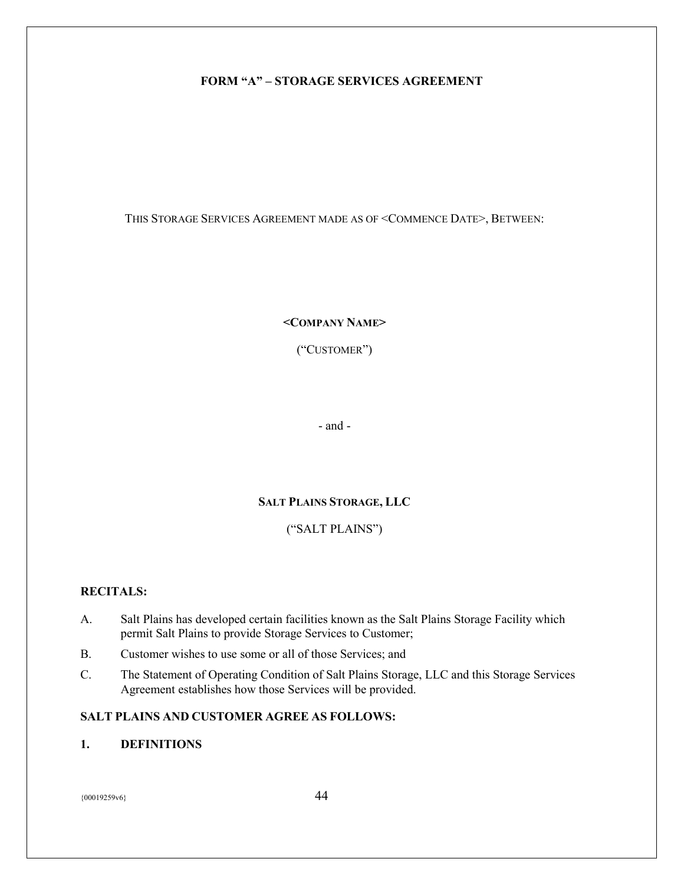# FORM "A" – STORAGE SERVICES AGREEMENT

THIS STORAGE SERVICES AGREEMENT MADE AS OF <COMMENCE DATE>, BETWEEN:

**<COMPANY NAME>**

("CUSTOMER")

- and -

**SALT PLAINS STORAGE, LLC**

("SALT PLAINS")

**RECITALS:**

A. Salt Plains has developed certain facilities known as the Salt Plains Storage Facility which permit Salt Plains to provide Storage Services to Customer;

B. Customer wishes to use some or all of those Services; and

C. The Statement of Operating Condition of Salt Plains Storage, LLC and this Storage Services Agreement establishes how those Services will be provided.

**SALT PLAINS AND CUSTOMER AGREE AS FOLLOWS:**

## 1. DEFINITIONS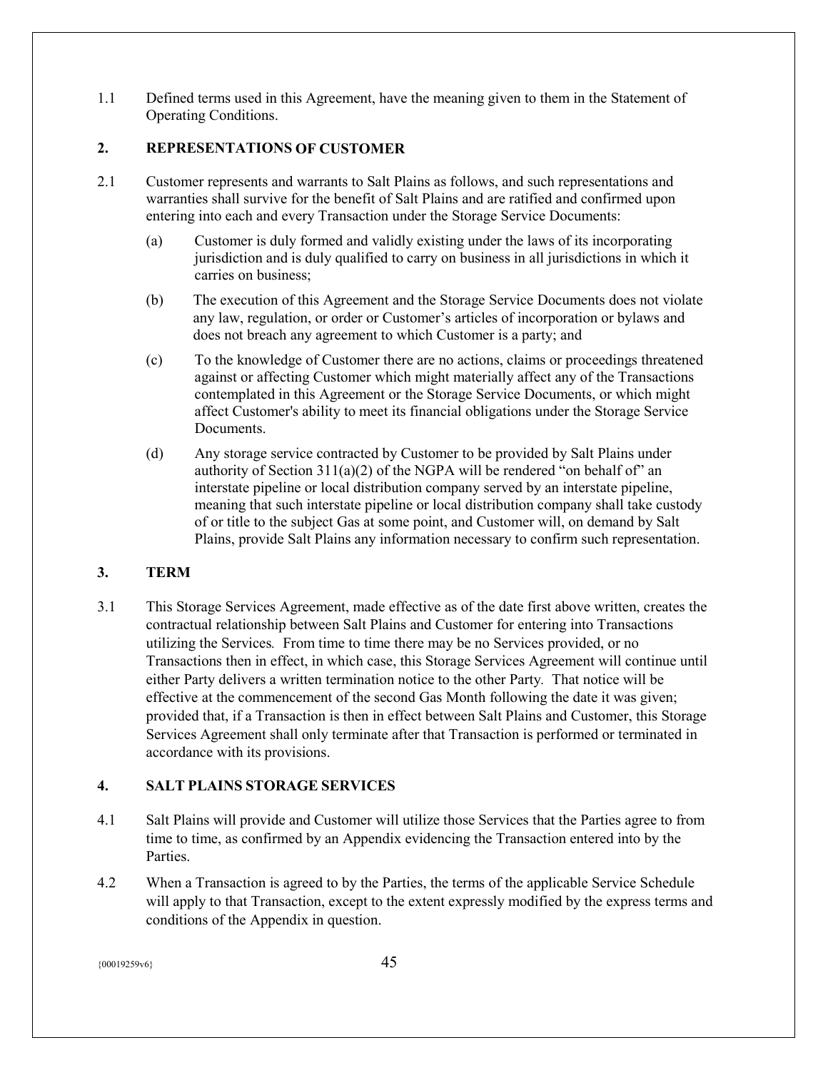1.1 Defined terms used in this Agreement, have the meaning given to them in the Statement of Operating Conditions.

## 2. REPRESENTATIONS OF CUSTOMER

2.1 Customer represents and warrants to Salt Plains as follows, and such representations and warranties shall survive for the benefit of Salt Plains and are ratified and confirmed upon entering into each and every Transaction under the Storage Service Documents:

(a) Customer is duly formed and validly existing under the laws of its incorporating jurisdiction and is duly qualified to carry on business in all jurisdictions in which it carries on business;

(b) The execution of this Agreement and the Storage Service Documents does not violate any law, regulation, or order or Customer's articles of incorporation or bylaws and does not breach any agreement to which Customer is a party; and

(c) To the knowledge of Customer there are no actions, claims or proceedings threatened against or affecting Customer which might materially affect any of the Transactions contemplated in this Agreement or the Storage Service Documents, or which might affect Customer's ability to meet its financial obligations under the Storage Service Documents.

(d) Any storage service contracted by Customer to be provided by Salt Plains under authority of Section 311(a)(2) of the NGPA will be rendered "on behalf of" an interstate pipeline or local distribution company served by an interstate pipeline, meaning that such interstate pipeline or local distribution company shall take custody of or title to the subject Gas at some point, and Customer will, on demand by Salt Plains, provide Salt Plains any information necessary to confirm such representation.

## 3. TERM

3.1 This Storage Services Agreement, made effective as of the date first above written, creates the contractual relationship between Salt Plains and Customer for entering into Transactions utilizing the Services*.* From time to time there may be no Services provided, or no Transactions then in effect, in which case, this Storage Services Agreement will continue until either Party delivers a written termination notice to the other Party. That notice will be effective at the commencement of the second Gas Month following the date it was given; provided that, if a Transaction is then in effect between Salt Plains and Customer, this Storage Services Agreement shall only terminate after that Transaction is performed or terminated in accordance with its provisions.

## 4. SALT PLAINS STORAGE SERVICES

4.1 Salt Plains will provide and Customer will utilize those Services that the Parties agree to from time to time, as confirmed by an Appendix evidencing the Transaction entered into by the Parties.

4.2 When a Transaction is agreed to by the Parties, the terms of the applicable Service Schedule will apply to that Transaction, except to the extent expressly modified by the express terms and conditions of the Appendix in question.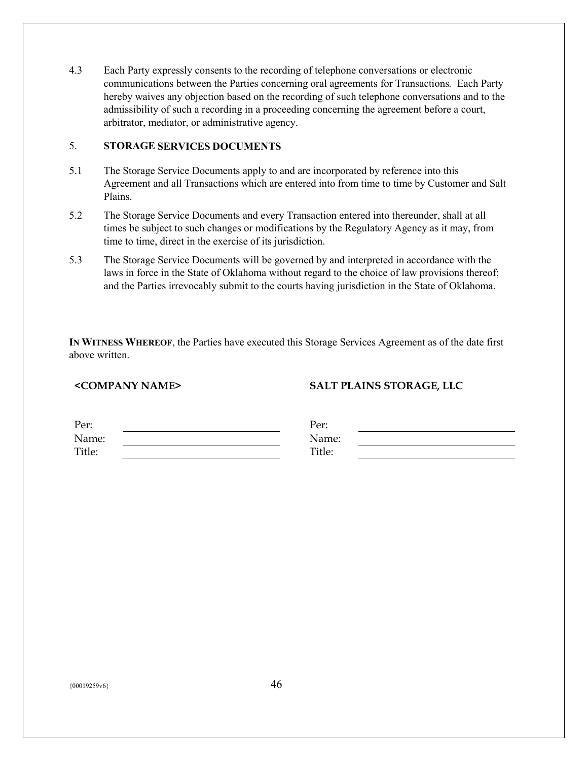4.3 Each Party expressly consents to the recording of telephone conversations or electronic communications between the Parties concerning oral agreements for Transactions. Each Party hereby waives any objection based on the recording of such telephone conversations and to the admissibility of such a recording in a proceeding concerning the agreement before a court, arbitrator, mediator, or administrative agency.

## 5. STORAGE SERVICES DOCUMENTS

5.1 The Storage Service Documents apply to and are incorporated by reference into this Agreement and all Transactions which are entered into from time to time by Customer and Salt Plains.

5.2 The Storage Service Documents and every Transaction entered into thereunder, shall at all times be subject to such changes or modifications by the Regulatory Agency as it may, from time to time, direct in the exercise of its jurisdiction.

5.3 The Storage Service Documents will be governed by and interpreted in accordance with the laws in force in the State of Oklahoma without regard to the choice of law provisions thereof; and the Parties irrevocably submit to the courts having jurisdiction in the State of Oklahoma.

**IN WITNESS WHEREOF**, the Parties have executed this Storage Services Agreement as of the date first above written.

| **<COMPANY NAME>** | | **SALT PLAINS STORAGE, LLC** | |
|---|---|---|---|
| Per: | ______________________ | Per: | ______________________ |
| Name: | ______________________ | Name: | ______________________ |
| Title: | ______________________ | Title: | ______________________ |

{00019259v6}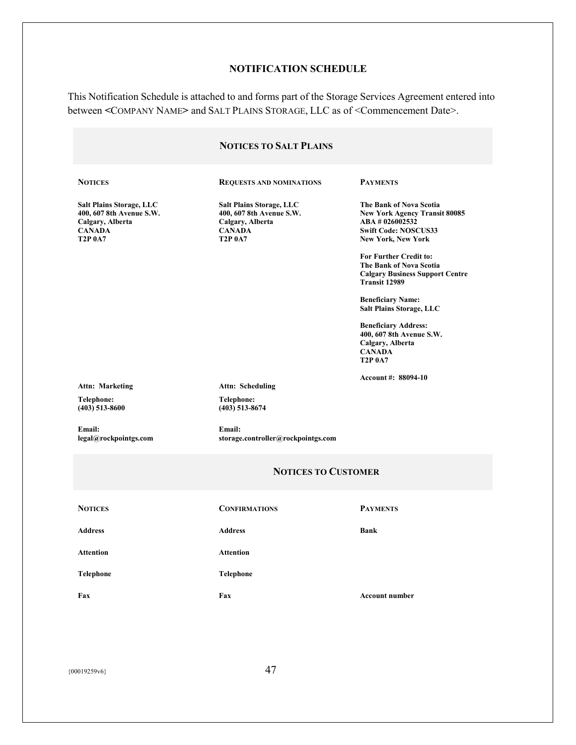# NOTIFICATION SCHEDULE

This Notification Schedule is attached to and forms part of the Storage Services Agreement entered into between <COMPANY NAME> and SALT PLAINS STORAGE, LLC as of <Commencement Date>.

## NOTICES TO SALT PLAINS

| NOTICES | REQUESTS AND NOMINATIONS | PAYMENTS |
|---|---|---|
| **Salt Plains Storage, LLC**<br>**400, 607 8th Avenue S.W.**<br>**Calgary, Alberta**<br>**CANADA**<br>**T2P 0A7** | **Salt Plains Storage, LLC**<br>**400, 607 8th Avenue S.W.**<br>**Calgary, Alberta**<br>**CANADA**<br>**T2P 0A7** | **The Bank of Nova Scotia**<br>**New York Agency Transit 80085**<br>**ABA # 026002532**<br>**Swift Code: NOSCUS33**<br>**New York, New York**<br><br>**For Further Credit to:**<br>**The Bank of Nova Scotia**<br>**Calgary Business Support Centre**<br>**Transit 12989**<br><br>**Beneficiary Name:**<br>**Salt Plains Storage, LLC**<br><br>**Beneficiary Address:**<br>**400, 607 8th Avenue S.W.**<br>**Calgary, Alberta**<br>**CANADA**<br>**T2P 0A7**<br><br>**Account #: 88094-10** |
| **Attn: Marketing** | **Attn: Scheduling** | |
| **Telephone:**<br>**(403) 513-8600** | **Telephone:**<br>**(403) 513-8674** | |
| **Email:**<br>**legal@rockpointgs.com** | **Email:**<br>**storage.controller@rockpointgs.com** | |

## NOTICES TO CUSTOMER

| NOTICES | CONFIRMATIONS | PAYMENTS |
|---|---|---|
| **Address** | **Address** | **Bank** |
| **Attention** | **Attention** | |
| **Telephone** | **Telephone** | |
| **Fax** | **Fax** | **Account number** |

{00019259v6}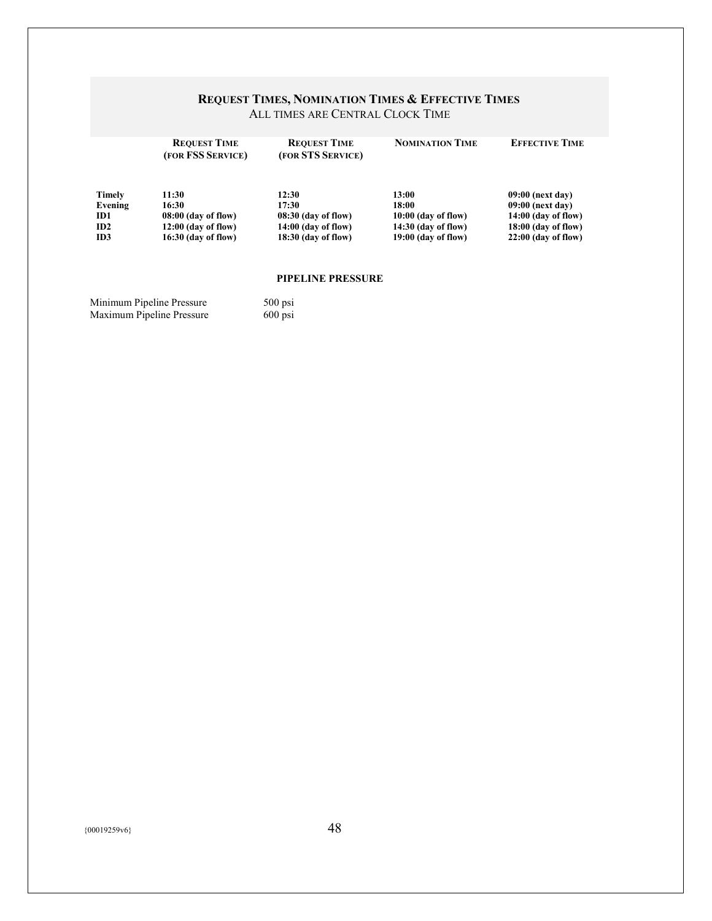## Request Times, Nomination Times & Effective Times

All times are Central Clock Time

| | Request Time (for FSS Service) | Request Time (for STS Service) | Nomination Time | Effective Time |
|---|---|---|---|---|
| **Timely** | **11:30** | **12:30** | **13:00** | **09:00 (next day)** |
| **Evening** | **16:30** | **17:30** | **18:00** | **09:00 (next day)** |
| **ID1** | **08:00 (day of flow)** | **08:30 (day of flow)** | **10:00 (day of flow)** | **14:00 (day of flow)** |
| **ID2** | **12:00 (day of flow)** | **14:00 (day of flow)** | **14:30 (day of flow)** | **18:00 (day of flow)** |
| **ID3** | **16:30 (day of flow)** | **18:30 (day of flow)** | **19:00 (day of flow)** | **22:00 (day of flow)** |

### PIPELINE PRESSURE

| | |
|---|---|
| Minimum Pipeline Pressure | 500 psi |
| Maximum Pipeline Pressure | 600 psi |

{00019259v6}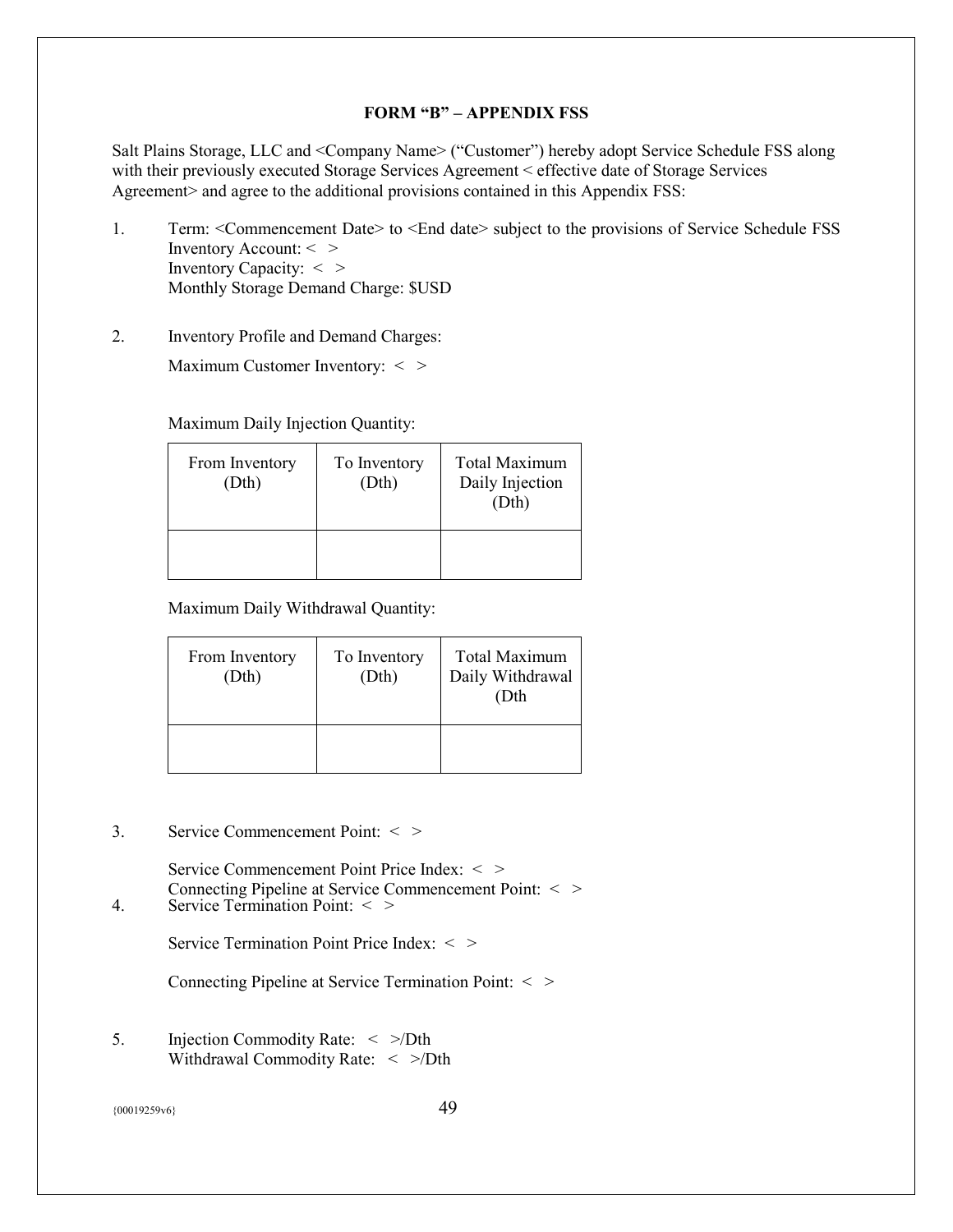# FORM "B" – APPENDIX FSS

Salt Plains Storage, LLC and <Company Name> ("Customer") hereby adopt Service Schedule FSS along with their previously executed Storage Services Agreement < effective date of Storage Services Agreement> and agree to the additional provisions contained in this Appendix FSS:

1. Term: <Commencement Date> to <End date> subject to the provisions of Service Schedule FSS
   Inventory Account: < >
   Inventory Capacity: < >
   Monthly Storage Demand Charge: $USD

2. Inventory Profile and Demand Charges:

   Maximum Customer Inventory: < >

   Maximum Daily Injection Quantity:

   | From Inventory (Dth) | To Inventory (Dth) | Total Maximum Daily Injection (Dth) |
   |---|---|---|
   | | | |

   Maximum Daily Withdrawal Quantity:

   | From Inventory (Dth) | To Inventory (Dth) | Total Maximum Daily Withdrawal (Dth |
   |---|---|---|
   | | | |

3. Service Commencement Point: < >

   Service Commencement Point Price Index: < >
   Connecting Pipeline at Service Commencement Point: < >

4. Service Termination Point: < >

   Service Termination Point Price Index: < >

   Connecting Pipeline at Service Termination Point: < >

5. Injection Commodity Rate: < >/Dth
   Withdrawal Commodity Rate: < >/Dth

{00019259v6}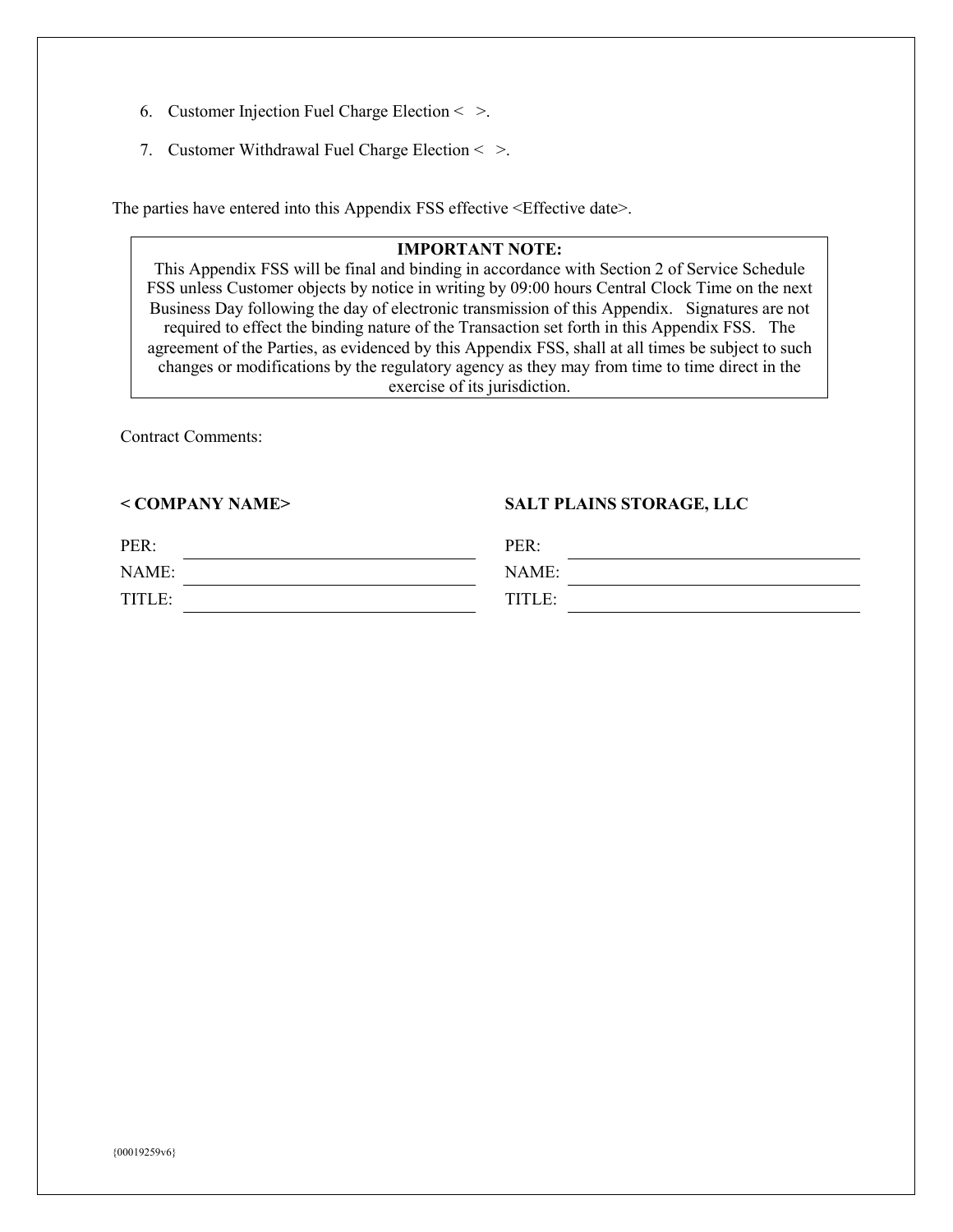6. Customer Injection Fuel Charge Election < >.
7. Customer Withdrawal Fuel Charge Election < >.

The parties have entered into this Appendix FSS effective <Effective date>.

> **IMPORTANT NOTE:**
> This Appendix FSS will be final and binding in accordance with Section 2 of Service Schedule FSS unless Customer objects by notice in writing by 09:00 hours Central Clock Time on the next Business Day following the day of electronic transmission of this Appendix. Signatures are not required to effect the binding nature of the Transaction set forth in this Appendix FSS. The agreement of the Parties, as evidenced by this Appendix FSS, shall at all times be subject to such changes or modifications by the regulatory agency as they may from time to time direct in the exercise of its jurisdiction.

Contract Comments:

| **< COMPANY NAME>** | | **SALT PLAINS STORAGE, LLC** | |
|---|---|---|---|
| PER: | \_\_\_\_\_\_\_\_\_\_\_\_\_\_\_\_\_\_\_\_ | PER: | \_\_\_\_\_\_\_\_\_\_\_\_\_\_\_\_\_\_\_\_ |
| NAME: | \_\_\_\_\_\_\_\_\_\_\_\_\_\_\_\_\_\_\_\_ | NAME: | \_\_\_\_\_\_\_\_\_\_\_\_\_\_\_\_\_\_\_\_ |
| TITLE: | \_\_\_\_\_\_\_\_\_\_\_\_\_\_\_\_\_\_\_\_ | TITLE: | \_\_\_\_\_\_\_\_\_\_\_\_\_\_\_\_\_\_\_\_ |

{00019259v6}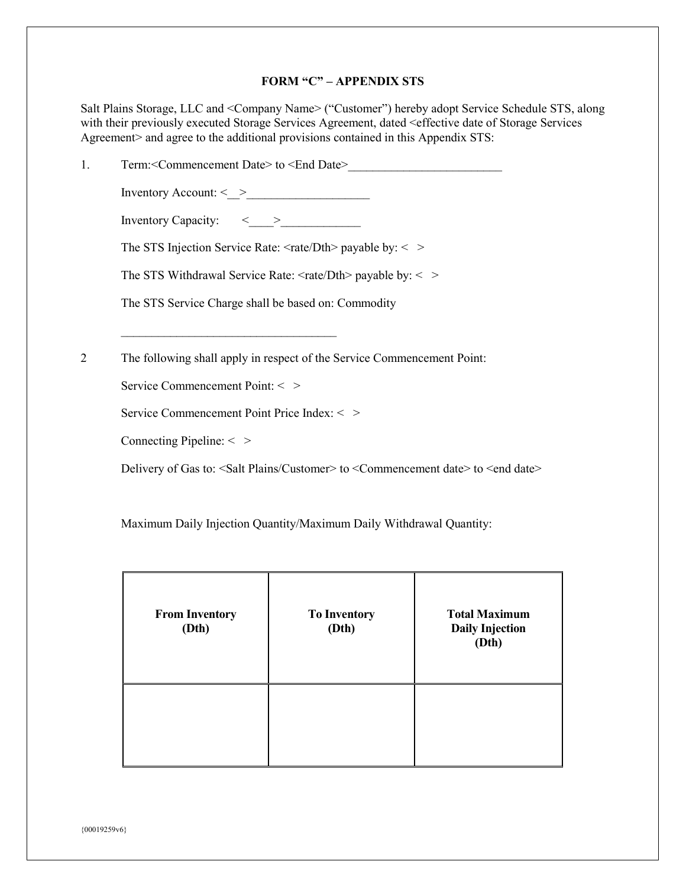# FORM "C" – APPENDIX STS

Salt Plains Storage, LLC and <Company Name> ("Customer") hereby adopt Service Schedule STS, along with their previously executed Storage Services Agreement, dated <effective date of Storage Services Agreement> and agree to the additional provisions contained in this Appendix STS:

1. Term:<Commencement Date> to <End Date>_________________________

   Inventory Account: <__>____________________

   Inventory Capacity: <____>_____________

   The STS Injection Service Rate: <rate/Dth> payable by: < >

   The STS Withdrawal Service Rate: <rate/Dth> payable by: < >

   The STS Service Charge shall be based on: Commodity

   ___________________________________

2 The following shall apply in respect of the Service Commencement Point:

   Service Commencement Point: < >

   Service Commencement Point Price Index: < >

   Connecting Pipeline: < >

   Delivery of Gas to: <Salt Plains/Customer> to <Commencement date> to <end date>

   Maximum Daily Injection Quantity/Maximum Daily Withdrawal Quantity:

| **From Inventory (Dth)** | **To Inventory (Dth)** | **Total Maximum Daily Injection (Dth)** |
|---|---|---|
| | | |

{00019259v6}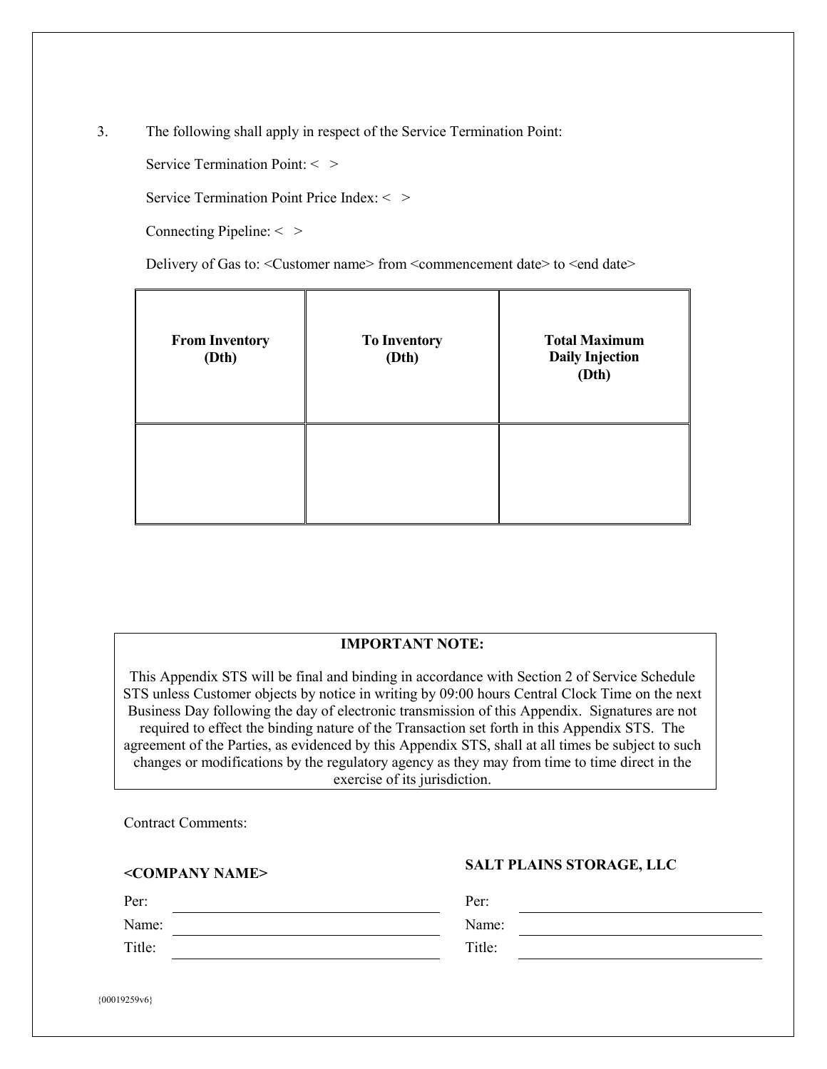3. The following shall apply in respect of the Service Termination Point:

   Service Termination Point: < >

   Service Termination Point Price Index: < >

   Connecting Pipeline: < >

   Delivery of Gas to: <Customer name> from <commencement date> to <end date>

| **From Inventory (Dth)** | **To Inventory (Dth)** | **Total Maximum Daily Injection (Dth)** |
|---|---|---|
| | | |

**IMPORTANT NOTE:**

This Appendix STS will be final and binding in accordance with Section 2 of Service Schedule STS unless Customer objects by notice in writing by 09:00 hours Central Clock Time on the next Business Day following the day of electronic transmission of this Appendix. Signatures are not required to effect the binding nature of the Transaction set forth in this Appendix STS. The agreement of the Parties, as evidenced by this Appendix STS, shall at all times be subject to such changes or modifications by the regulatory agency as they may from time to time direct in the exercise of its jurisdiction.

Contract Comments:

**<COMPANY NAME>**

Per: ______________________

Name: ______________________

Title: ______________________

**SALT PLAINS STORAGE, LLC**

Per: ______________________

Name: ______________________

Title: ______________________

{00019259v6}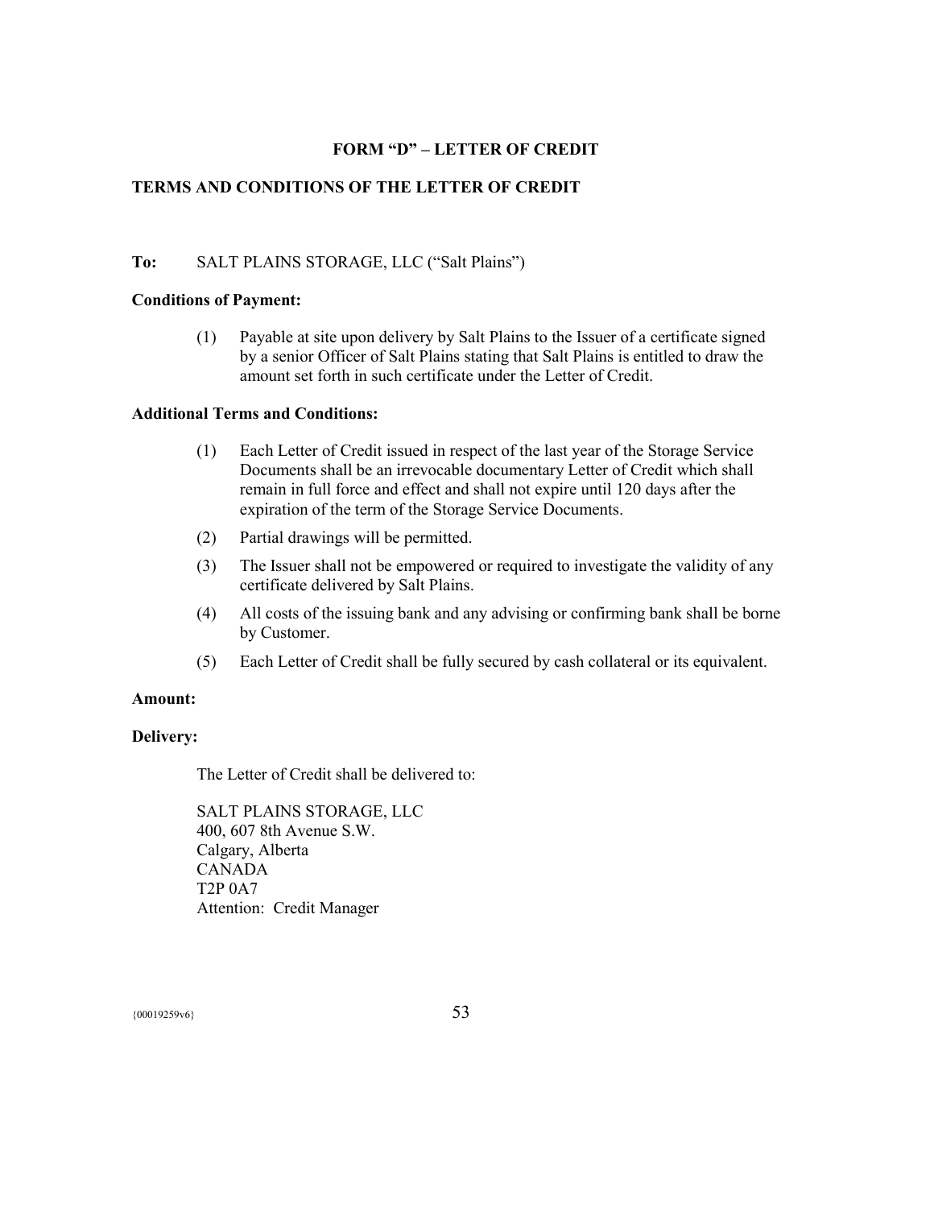## FORM "D" – LETTER OF CREDIT

### TERMS AND CONDITIONS OF THE LETTER OF CREDIT

**To:** SALT PLAINS STORAGE, LLC ("Salt Plains")

**Conditions of Payment:**

(1) Payable at site upon delivery by Salt Plains to the Issuer of a certificate signed by a senior Officer of Salt Plains stating that Salt Plains is entitled to draw the amount set forth in such certificate under the Letter of Credit.

**Additional Terms and Conditions:**

(1) Each Letter of Credit issued in respect of the last year of the Storage Service Documents shall be an irrevocable documentary Letter of Credit which shall remain in full force and effect and shall not expire until 120 days after the expiration of the term of the Storage Service Documents.

(2) Partial drawings will be permitted.

(3) The Issuer shall not be empowered or required to investigate the validity of any certificate delivered by Salt Plains.

(4) All costs of the issuing bank and any advising or confirming bank shall be borne by Customer.

(5) Each Letter of Credit shall be fully secured by cash collateral or its equivalent.

**Amount:**

**Delivery:**

The Letter of Credit shall be delivered to:

SALT PLAINS STORAGE, LLC
400, 607 8th Avenue S.W.
Calgary, Alberta
CANADA
T2P 0A7
Attention: Credit Manager

{00019259v6}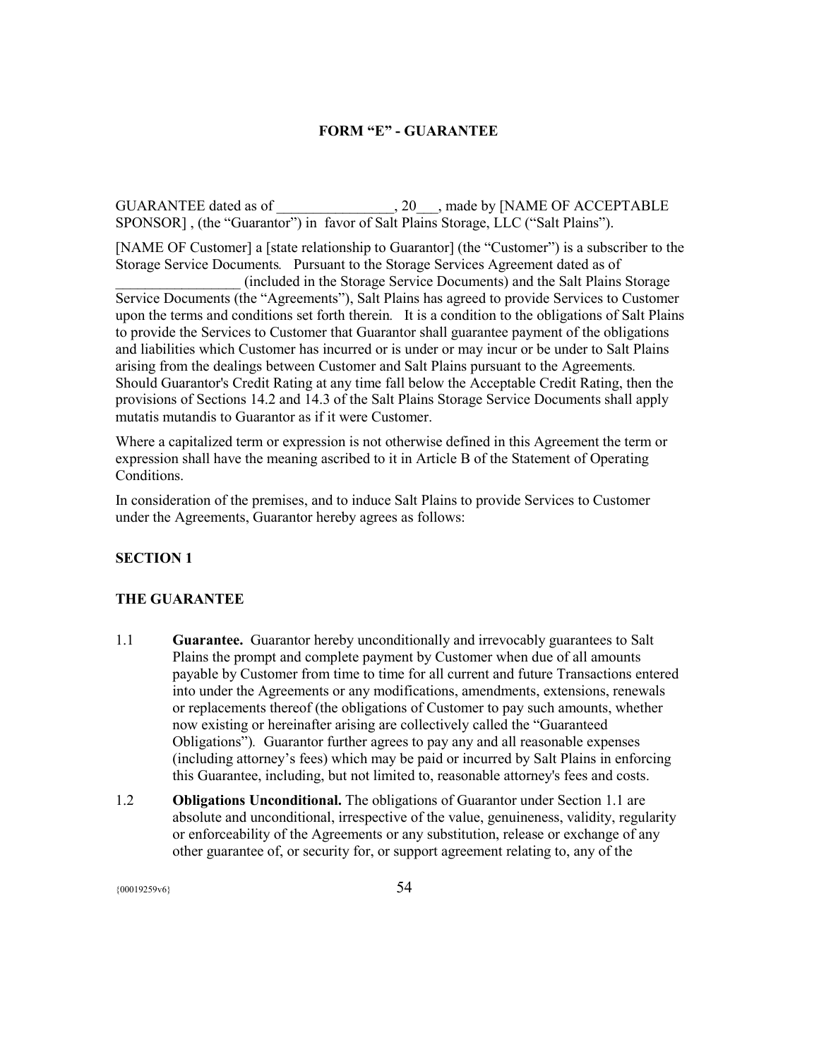**FORM "E" - GUARANTEE**

GUARANTEE dated as of ________________, 20___, made by [NAME OF ACCEPTABLE SPONSOR] , (the "Guarantor") in favor of Salt Plains Storage, LLC ("Salt Plains").

[NAME OF Customer] a [state relationship to Guarantor] (the "Customer") is a subscriber to the Storage Service Documents. Pursuant to the Storage Services Agreement dated as of _________________ (included in the Storage Service Documents) and the Salt Plains Storage Service Documents (the "Agreements"), Salt Plains has agreed to provide Services to Customer upon the terms and conditions set forth therein. It is a condition to the obligations of Salt Plains to provide the Services to Customer that Guarantor shall guarantee payment of the obligations and liabilities which Customer has incurred or is under or may incur or be under to Salt Plains arising from the dealings between Customer and Salt Plains pursuant to the Agreements. Should Guarantor's Credit Rating at any time fall below the Acceptable Credit Rating, then the provisions of Sections 14.2 and 14.3 of the Salt Plains Storage Service Documents shall apply mutatis mutandis to Guarantor as if it were Customer.

Where a capitalized term or expression is not otherwise defined in this Agreement the term or expression shall have the meaning ascribed to it in Article B of the Statement of Operating Conditions.

In consideration of the premises, and to induce Salt Plains to provide Services to Customer under the Agreements, Guarantor hereby agrees as follows:

**SECTION 1**

**THE GUARANTEE**

1.1 **Guarantee.** Guarantor hereby unconditionally and irrevocably guarantees to Salt Plains the prompt and complete payment by Customer when due of all amounts payable by Customer from time to time for all current and future Transactions entered into under the Agreements or any modifications, amendments, extensions, renewals or replacements thereof (the obligations of Customer to pay such amounts, whether now existing or hereinafter arising are collectively called the "Guaranteed Obligations"). Guarantor further agrees to pay any and all reasonable expenses (including attorney's fees) which may be paid or incurred by Salt Plains in enforcing this Guarantee, including, but not limited to, reasonable attorney's fees and costs.

1.2 **Obligations Unconditional.** The obligations of Guarantor under Section 1.1 are absolute and unconditional, irrespective of the value, genuineness, validity, regularity or enforceability of the Agreements or any substitution, release or exchange of any other guarantee of, or security for, or support agreement relating to, any of the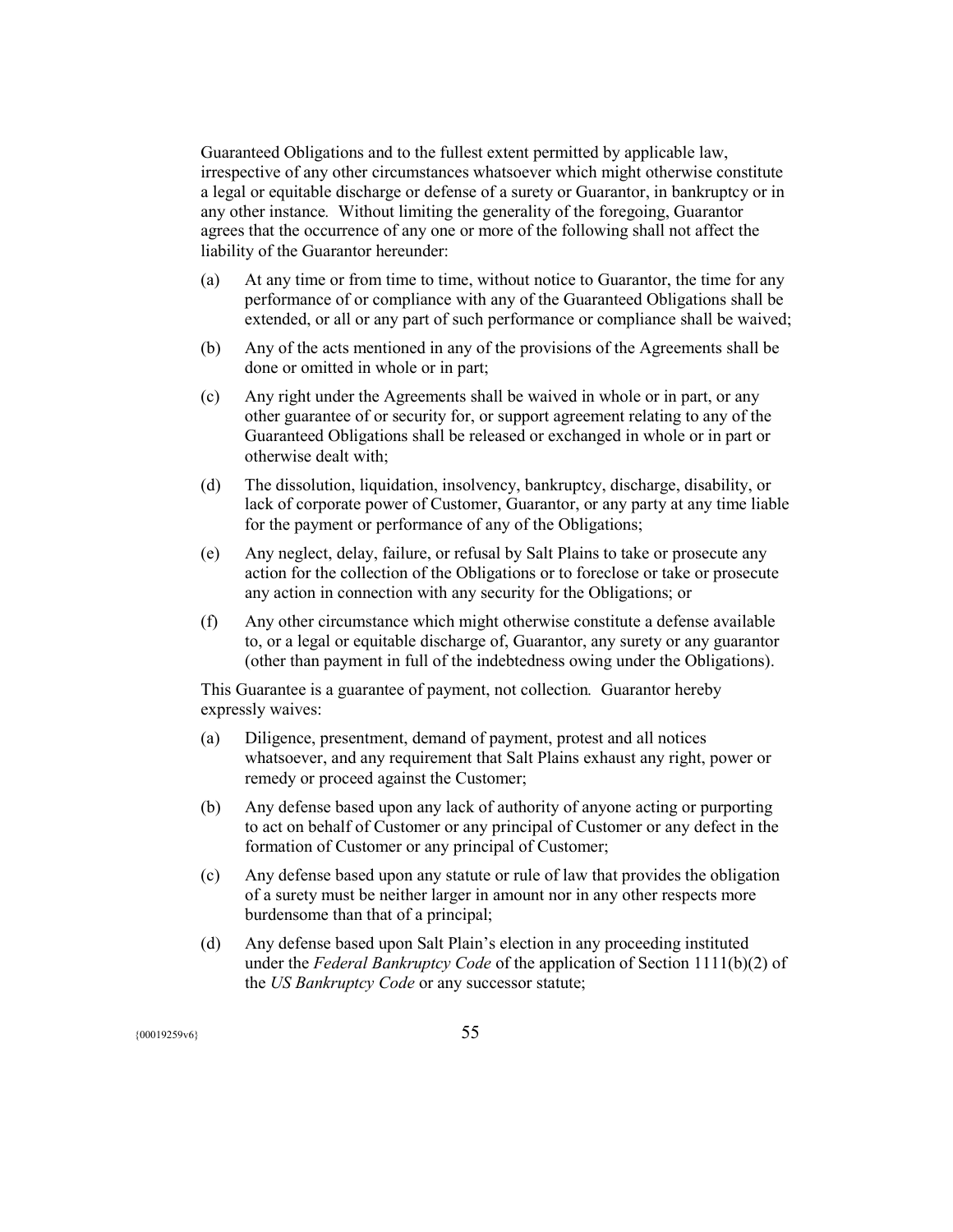Guaranteed Obligations and to the fullest extent permitted by applicable law, irrespective of any other circumstances whatsoever which might otherwise constitute a legal or equitable discharge or defense of a surety or Guarantor, in bankruptcy or in any other instance. Without limiting the generality of the foregoing, Guarantor agrees that the occurrence of any one or more of the following shall not affect the liability of the Guarantor hereunder:

(a) At any time or from time to time, without notice to Guarantor, the time for any performance of or compliance with any of the Guaranteed Obligations shall be extended, or all or any part of such performance or compliance shall be waived;

(b) Any of the acts mentioned in any of the provisions of the Agreements shall be done or omitted in whole or in part;

(c) Any right under the Agreements shall be waived in whole or in part, or any other guarantee of or security for, or support agreement relating to any of the Guaranteed Obligations shall be released or exchanged in whole or in part or otherwise dealt with;

(d) The dissolution, liquidation, insolvency, bankruptcy, discharge, disability, or lack of corporate power of Customer, Guarantor, or any party at any time liable for the payment or performance of any of the Obligations;

(e) Any neglect, delay, failure, or refusal by Salt Plains to take or prosecute any action for the collection of the Obligations or to foreclose or take or prosecute any action in connection with any security for the Obligations; or

(f) Any other circumstance which might otherwise constitute a defense available to, or a legal or equitable discharge of, Guarantor, any surety or any guarantor (other than payment in full of the indebtedness owing under the Obligations).

This Guarantee is a guarantee of payment, not collection. Guarantor hereby expressly waives:

(a) Diligence, presentment, demand of payment, protest and all notices whatsoever, and any requirement that Salt Plains exhaust any right, power or remedy or proceed against the Customer;

(b) Any defense based upon any lack of authority of anyone acting or purporting to act on behalf of Customer or any principal of Customer or any defect in the formation of Customer or any principal of Customer;

(c) Any defense based upon any statute or rule of law that provides the obligation of a surety must be neither larger in amount nor in any other respects more burdensome than that of a principal;

(d) Any defense based upon Salt Plain's election in any proceeding instituted under the *Federal Bankruptcy Code* of the application of Section 1111(b)(2) of the *US Bankruptcy Code* or any successor statute;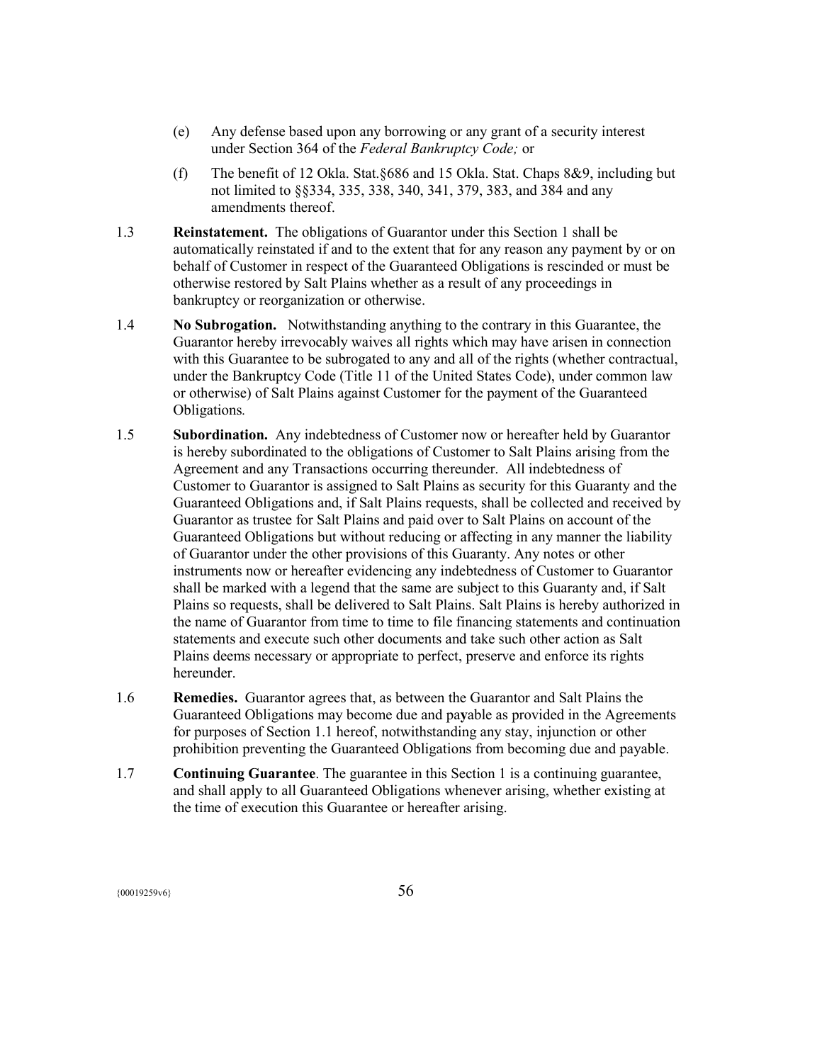(e) Any defense based upon any borrowing or any grant of a security interest under Section 364 of the *Federal Bankruptcy Code;* or

(f) The benefit of 12 Okla. Stat.§686 and 15 Okla. Stat. Chaps 8&9, including but not limited to §§334, 335, 338, 340, 341, 379, 383, and 384 and any amendments thereof.

1.3 **Reinstatement.** The obligations of Guarantor under this Section 1 shall be automatically reinstated if and to the extent that for any reason any payment by or on behalf of Customer in respect of the Guaranteed Obligations is rescinded or must be otherwise restored by Salt Plains whether as a result of any proceedings in bankruptcy or reorganization or otherwise.

1.4 **No Subrogation.** Notwithstanding anything to the contrary in this Guarantee, the Guarantor hereby irrevocably waives all rights which may have arisen in connection with this Guarantee to be subrogated to any and all of the rights (whether contractual, under the Bankruptcy Code (Title 11 of the United States Code), under common law or otherwise) of Salt Plains against Customer for the payment of the Guaranteed Obligations.

1.5 **Subordination.** Any indebtedness of Customer now or hereafter held by Guarantor is hereby subordinated to the obligations of Customer to Salt Plains arising from the Agreement and any Transactions occurring thereunder. All indebtedness of Customer to Guarantor is assigned to Salt Plains as security for this Guaranty and the Guaranteed Obligations and, if Salt Plains requests, shall be collected and received by Guarantor as trustee for Salt Plains and paid over to Salt Plains on account of the Guaranteed Obligations but without reducing or affecting in any manner the liability of Guarantor under the other provisions of this Guaranty. Any notes or other instruments now or hereafter evidencing any indebtedness of Customer to Guarantor shall be marked with a legend that the same are subject to this Guaranty and, if Salt Plains so requests, shall be delivered to Salt Plains. Salt Plains is hereby authorized in the name of Guarantor from time to time to file financing statements and continuation statements and execute such other documents and take such other action as Salt Plains deems necessary or appropriate to perfect, preserve and enforce its rights hereunder.

1.6 **Remedies.** Guarantor agrees that, as between the Guarantor and Salt Plains the Guaranteed Obligations may become due and payable as provided in the Agreements for purposes of Section 1.1 hereof, notwithstanding any stay, injunction or other prohibition preventing the Guaranteed Obligations from becoming due and payable.

1.7 **Continuing Guarantee**. The guarantee in this Section 1 is a continuing guarantee, and shall apply to all Guaranteed Obligations whenever arising, whether existing at the time of execution this Guarantee or hereafter arising.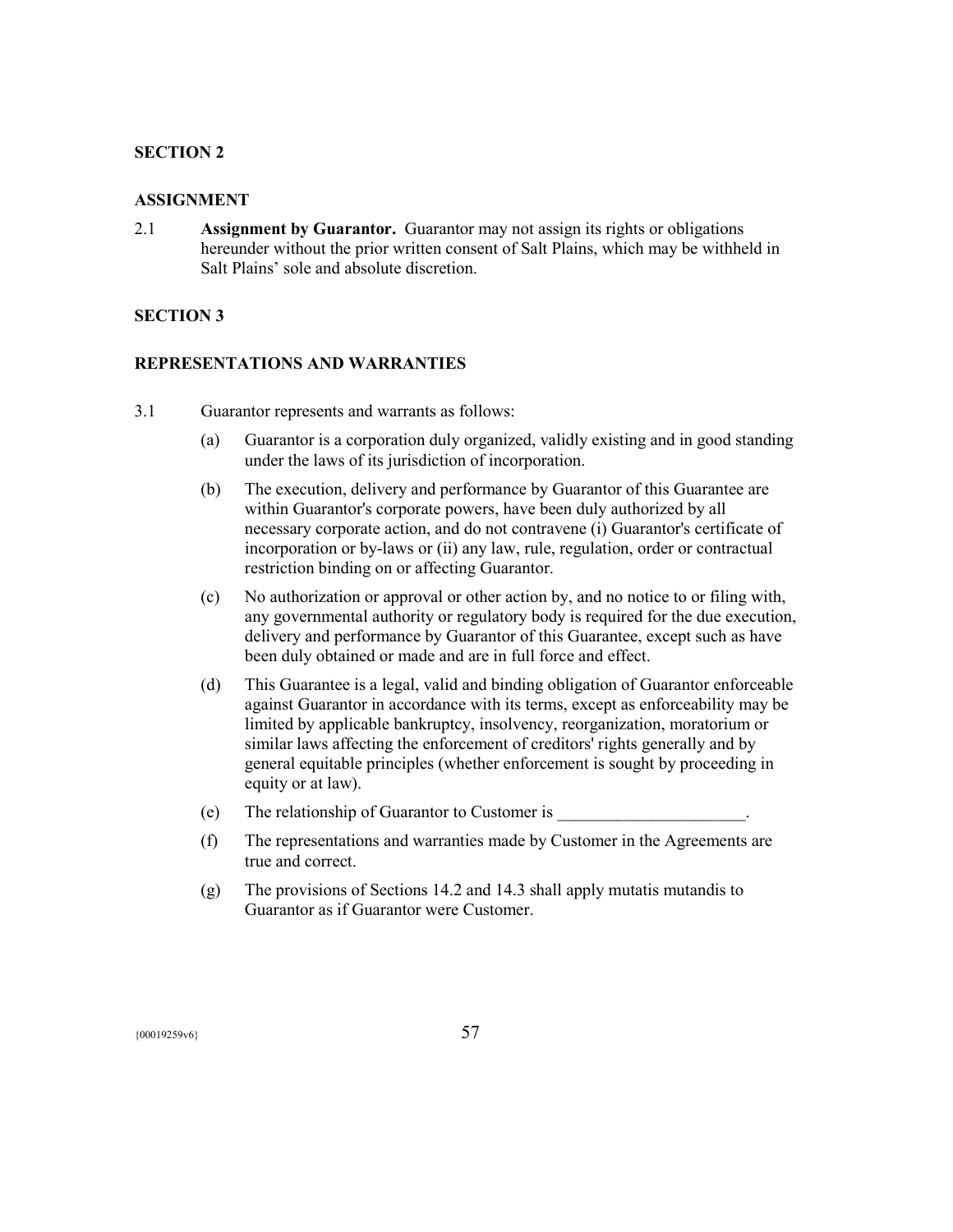**SECTION 2**

**ASSIGNMENT**

2.1 **Assignment by Guarantor.** Guarantor may not assign its rights or obligations hereunder without the prior written consent of Salt Plains, which may be withheld in Salt Plains' sole and absolute discretion.

**SECTION 3**

**REPRESENTATIONS AND WARRANTIES**

3.1 Guarantor represents and warrants as follows:

(a) Guarantor is a corporation duly organized, validly existing and in good standing under the laws of its jurisdiction of incorporation.

(b) The execution, delivery and performance by Guarantor of this Guarantee are within Guarantor's corporate powers, have been duly authorized by all necessary corporate action, and do not contravene (i) Guarantor's certificate of incorporation or by-laws or (ii) any law, rule, regulation, order or contractual restriction binding on or affecting Guarantor.

(c) No authorization or approval or other action by, and no notice to or filing with, any governmental authority or regulatory body is required for the due execution, delivery and performance by Guarantor of this Guarantee, except such as have been duly obtained or made and are in full force and effect.

(d) This Guarantee is a legal, valid and binding obligation of Guarantor enforceable against Guarantor in accordance with its terms, except as enforceability may be limited by applicable bankruptcy, insolvency, reorganization, moratorium or similar laws affecting the enforcement of creditors' rights generally and by general equitable principles (whether enforcement is sought by proceeding in equity or at law).

(e) The relationship of Guarantor to Customer is ______________________.

(f) The representations and warranties made by Customer in the Agreements are true and correct.

(g) The provisions of Sections 14.2 and 14.3 shall apply mutatis mutandis to Guarantor as if Guarantor were Customer.

{00019259v6}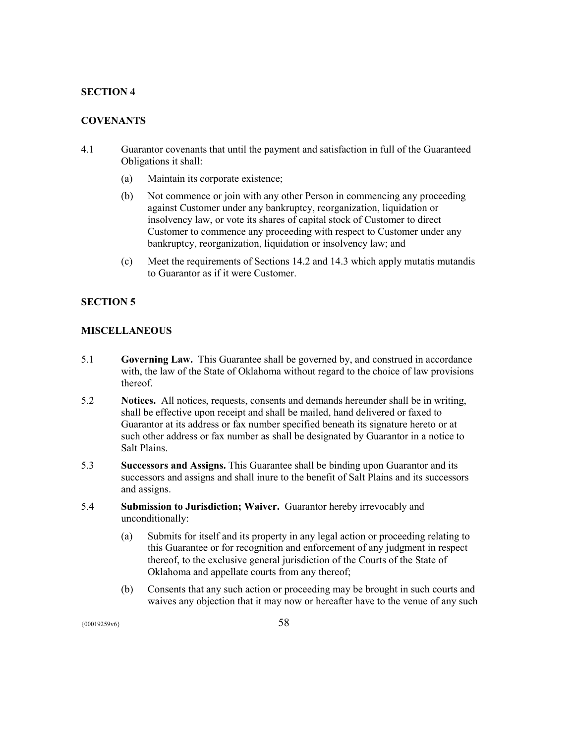## SECTION 4

## COVENANTS

4.1 Guarantor covenants that until the payment and satisfaction in full of the Guaranteed Obligations it shall:

- (a) Maintain its corporate existence;
- (b) Not commence or join with any other Person in commencing any proceeding against Customer under any bankruptcy, reorganization, liquidation or insolvency law, or vote its shares of capital stock of Customer to direct Customer to commence any proceeding with respect to Customer under any bankruptcy, reorganization, liquidation or insolvency law; and
- (c) Meet the requirements of Sections 14.2 and 14.3 which apply mutatis mutandis to Guarantor as if it were Customer.

## SECTION 5

## MISCELLANEOUS

5.1 **Governing Law.** This Guarantee shall be governed by, and construed in accordance with, the law of the State of Oklahoma without regard to the choice of law provisions thereof.

5.2 **Notices.** All notices, requests, consents and demands hereunder shall be in writing, shall be effective upon receipt and shall be mailed, hand delivered or faxed to Guarantor at its address or fax number specified beneath its signature hereto or at such other address or fax number as shall be designated by Guarantor in a notice to Salt Plains.

5.3 **Successors and Assigns.** This Guarantee shall be binding upon Guarantor and its successors and assigns and shall inure to the benefit of Salt Plains and its successors and assigns.

5.4 **Submission to Jurisdiction; Waiver.** Guarantor hereby irrevocably and unconditionally:

- (a) Submits for itself and its property in any legal action or proceeding relating to this Guarantee or for recognition and enforcement of any judgment in respect thereof, to the exclusive general jurisdiction of the Courts of the State of Oklahoma and appellate courts from any thereof;
- (b) Consents that any such action or proceeding may be brought in such courts and waives any objection that it may now or hereafter have to the venue of any such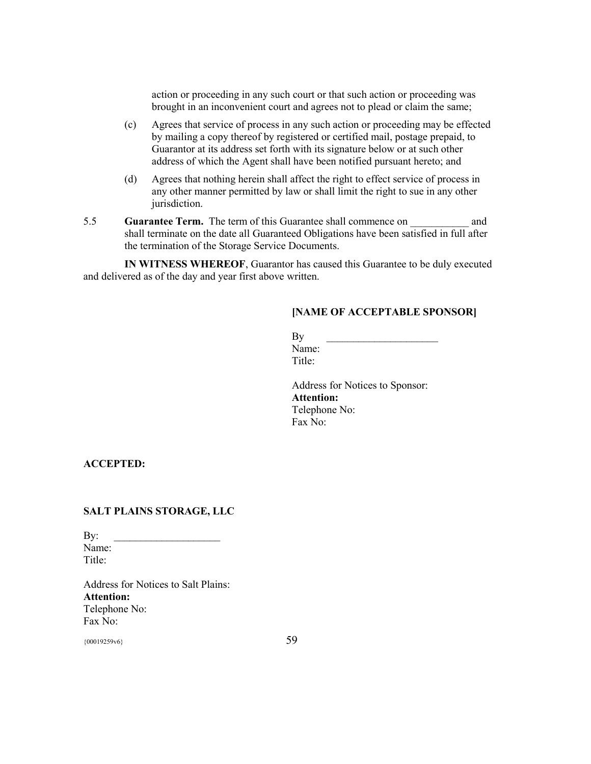action or proceeding in any such court or that such action or proceeding was brought in an inconvenient court and agrees not to plead or claim the same;

(c) Agrees that service of process in any such action or proceeding may be effected by mailing a copy thereof by registered or certified mail, postage prepaid, to Guarantor at its address set forth with its signature below or at such other address of which the Agent shall have been notified pursuant hereto; and

(d) Agrees that nothing herein shall affect the right to effect service of process in any other manner permitted by law or shall limit the right to sue in any other jurisdiction.

5.5 **Guarantee Term.** The term of this Guarantee shall commence on ___________ and shall terminate on the date all Guaranteed Obligations have been satisfied in full after the termination of the Storage Service Documents.

**IN WITNESS WHEREOF**, Guarantor has caused this Guarantee to be duly executed and delivered as of the day and year first above written.

**[NAME OF ACCEPTABLE SPONSOR]**

By ______________________
Name:
Title:

Address for Notices to Sponsor:
**Attention:**
Telephone No:
Fax No:

**ACCEPTED:**

**SALT PLAINS STORAGE, LLC**

By: ____________________
Name:
Title:

Address for Notices to Salt Plains:
**Attention:**
Telephone No:
Fax No:

{00019259v6}